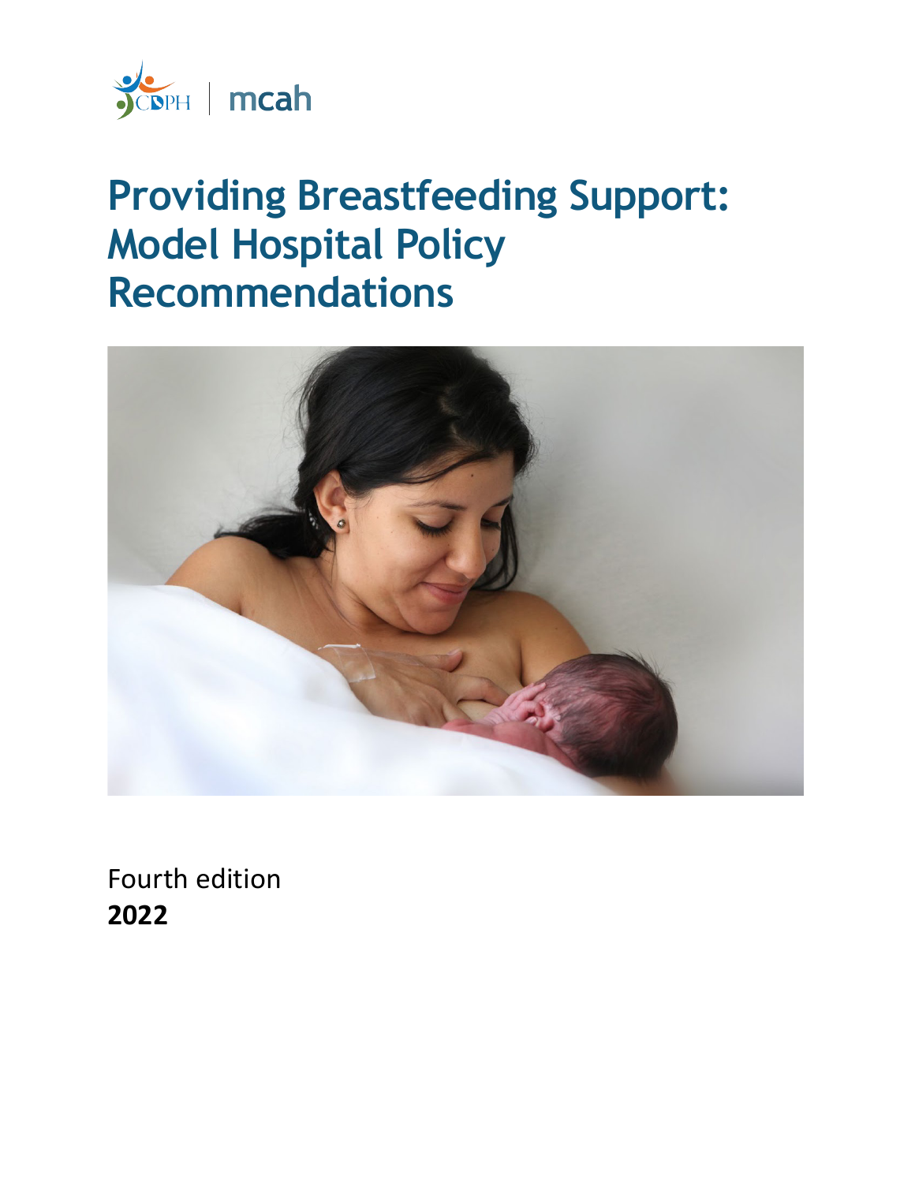CDPH | mcah

# Providing Breastfeeding Support: Model Hospital Policy Recommendations

Fourth edition

**2022**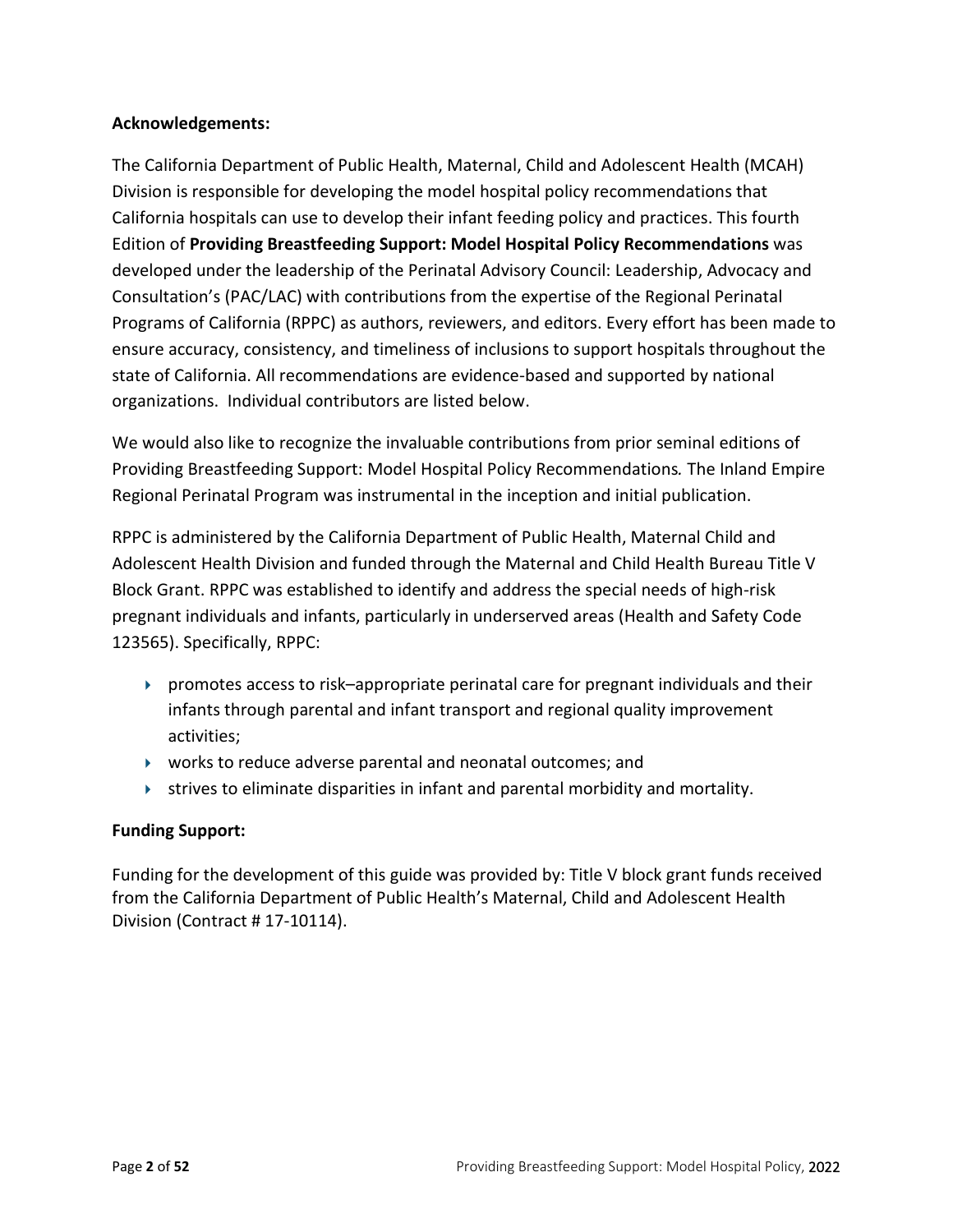**Acknowledgements:**

The California Department of Public Health, Maternal, Child and Adolescent Health (MCAH) Division is responsible for developing the model hospital policy recommendations that California hospitals can use to develop their infant feeding policy and practices. This fourth Edition of **Providing Breastfeeding Support: Model Hospital Policy Recommendations** was developed under the leadership of the Perinatal Advisory Council: Leadership, Advocacy and Consultation's (PAC/LAC) with contributions from the expertise of the Regional Perinatal Programs of California (RPPC) as authors, reviewers, and editors. Every effort has been made to ensure accuracy, consistency, and timeliness of inclusions to support hospitals throughout the state of California. All recommendations are evidence-based and supported by national organizations. Individual contributors are listed below.

We would also like to recognize the invaluable contributions from prior seminal editions of Providing Breastfeeding Support: Model Hospital Policy Recommendations*.* The Inland Empire Regional Perinatal Program was instrumental in the inception and initial publication.

RPPC is administered by the California Department of Public Health, Maternal Child and Adolescent Health Division and funded through the Maternal and Child Health Bureau Title V Block Grant. RPPC was established to identify and address the special needs of high-risk pregnant individuals and infants, particularly in underserved areas (Health and Safety Code 123565). Specifically, RPPC:

- promotes access to risk–appropriate perinatal care for pregnant individuals and their infants through parental and infant transport and regional quality improvement activities;
- works to reduce adverse parental and neonatal outcomes; and
- strives to eliminate disparities in infant and parental morbidity and mortality.

**Funding Support:**

Funding for the development of this guide was provided by: Title V block grant funds received from the California Department of Public Health's Maternal, Child and Adolescent Health Division (Contract # 17-10114).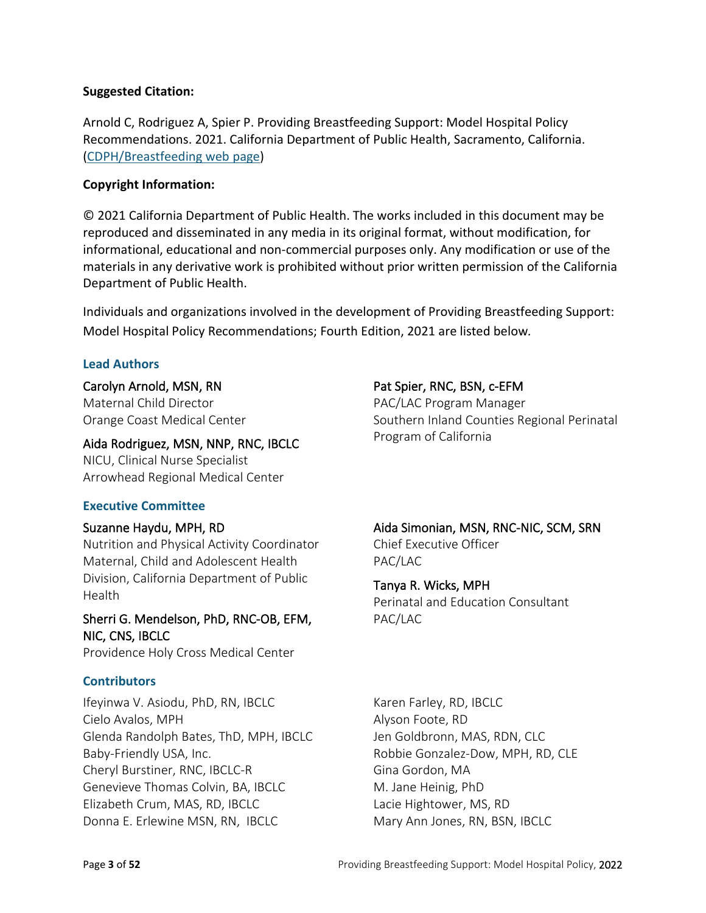**Suggested Citation:**

Arnold C, Rodriguez A, Spier P. Providing Breastfeeding Support: Model Hospital Policy Recommendations. 2021. California Department of Public Health, Sacramento, California. (CDPH/Breastfeeding web page)

**Copyright Information:**

© 2021 California Department of Public Health. The works included in this document may be reproduced and disseminated in any media in its original format, without modification, for informational, educational and non-commercial purposes only. Any modification or use of the materials in any derivative work is prohibited without prior written permission of the California Department of Public Health.

Individuals and organizations involved in the development of Providing Breastfeeding Support: Model Hospital Policy Recommendations; Fourth Edition, 2021 are listed below.

### Lead Authors

Carolyn Arnold, MSN, RN
Maternal Child Director
Orange Coast Medical Center

Aida Rodriguez, MSN, NNP, RNC, IBCLC
NICU, Clinical Nurse Specialist
Arrowhead Regional Medical Center

Pat Spier, RNC, BSN, c-EFM
PAC/LAC Program Manager
Southern Inland Counties Regional Perinatal Program of California

### Executive Committee

Suzanne Haydu, MPH, RD
Nutrition and Physical Activity Coordinator
Maternal, Child and Adolescent Health Division, California Department of Public Health

Sherri G. Mendelson, PhD, RNC-OB, EFM, NIC, CNS, IBCLC
Providence Holy Cross Medical Center

Aida Simonian, MSN, RNC-NIC, SCM, SRN
Chief Executive Officer
PAC/LAC

Tanya R. Wicks, MPH
Perinatal and Education Consultant
PAC/LAC

### Contributors

Ifeyinwa V. Asiodu, PhD, RN, IBCLC
Cielo Avalos, MPH
Glenda Randolph Bates, ThD, MPH, IBCLC
Baby-Friendly USA, Inc.
Cheryl Burstiner, RNC, IBCLC-R
Genevieve Thomas Colvin, BA, IBCLC
Elizabeth Crum, MAS, RD, IBCLC
Donna E. Erlewine MSN, RN, IBCLC
Karen Farley, RD, IBCLC
Alyson Foote, RD
Jen Goldbronn, MAS, RDN, CLC
Robbie Gonzalez-Dow, MPH, RD, CLE
Gina Gordon, MA
M. Jane Heinig, PhD
Lacie Hightower, MS, RD
Mary Ann Jones, RN, BSN, IBCLC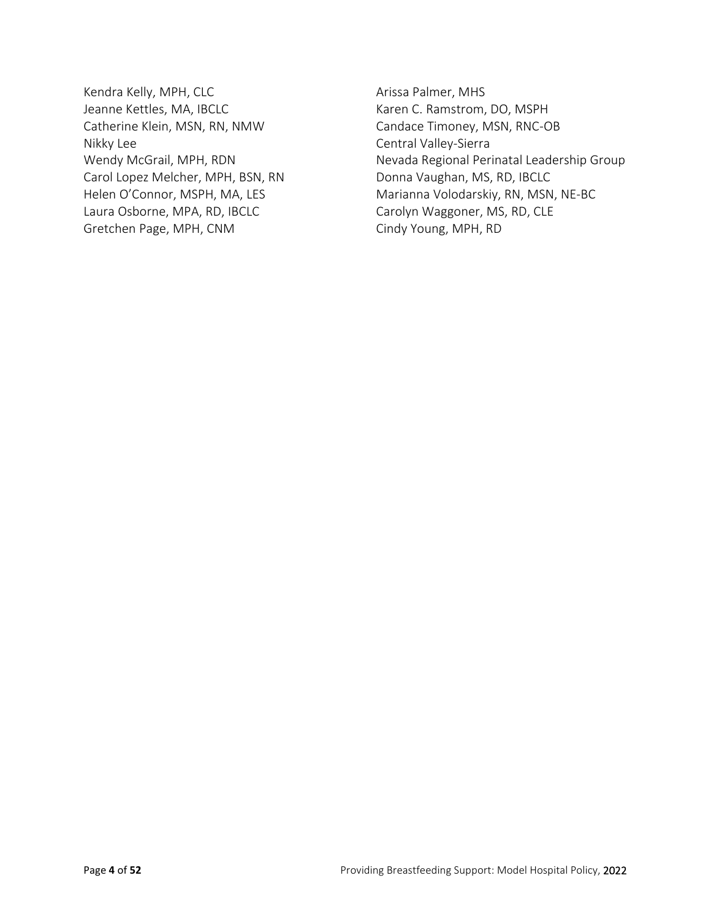Kendra Kelly, MPH, CLC
Jeanne Kettles, MA, IBCLC
Catherine Klein, MSN, RN, NMW
Nikky Lee
Wendy McGrail, MPH, RDN
Carol Lopez Melcher, MPH, BSN, RN
Helen O'Connor, MSPH, MA, LES
Laura Osborne, MPA, RD, IBCLC
Gretchen Page, MPH, CNM
Arissa Palmer, MHS
Karen C. Ramstrom, DO, MSPH
Candace Timoney, MSN, RNC-OB
Central Valley-Sierra
Nevada Regional Perinatal Leadership Group
Donna Vaughan, MS, RD, IBCLC
Marianna Volodarskiy, RN, MSN, NE-BC
Carolyn Waggoner, MS, RD, CLE
Cindy Young, MPH, RD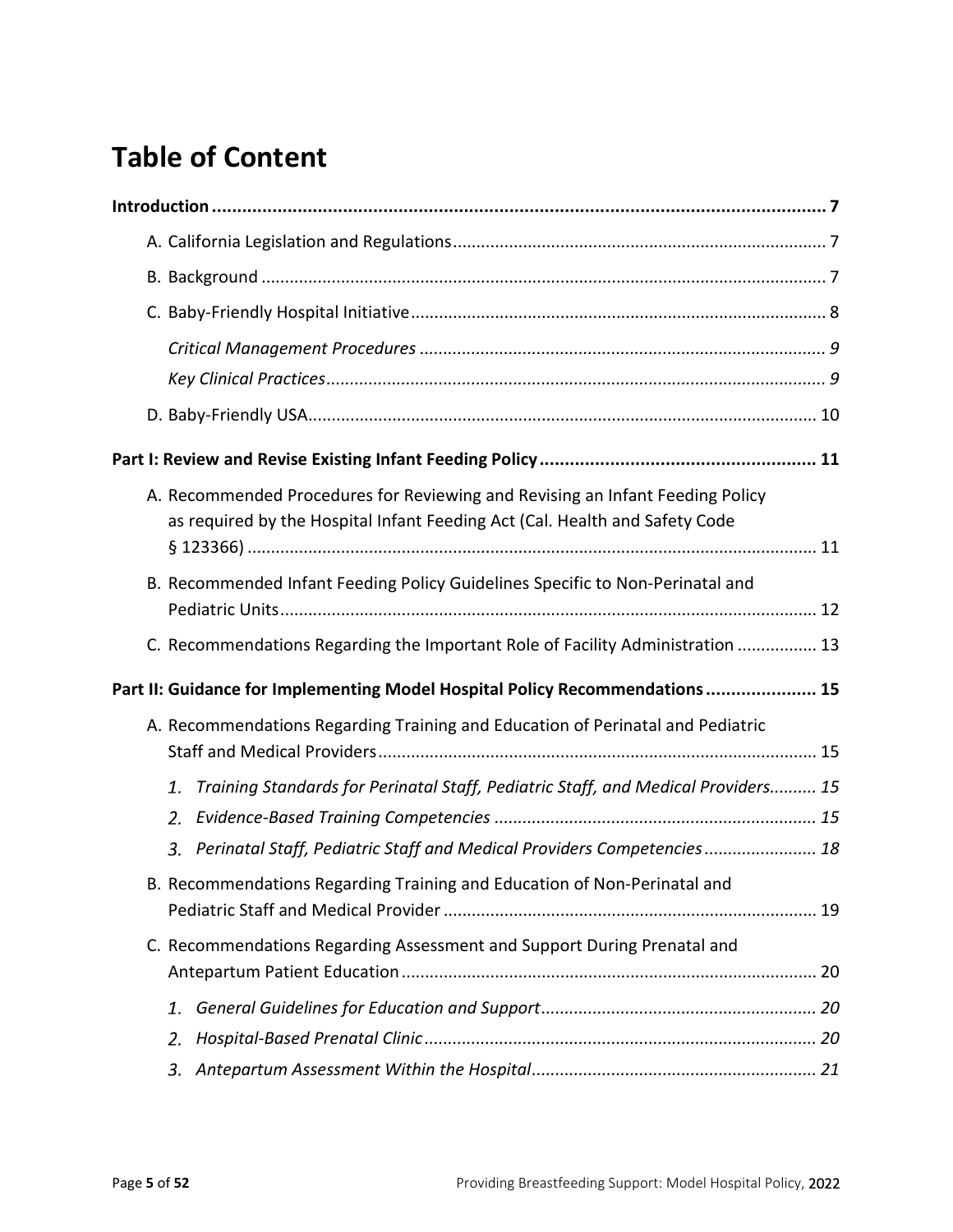# Table of Content

**Introduction** ........................................................................................................................ **7**

A. California Legislation and Regulations ............................................................................. 7

B. Background ....................................................................................................................... 7

C. Baby-Friendly Hospital Initiative ........................................................................................ 8

*Critical Management Procedures* ...................................................................................... *9*

*Key Clinical Practices* ......................................................................................................... *9*

D. Baby-Friendly USA ............................................................................................................ 10

**Part I: Review and Revise Existing Infant Feeding Policy** ...................................................... **11**

A. Recommended Procedures for Reviewing and Revising an Infant Feeding Policy as required by the Hospital Infant Feeding Act (Cal. Health and Safety Code § 123366) ......................................................................................................................... 11

B. Recommended Infant Feeding Policy Guidelines Specific to Non-Perinatal and Pediatric Units .................................................................................................................. 12

C. Recommendations Regarding the Important Role of Facility Administration ................. 13

**Part II: Guidance for Implementing Model Hospital Policy Recommendations** ..................... **15**

A. Recommendations Regarding Training and Education of Perinatal and Pediatric Staff and Medical Providers ............................................................................................. 15

1. *Training Standards for Perinatal Staff, Pediatric Staff, and Medical Providers* .......... *15*
2. *Evidence-Based Training Competencies* .................................................................... *15*
3. *Perinatal Staff, Pediatric Staff and Medical Providers Competencies* ....................... *18*

B. Recommendations Regarding Training and Education of Non-Perinatal and Pediatric Staff and Medical Provider ............................................................................... 19

C. Recommendations Regarding Assessment and Support During Prenatal and Antepartum Patient Education ........................................................................................ 20

1. *General Guidelines for Education and Support* ........................................................... *20*
2. *Hospital-Based Prenatal Clinic* .................................................................................... *20*
3. *Antepartum Assessment Within the Hospital* ............................................................. *21*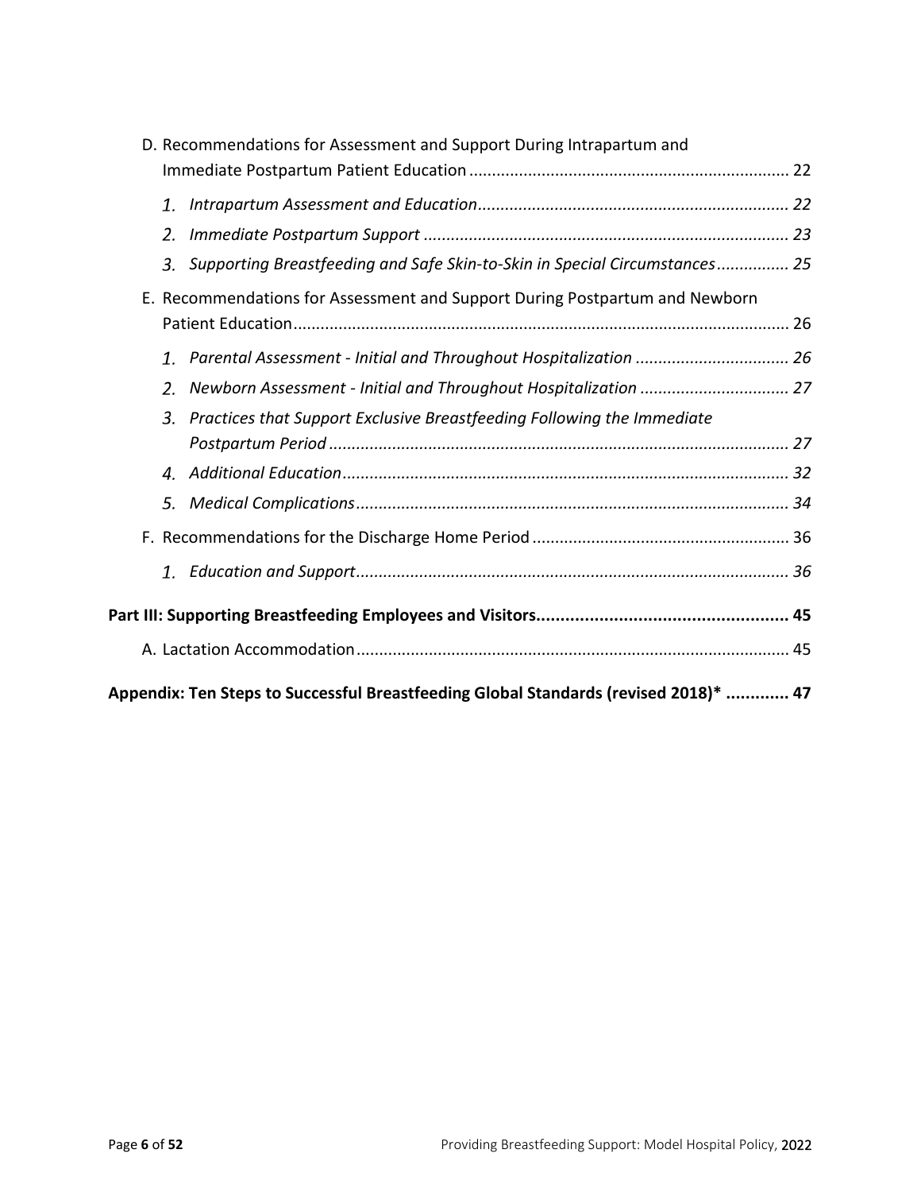D. Recommendations for Assessment and Support During Intrapartum and Immediate Postpartum Patient Education ...................................................................... 22

1. *Intrapartum Assessment and Education .................................................................... 22*
2. *Immediate Postpartum Support ................................................................................ 23*
3. *Supporting Breastfeeding and Safe Skin-to-Skin in Special Circumstances ................ 25*

E. Recommendations for Assessment and Support During Postpartum and Newborn Patient Education ............................................................................................................ 26

1. *Parental Assessment - Initial and Throughout Hospitalization .................................. 26*
2. *Newborn Assessment - Initial and Throughout Hospitalization ................................. 27*
3. *Practices that Support Exclusive Breastfeeding Following the Immediate Postpartum Period ..................................................................................................... 27*
4. *Additional Education .................................................................................................. 32*
5. *Medical Complications ............................................................................................... 34*

F. Recommendations for the Discharge Home Period ......................................................... 36

1. *Education and Support ............................................................................................... 36*

**Part III: Supporting Breastfeeding Employees and Visitors .................................................... 45**

A. Lactation Accommodation ................................................................................................ 45

**Appendix: Ten Steps to Successful Breastfeeding Global Standards (revised 2018)* ............. 47**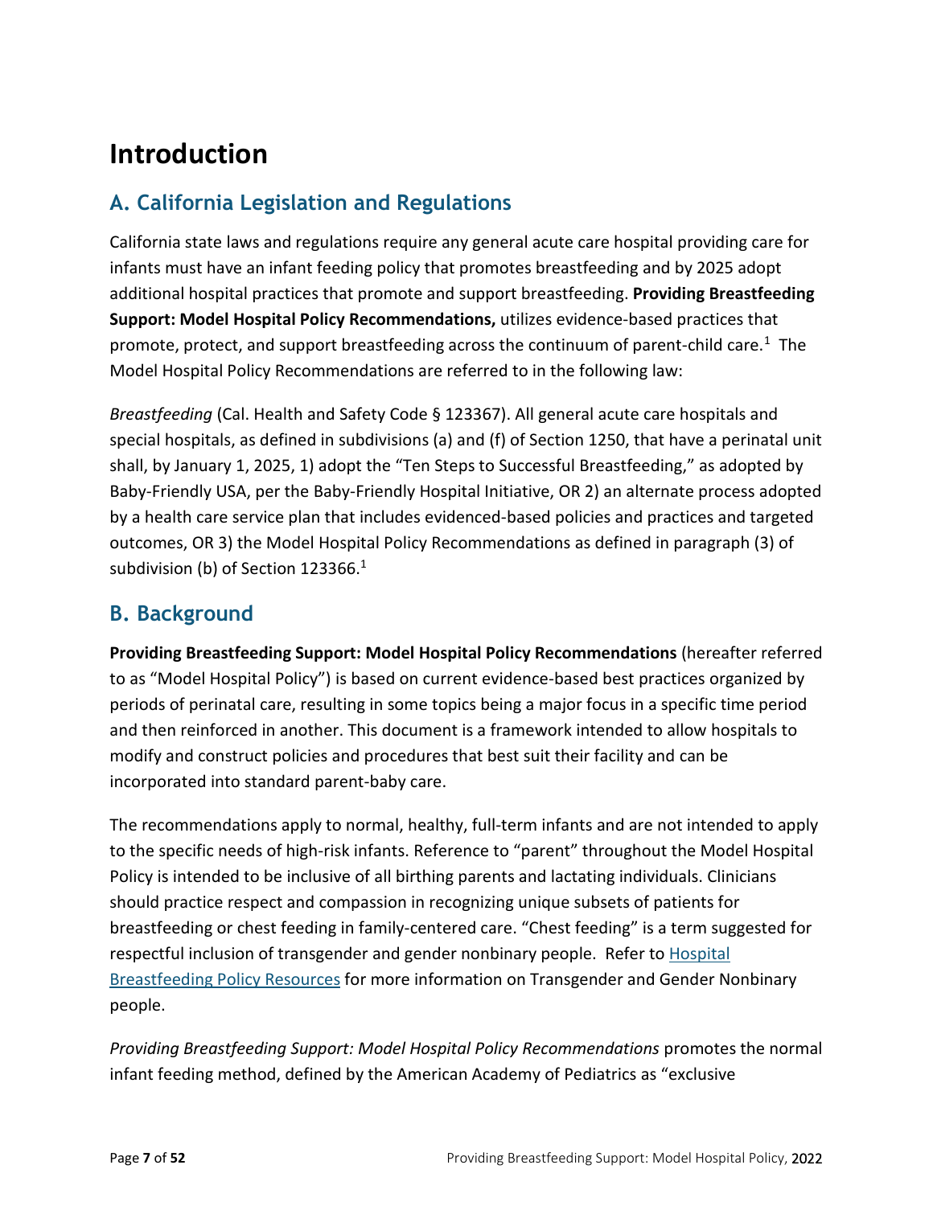# Introduction

## A. California Legislation and Regulations

California state laws and regulations require any general acute care hospital providing care for infants must have an infant feeding policy that promotes breastfeeding and by 2025 adopt additional hospital practices that promote and support breastfeeding. **Providing Breastfeeding Support: Model Hospital Policy Recommendations,** utilizes evidence-based practices that promote, protect, and support breastfeeding across the continuum of parent-child care.[1] The Model Hospital Policy Recommendations are referred to in the following law:

*Breastfeeding* (Cal. Health and Safety Code § 123367). All general acute care hospitals and special hospitals, as defined in subdivisions (a) and (f) of Section 1250, that have a perinatal unit shall, by January 1, 2025, 1) adopt the "Ten Steps to Successful Breastfeeding," as adopted by Baby-Friendly USA, per the Baby-Friendly Hospital Initiative, OR 2) an alternate process adopted by a health care service plan that includes evidenced-based policies and practices and targeted outcomes, OR 3) the Model Hospital Policy Recommendations as defined in paragraph (3) of subdivision (b) of Section 123366.[1]

## B. Background

**Providing Breastfeeding Support: Model Hospital Policy Recommendations** (hereafter referred to as "Model Hospital Policy") is based on current evidence-based best practices organized by periods of perinatal care, resulting in some topics being a major focus in a specific time period and then reinforced in another. This document is a framework intended to allow hospitals to modify and construct policies and procedures that best suit their facility and can be incorporated into standard parent-baby care.

The recommendations apply to normal, healthy, full-term infants and are not intended to apply to the specific needs of high-risk infants. Reference to "parent" throughout the Model Hospital Policy is intended to be inclusive of all birthing parents and lactating individuals. Clinicians should practice respect and compassion in recognizing unique subsets of patients for breastfeeding or chest feeding in family-centered care. "Chest feeding" is a term suggested for respectful inclusion of transgender and gender nonbinary people. Refer to Hospital Breastfeeding Policy Resources for more information on Transgender and Gender Nonbinary people.

*Providing Breastfeeding Support: Model Hospital Policy Recommendations* promotes the normal infant feeding method, defined by the American Academy of Pediatrics as "exclusive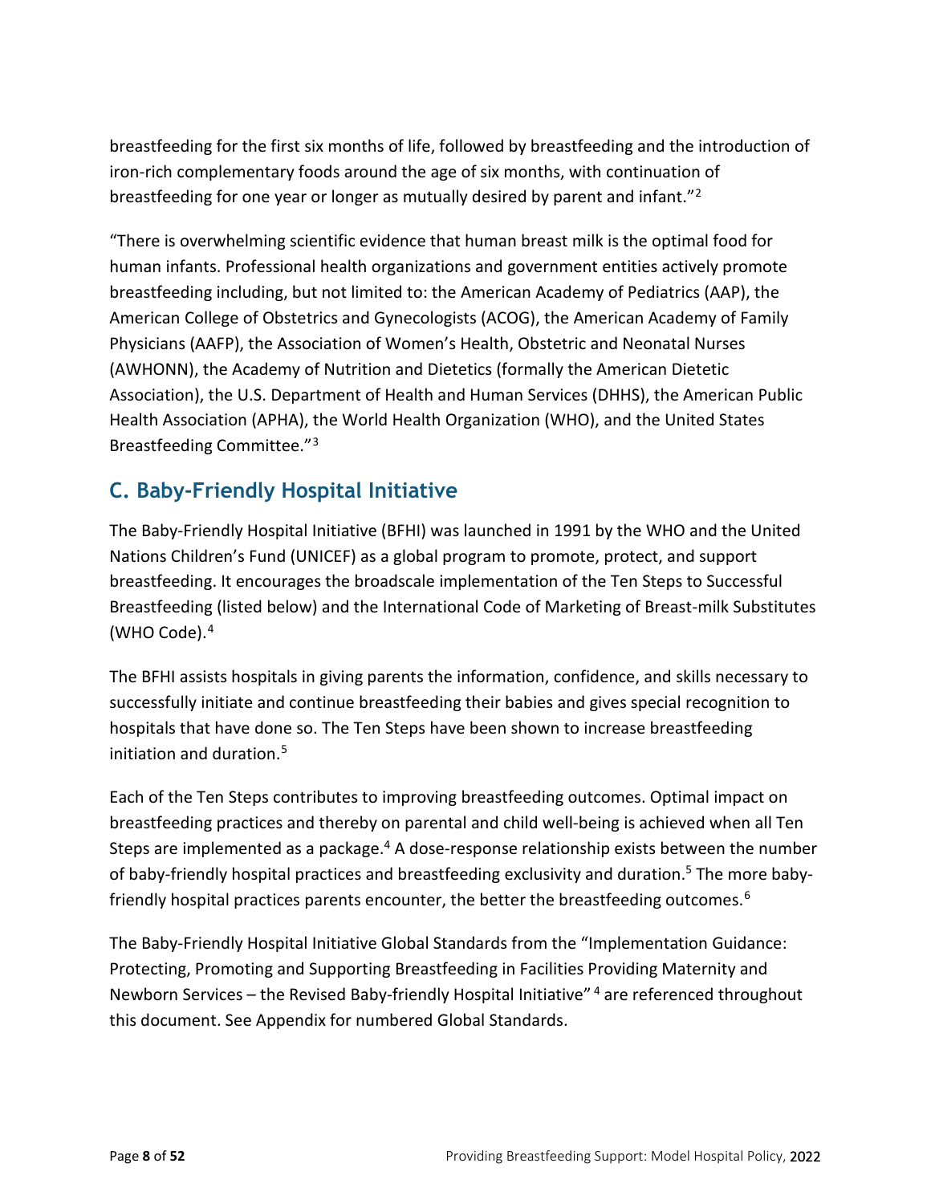breastfeeding for the first six months of life, followed by breastfeeding and the introduction of iron-rich complementary foods around the age of six months, with continuation of breastfeeding for one year or longer as mutually desired by parent and infant."[2]

"There is overwhelming scientific evidence that human breast milk is the optimal food for human infants. Professional health organizations and government entities actively promote breastfeeding including, but not limited to: the American Academy of Pediatrics (AAP), the American College of Obstetrics and Gynecologists (ACOG), the American Academy of Family Physicians (AAFP), the Association of Women's Health, Obstetric and Neonatal Nurses (AWHONN), the Academy of Nutrition and Dietetics (formally the American Dietetic Association), the U.S. Department of Health and Human Services (DHHS), the American Public Health Association (APHA), the World Health Organization (WHO), and the United States Breastfeeding Committee."[3]

## C. Baby-Friendly Hospital Initiative

The Baby-Friendly Hospital Initiative (BFHI) was launched in 1991 by the WHO and the United Nations Children's Fund (UNICEF) as a global program to promote, protect, and support breastfeeding. It encourages the broadscale implementation of the Ten Steps to Successful Breastfeeding (listed below) and the International Code of Marketing of Breast-milk Substitutes (WHO Code).[4]

The BFHI assists hospitals in giving parents the information, confidence, and skills necessary to successfully initiate and continue breastfeeding their babies and gives special recognition to hospitals that have done so. The Ten Steps have been shown to increase breastfeeding initiation and duration.[5]

Each of the Ten Steps contributes to improving breastfeeding outcomes. Optimal impact on breastfeeding practices and thereby on parental and child well-being is achieved when all Ten Steps are implemented as a package.[4] A dose-response relationship exists between the number of baby-friendly hospital practices and breastfeeding exclusivity and duration.[5] The more baby-friendly hospital practices parents encounter, the better the breastfeeding outcomes.[6]

The Baby-Friendly Hospital Initiative Global Standards from the "Implementation Guidance: Protecting, Promoting and Supporting Breastfeeding in Facilities Providing Maternity and Newborn Services – the Revised Baby-friendly Hospital Initiative"[4] are referenced throughout this document. See Appendix for numbered Global Standards.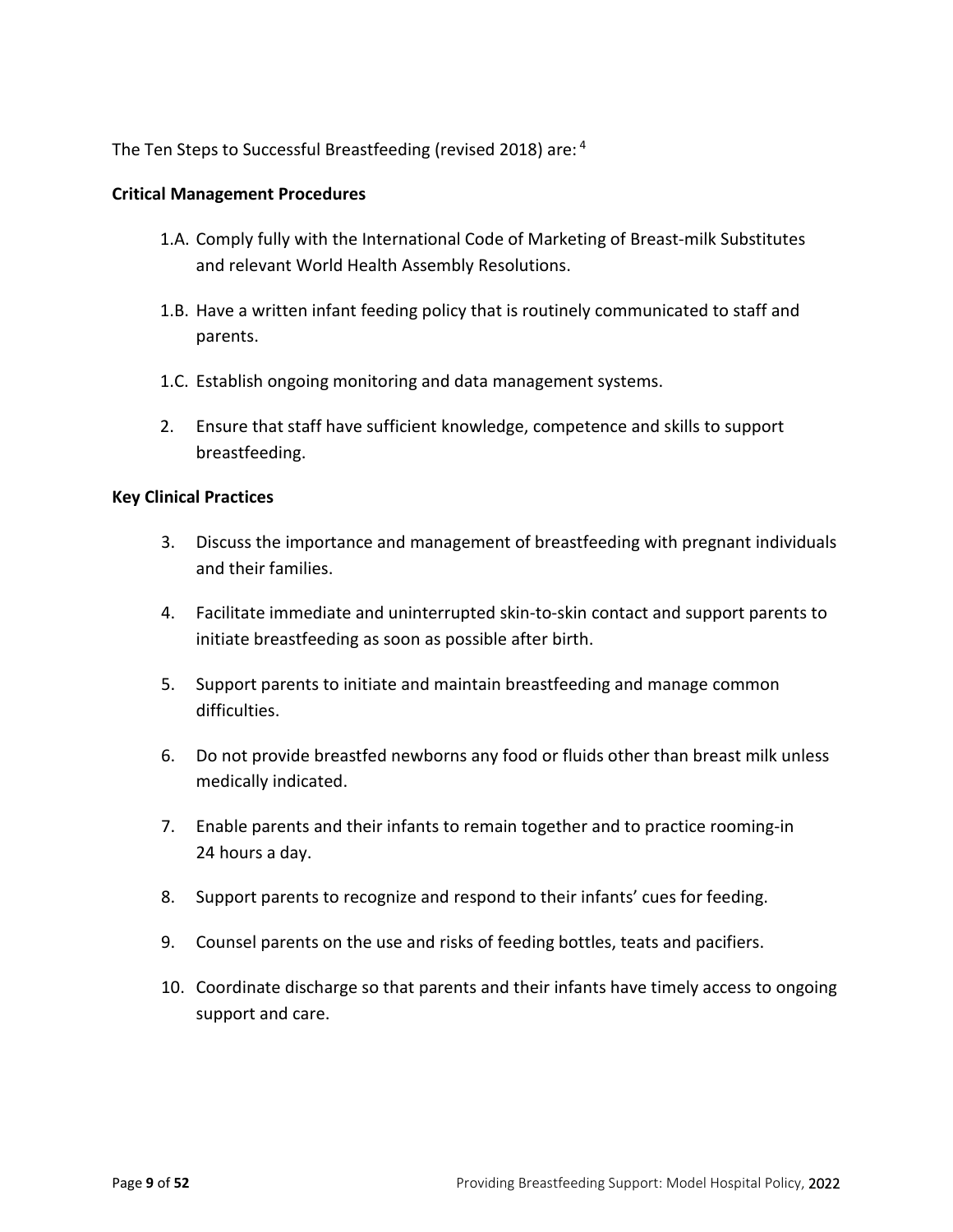The Ten Steps to Successful Breastfeeding (revised 2018) are: [4]

**Critical Management Procedures**

1.A. Comply fully with the International Code of Marketing of Breast-milk Substitutes and relevant World Health Assembly Resolutions.

1.B. Have a written infant feeding policy that is routinely communicated to staff and parents.

1.C. Establish ongoing monitoring and data management systems.

2. Ensure that staff have sufficient knowledge, competence and skills to support breastfeeding.

**Key Clinical Practices**

3. Discuss the importance and management of breastfeeding with pregnant individuals and their families.

4. Facilitate immediate and uninterrupted skin-to-skin contact and support parents to initiate breastfeeding as soon as possible after birth.

5. Support parents to initiate and maintain breastfeeding and manage common difficulties.

6. Do not provide breastfed newborns any food or fluids other than breast milk unless medically indicated.

7. Enable parents and their infants to remain together and to practice rooming-in 24 hours a day.

8. Support parents to recognize and respond to their infants' cues for feeding.

9. Counsel parents on the use and risks of feeding bottles, teats and pacifiers.

10. Coordinate discharge so that parents and their infants have timely access to ongoing support and care.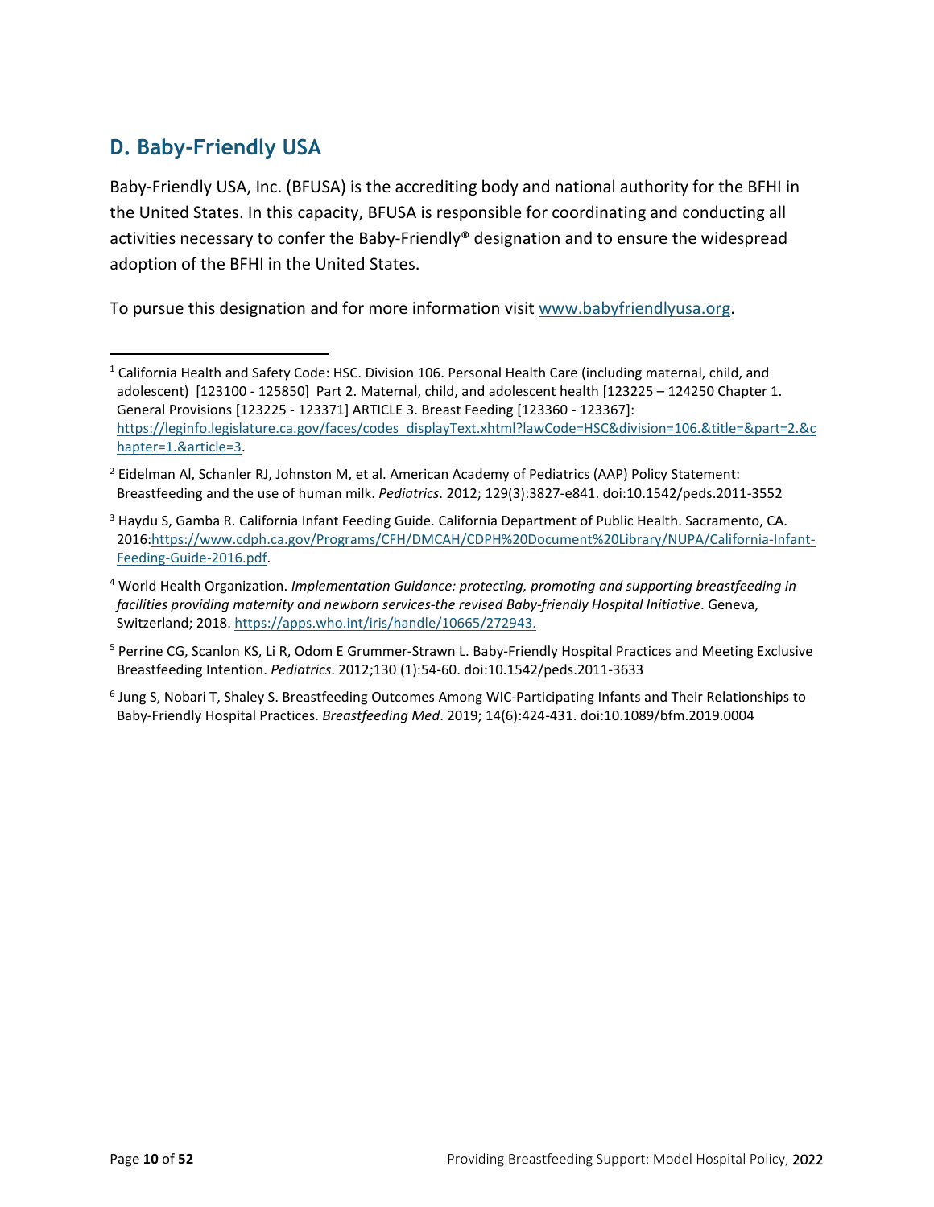## D. Baby-Friendly USA

Baby-Friendly USA, Inc. (BFUSA) is the accrediting body and national authority for the BFHI in the United States. In this capacity, BFUSA is responsible for coordinating and conducting all activities necessary to confer the Baby-Friendly® designation and to ensure the widespread adoption of the BFHI in the United States.

To pursue this designation and for more information visit [www.babyfriendlyusa.org](www.babyfriendlyusa.org).

---

[1] California Health and Safety Code: HSC. Division 106. Personal Health Care (including maternal, child, and adolescent) [123100 - 125850] Part 2. Maternal, child, and adolescent health [123225 – 124250 Chapter 1. General Provisions [123225 - 123371] ARTICLE 3. Breast Feeding [123360 - 123367]: https://leginfo.legislature.ca.gov/faces/codes_displayText.xhtml?lawCode=HSC&division=106.&title=&part=2.&chapter=1.&article=3.

[2] Eidelman Al, Schanler RJ, Johnston M, et al. American Academy of Pediatrics (AAP) Policy Statement: Breastfeeding and the use of human milk. *Pediatrics*. 2012; 129(3):3827-e841. doi:10.1542/peds.2011-3552

[3] Haydu S, Gamba R. California Infant Feeding Guide. California Department of Public Health. Sacramento, CA. 2016:https://www.cdph.ca.gov/Programs/CFH/DMCAH/CDPH%20Document%20Library/NUPA/California-Infant-Feeding-Guide-2016.pdf.

[4] World Health Organization. *Implementation Guidance: protecting, promoting and supporting breastfeeding in facilities providing maternity and newborn services-the revised Baby-friendly Hospital Initiative*. Geneva, Switzerland; 2018. https://apps.who.int/iris/handle/10665/272943.

[5] Perrine CG, Scanlon KS, Li R, Odom E Grummer-Strawn L. Baby-Friendly Hospital Practices and Meeting Exclusive Breastfeeding Intention. *Pediatrics*. 2012;130 (1):54-60. doi:10.1542/peds.2011-3633

[6] Jung S, Nobari T, Shaley S. Breastfeeding Outcomes Among WIC-Participating Infants and Their Relationships to Baby-Friendly Hospital Practices. *Breastfeeding Med*. 2019; 14(6):424-431. doi:10.1089/bfm.2019.0004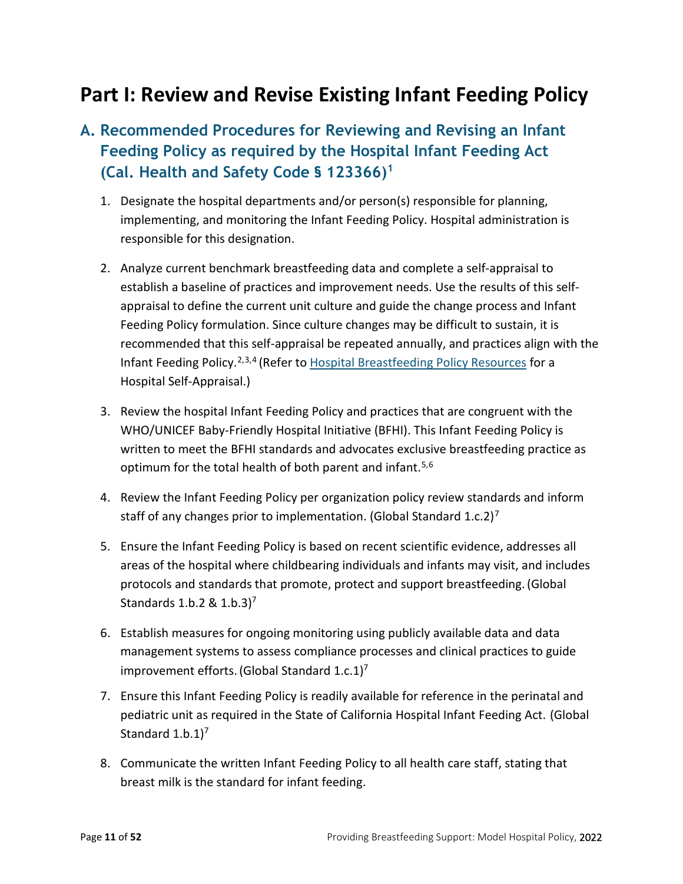# Part I: Review and Revise Existing Infant Feeding Policy

## A. Recommended Procedures for Reviewing and Revising an Infant Feeding Policy as required by the Hospital Infant Feeding Act (Cal. Health and Safety Code § 123366)[1]

1. Designate the hospital departments and/or person(s) responsible for planning, implementing, and monitoring the Infant Feeding Policy. Hospital administration is responsible for this designation.

2. Analyze current benchmark breastfeeding data and complete a self-appraisal to establish a baseline of practices and improvement needs. Use the results of this self-appraisal to define the current unit culture and guide the change process and Infant Feeding Policy formulation. Since culture changes may be difficult to sustain, it is recommended that this self-appraisal be repeated annually, and practices align with the Infant Feeding Policy.[2,3,4] (Refer to Hospital Breastfeeding Policy Resources for a Hospital Self-Appraisal.)

3. Review the hospital Infant Feeding Policy and practices that are congruent with the WHO/UNICEF Baby-Friendly Hospital Initiative (BFHI). This Infant Feeding Policy is written to meet the BFHI standards and advocates exclusive breastfeeding practice as optimum for the total health of both parent and infant.[5,6]

4. Review the Infant Feeding Policy per organization policy review standards and inform staff of any changes prior to implementation. (Global Standard 1.c.2)[7]

5. Ensure the Infant Feeding Policy is based on recent scientific evidence, addresses all areas of the hospital where childbearing individuals and infants may visit, and includes protocols and standards that promote, protect and support breastfeeding. (Global Standards 1.b.2 & 1.b.3)[7]

6. Establish measures for ongoing monitoring using publicly available data and data management systems to assess compliance processes and clinical practices to guide improvement efforts. (Global Standard 1.c.1)[7]

7. Ensure this Infant Feeding Policy is readily available for reference in the perinatal and pediatric unit as required in the State of California Hospital Infant Feeding Act. (Global Standard 1.b.1)[7]

8. Communicate the written Infant Feeding Policy to all health care staff, stating that breast milk is the standard for infant feeding.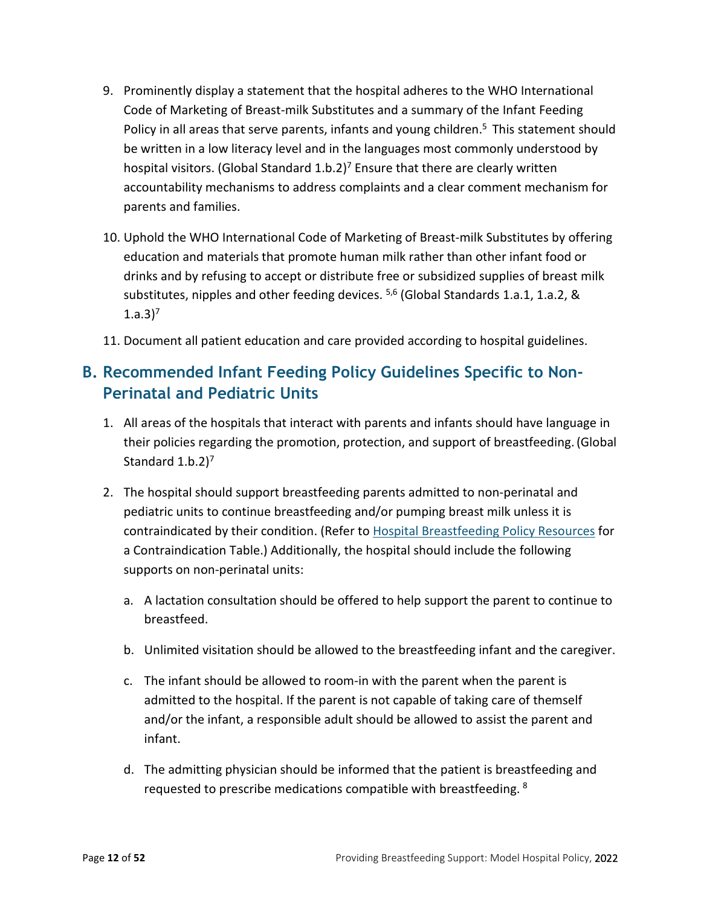9. Prominently display a statement that the hospital adheres to the WHO International Code of Marketing of Breast-milk Substitutes and a summary of the Infant Feeding Policy in all areas that serve parents, infants and young children.[5] This statement should be written in a low literacy level and in the languages most commonly understood by hospital visitors. (Global Standard 1.b.2)[7] Ensure that there are clearly written accountability mechanisms to address complaints and a clear comment mechanism for parents and families.

10. Uphold the WHO International Code of Marketing of Breast-milk Substitutes by offering education and materials that promote human milk rather than other infant food or drinks and by refusing to accept or distribute free or subsidized supplies of breast milk substitutes, nipples and other feeding devices. [5,6] (Global Standards 1.a.1, 1.a.2, & 1.a.3)[7]

11. Document all patient education and care provided according to hospital guidelines.

## B. Recommended Infant Feeding Policy Guidelines Specific to Non-Perinatal and Pediatric Units

1. All areas of the hospitals that interact with parents and infants should have language in their policies regarding the promotion, protection, and support of breastfeeding. (Global Standard 1.b.2)[7]

2. The hospital should support breastfeeding parents admitted to non-perinatal and pediatric units to continue breastfeeding and/or pumping breast milk unless it is contraindicated by their condition. (Refer to Hospital Breastfeeding Policy Resources for a Contraindication Table.) Additionally, the hospital should include the following supports on non-perinatal units:

    a. A lactation consultation should be offered to help support the parent to continue to breastfeed.

    b. Unlimited visitation should be allowed to the breastfeeding infant and the caregiver.

    c. The infant should be allowed to room-in with the parent when the parent is admitted to the hospital. If the parent is not capable of taking care of themself and/or the infant, a responsible adult should be allowed to assist the parent and infant.

    d. The admitting physician should be informed that the patient is breastfeeding and requested to prescribe medications compatible with breastfeeding. [8]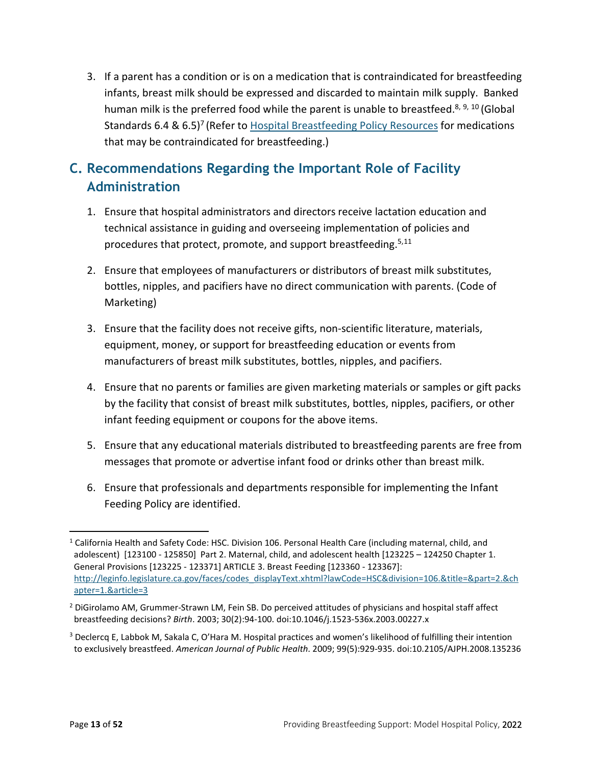3. If a parent has a condition or is on a medication that is contraindicated for breastfeeding infants, breast milk should be expressed and discarded to maintain milk supply. Banked human milk is the preferred food while the parent is unable to breastfeed.[8, 9, 10] (Global Standards 6.4 & 6.5)[7] (Refer to [Hospital Breastfeeding Policy Resources] for medications that may be contraindicated for breastfeeding.)

## C. Recommendations Regarding the Important Role of Facility Administration

1. Ensure that hospital administrators and directors receive lactation education and technical assistance in guiding and overseeing implementation of policies and procedures that protect, promote, and support breastfeeding.[5,11]

2. Ensure that employees of manufacturers or distributors of breast milk substitutes, bottles, nipples, and pacifiers have no direct communication with parents. (Code of Marketing)

3. Ensure that the facility does not receive gifts, non-scientific literature, materials, equipment, money, or support for breastfeeding education or events from manufacturers of breast milk substitutes, bottles, nipples, and pacifiers.

4. Ensure that no parents or families are given marketing materials or samples or gift packs by the facility that consist of breast milk substitutes, bottles, nipples, pacifiers, or other infant feeding equipment or coupons for the above items.

5. Ensure that any educational materials distributed to breastfeeding parents are free from messages that promote or advertise infant food or drinks other than breast milk.

6. Ensure that professionals and departments responsible for implementing the Infant Feeding Policy are identified.

---

[1] California Health and Safety Code: HSC. Division 106. Personal Health Care (including maternal, child, and adolescent) [123100 - 125850] Part 2. Maternal, child, and adolescent health [123225 – 124250 Chapter 1. General Provisions [123225 - 123371] ARTICLE 3. Breast Feeding [123360 - 123367]: http://leginfo.legislature.ca.gov/faces/codes_displayText.xhtml?lawCode=HSC&division=106.&title=&part=2.&chapter=1.&article=3

[2] DiGirolamo AM, Grummer-Strawn LM, Fein SB. Do perceived attitudes of physicians and hospital staff affect breastfeeding decisions? *Birth*. 2003; 30(2):94-100. doi:10.1046/j.1523-536x.2003.00227.x

[3] Declercq E, Labbok M, Sakala C, O'Hara M. Hospital practices and women's likelihood of fulfilling their intention to exclusively breastfeed. *American Journal of Public Health.* 2009; 99(5):929-935. doi:10.2105/AJPH.2008.135236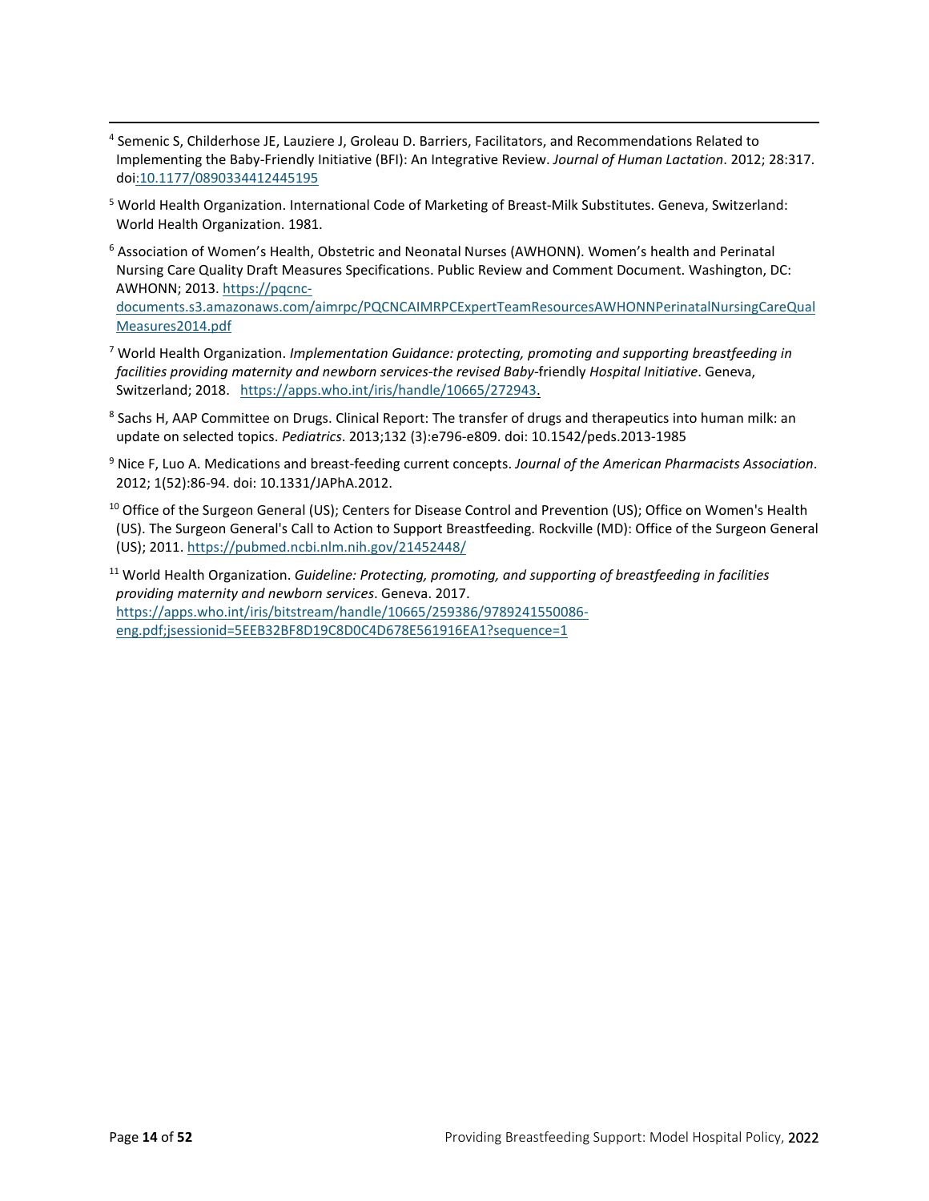[4] Semenic S, Childerhose JE, Lauziere J, Groleau D. Barriers, Facilitators, and Recommendations Related to Implementing the Baby-Friendly Initiative (BFI): An Integrative Review. *Journal of Human Lactation*. 2012; 28:317. doi:10.1177/0890334412445195

[5] World Health Organization. International Code of Marketing of Breast-Milk Substitutes. Geneva, Switzerland: World Health Organization. 1981.

[6] Association of Women's Health, Obstetric and Neonatal Nurses (AWHONN). Women's health and Perinatal Nursing Care Quality Draft Measures Specifications. Public Review and Comment Document. Washington, DC: AWHONN; 2013. https://pqcnc-documents.s3.amazonaws.com/aimrpc/PQCNCAIMRPCExpertTeamResourcesAWHONNPerinatalNursingCareQualMeasures2014.pdf

[7] World Health Organization. *Implementation Guidance: protecting, promoting and supporting breastfeeding in facilities providing maternity and newborn services-the revised Baby*-friendly *Hospital Initiative*. Geneva, Switzerland; 2018. https://apps.who.int/iris/handle/10665/272943.

[8] Sachs H, AAP Committee on Drugs. Clinical Report: The transfer of drugs and therapeutics into human milk: an update on selected topics. *Pediatrics*. 2013;132 (3):e796-e809. doi: 10.1542/peds.2013-1985

[9] Nice F, Luo A. Medications and breast-feeding current concepts. *Journal of the American Pharmacists Association*. 2012; 1(52):86-94. doi: 10.1331/JAPhA.2012.

[10] Office of the Surgeon General (US); Centers for Disease Control and Prevention (US); Office on Women's Health (US). The Surgeon General's Call to Action to Support Breastfeeding. Rockville (MD): Office of the Surgeon General (US); 2011. https://pubmed.ncbi.nlm.nih.gov/21452448/

[11] World Health Organization. *Guideline: Protecting, promoting, and supporting of breastfeeding in facilities providing maternity and newborn services*. Geneva. 2017. https://apps.who.int/iris/bitstream/handle/10665/259386/9789241550086-eng.pdf;jsessionid=5EEB32BF8D19C8D0C4D678E561916EA1?sequence=1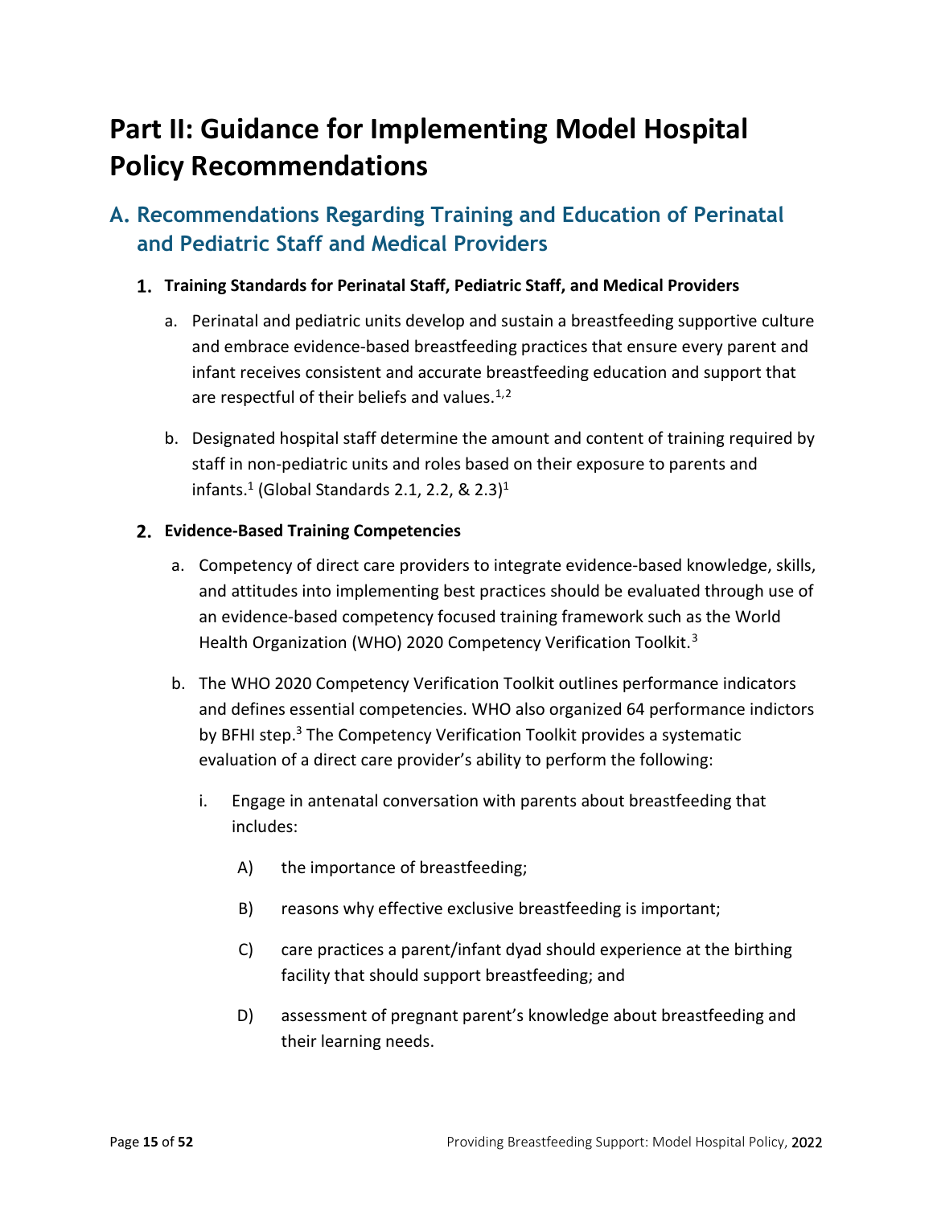# Part II: Guidance for Implementing Model Hospital Policy Recommendations

## A. Recommendations Regarding Training and Education of Perinatal and Pediatric Staff and Medical Providers

### 1. Training Standards for Perinatal Staff, Pediatric Staff, and Medical Providers

a. Perinatal and pediatric units develop and sustain a breastfeeding supportive culture and embrace evidence-based breastfeeding practices that ensure every parent and infant receives consistent and accurate breastfeeding education and support that are respectful of their beliefs and values.[1,2]

b. Designated hospital staff determine the amount and content of training required by staff in non-pediatric units and roles based on their exposure to parents and infants.[1] (Global Standards 2.1, 2.2, & 2.3)[1]

### 2. Evidence-Based Training Competencies

a. Competency of direct care providers to integrate evidence-based knowledge, skills, and attitudes into implementing best practices should be evaluated through use of an evidence-based competency focused training framework such as the World Health Organization (WHO) 2020 Competency Verification Toolkit.[3]

b. The WHO 2020 Competency Verification Toolkit outlines performance indicators and defines essential competencies. WHO also organized 64 performance indictors by BFHI step.[3] The Competency Verification Toolkit provides a systematic evaluation of a direct care provider's ability to perform the following:

   i. Engage in antenatal conversation with parents about breastfeeding that includes:

      A) the importance of breastfeeding;

      B) reasons why effective exclusive breastfeeding is important;

      C) care practices a parent/infant dyad should experience at the birthing facility that should support breastfeeding; and

      D) assessment of pregnant parent's knowledge about breastfeeding and their learning needs.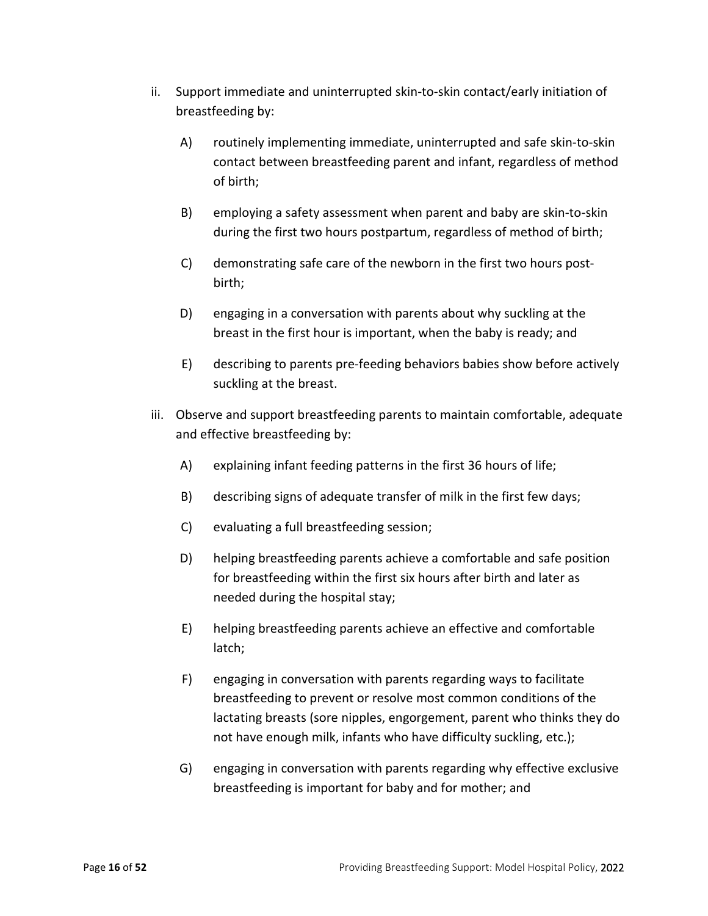ii. Support immediate and uninterrupted skin-to-skin contact/early initiation of breastfeeding by:

   A) routinely implementing immediate, uninterrupted and safe skin-to-skin contact between breastfeeding parent and infant, regardless of method of birth;

   B) employing a safety assessment when parent and baby are skin-to-skin during the first two hours postpartum, regardless of method of birth;

   C) demonstrating safe care of the newborn in the first two hours post-birth;

   D) engaging in a conversation with parents about why suckling at the breast in the first hour is important, when the baby is ready; and

   E) describing to parents pre-feeding behaviors babies show before actively suckling at the breast.

iii. Observe and support breastfeeding parents to maintain comfortable, adequate and effective breastfeeding by:

   A) explaining infant feeding patterns in the first 36 hours of life;

   B) describing signs of adequate transfer of milk in the first few days;

   C) evaluating a full breastfeeding session;

   D) helping breastfeeding parents achieve a comfortable and safe position for breastfeeding within the first six hours after birth and later as needed during the hospital stay;

   E) helping breastfeeding parents achieve an effective and comfortable latch;

   F) engaging in conversation with parents regarding ways to facilitate breastfeeding to prevent or resolve most common conditions of the lactating breasts (sore nipples, engorgement, parent who thinks they do not have enough milk, infants who have difficulty suckling, etc.);

   G) engaging in conversation with parents regarding why effective exclusive breastfeeding is important for baby and for mother; and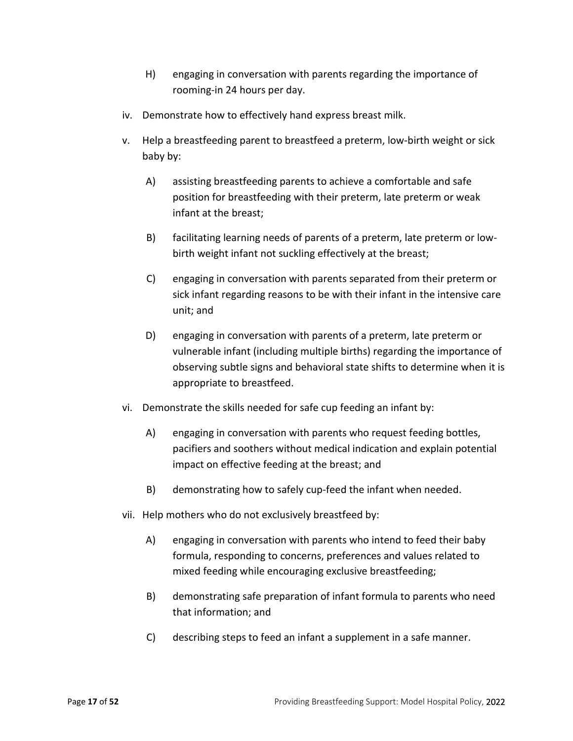H) engaging in conversation with parents regarding the importance of rooming-in 24 hours per day.

iv. Demonstrate how to effectively hand express breast milk.

v. Help a breastfeeding parent to breastfeed a preterm, low-birth weight or sick baby by:

   A) assisting breastfeeding parents to achieve a comfortable and safe position for breastfeeding with their preterm, late preterm or weak infant at the breast;

   B) facilitating learning needs of parents of a preterm, late preterm or low-birth weight infant not suckling effectively at the breast;

   C) engaging in conversation with parents separated from their preterm or sick infant regarding reasons to be with their infant in the intensive care unit; and

   D) engaging in conversation with parents of a preterm, late preterm or vulnerable infant (including multiple births) regarding the importance of observing subtle signs and behavioral state shifts to determine when it is appropriate to breastfeed.

vi. Demonstrate the skills needed for safe cup feeding an infant by:

   A) engaging in conversation with parents who request feeding bottles, pacifiers and soothers without medical indication and explain potential impact on effective feeding at the breast; and

   B) demonstrating how to safely cup-feed the infant when needed.

vii. Help mothers who do not exclusively breastfeed by:

   A) engaging in conversation with parents who intend to feed their baby formula, responding to concerns, preferences and values related to mixed feeding while encouraging exclusive breastfeeding;

   B) demonstrating safe preparation of infant formula to parents who need that information; and

   C) describing steps to feed an infant a supplement in a safe manner.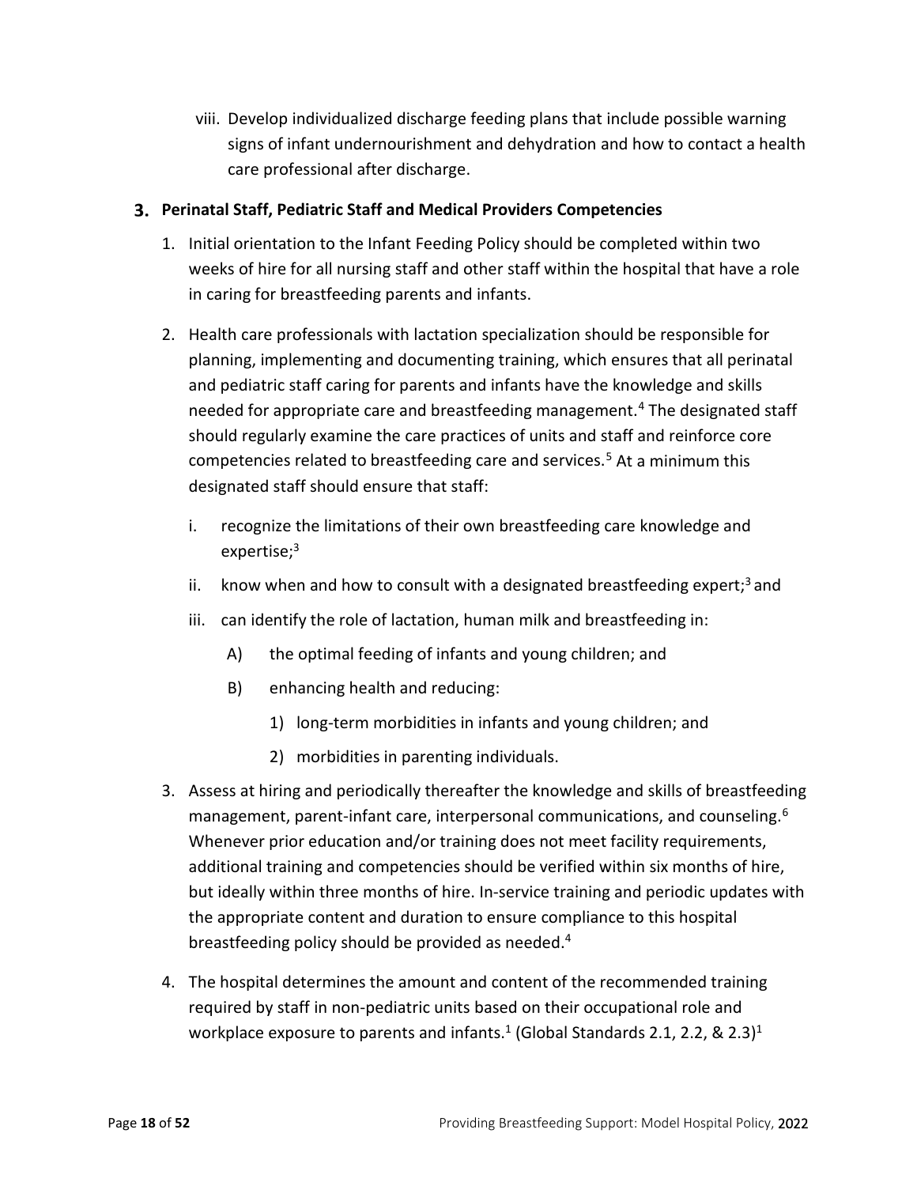viii. Develop individualized discharge feeding plans that include possible warning signs of infant undernourishment and dehydration and how to contact a health care professional after discharge.

### 3. Perinatal Staff, Pediatric Staff and Medical Providers Competencies

1. Initial orientation to the Infant Feeding Policy should be completed within two weeks of hire for all nursing staff and other staff within the hospital that have a role in caring for breastfeeding parents and infants.

2. Health care professionals with lactation specialization should be responsible for planning, implementing and documenting training, which ensures that all perinatal and pediatric staff caring for parents and infants have the knowledge and skills needed for appropriate care and breastfeeding management.[4] The designated staff should regularly examine the care practices of units and staff and reinforce core competencies related to breastfeeding care and services.[5] At a minimum this designated staff should ensure that staff:

   i. recognize the limitations of their own breastfeeding care knowledge and expertise;[3]

   ii. know when and how to consult with a designated breastfeeding expert;[3] and

   iii. can identify the role of lactation, human milk and breastfeeding in:

      A) the optimal feeding of infants and young children; and

      B) enhancing health and reducing:

         1) long-term morbidities in infants and young children; and

         2) morbidities in parenting individuals.

3. Assess at hiring and periodically thereafter the knowledge and skills of breastfeeding management, parent-infant care, interpersonal communications, and counseling.[6] Whenever prior education and/or training does not meet facility requirements, additional training and competencies should be verified within six months of hire, but ideally within three months of hire. In-service training and periodic updates with the appropriate content and duration to ensure compliance to this hospital breastfeeding policy should be provided as needed.[4]

4. The hospital determines the amount and content of the recommended training required by staff in non-pediatric units based on their occupational role and workplace exposure to parents and infants.[1] (Global Standards 2.1, 2.2, & 2.3)[1]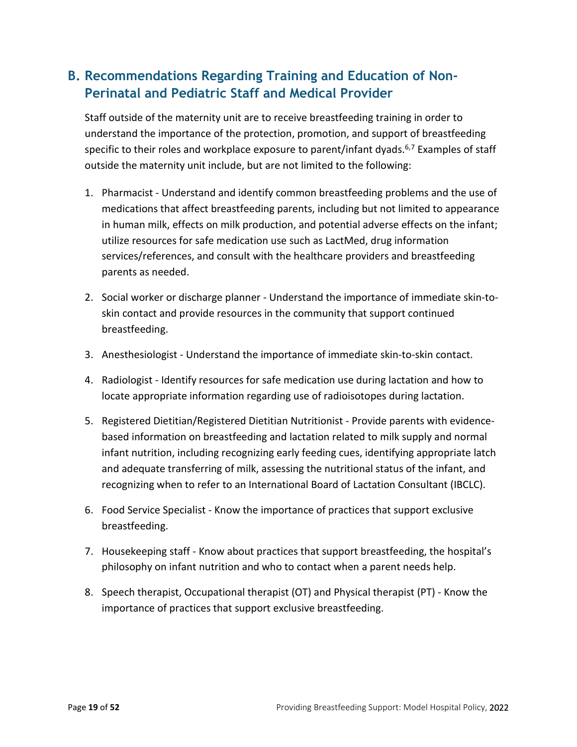## B. Recommendations Regarding Training and Education of Non-Perinatal and Pediatric Staff and Medical Provider

Staff outside of the maternity unit are to receive breastfeeding training in order to understand the importance of the protection, promotion, and support of breastfeeding specific to their roles and workplace exposure to parent/infant dyads.[6,7] Examples of staff outside the maternity unit include, but are not limited to the following:

1. Pharmacist - Understand and identify common breastfeeding problems and the use of medications that affect breastfeeding parents, including but not limited to appearance in human milk, effects on milk production, and potential adverse effects on the infant; utilize resources for safe medication use such as LactMed, drug information services/references, and consult with the healthcare providers and breastfeeding parents as needed.
2. Social worker or discharge planner - Understand the importance of immediate skin-to-skin contact and provide resources in the community that support continued breastfeeding.
3. Anesthesiologist - Understand the importance of immediate skin-to-skin contact.
4. Radiologist - Identify resources for safe medication use during lactation and how to locate appropriate information regarding use of radioisotopes during lactation.
5. Registered Dietitian/Registered Dietitian Nutritionist - Provide parents with evidence-based information on breastfeeding and lactation related to milk supply and normal infant nutrition, including recognizing early feeding cues, identifying appropriate latch and adequate transferring of milk, assessing the nutritional status of the infant, and recognizing when to refer to an International Board of Lactation Consultant (IBCLC).
6. Food Service Specialist - Know the importance of practices that support exclusive breastfeeding.
7. Housekeeping staff - Know about practices that support breastfeeding, the hospital's philosophy on infant nutrition and who to contact when a parent needs help.
8. Speech therapist, Occupational therapist (OT) and Physical therapist (PT) - Know the importance of practices that support exclusive breastfeeding.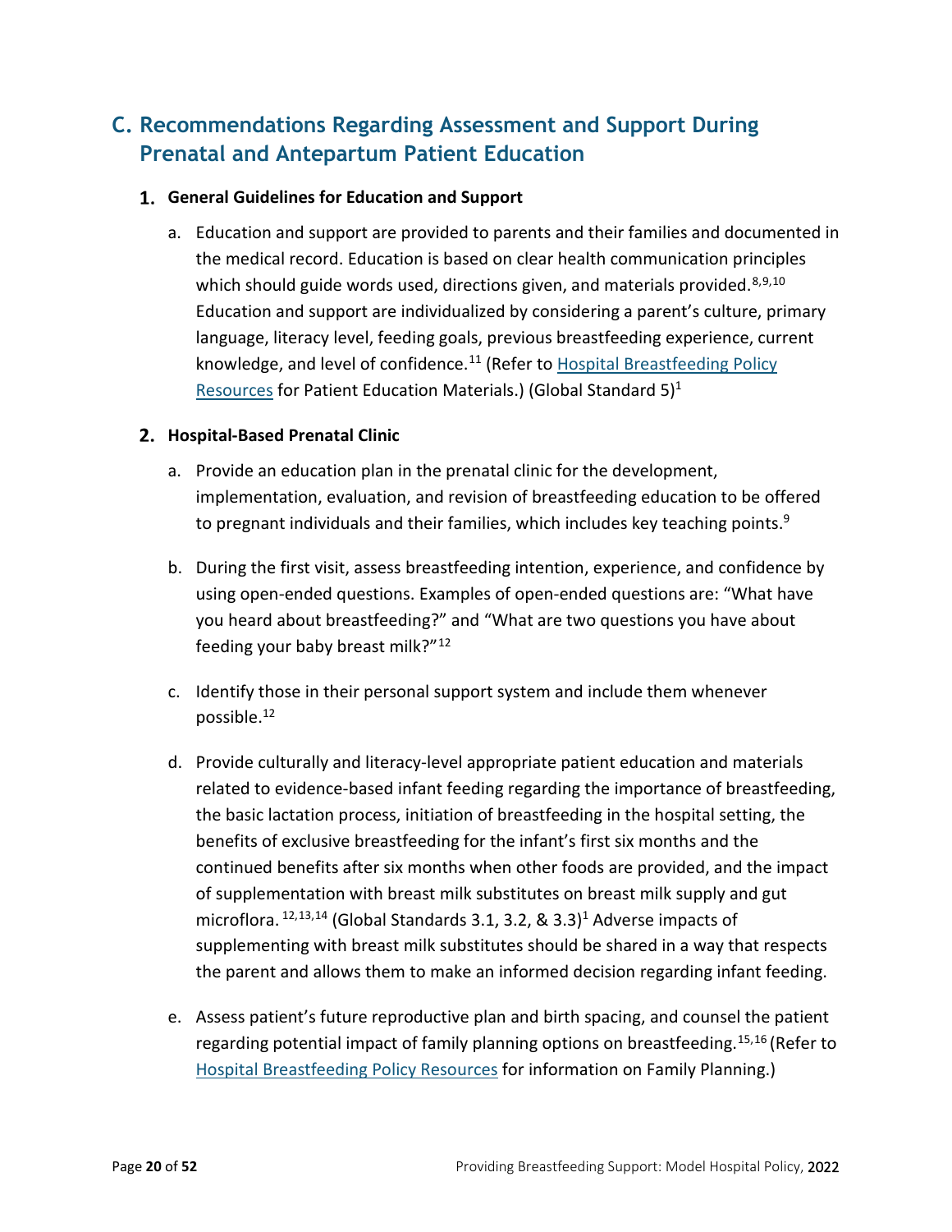## C. Recommendations Regarding Assessment and Support During Prenatal and Antepartum Patient Education

### 1. General Guidelines for Education and Support

a. Education and support are provided to parents and their families and documented in the medical record. Education is based on clear health communication principles which should guide words used, directions given, and materials provided.[8,9,10] Education and support are individualized by considering a parent's culture, primary language, literacy level, feeding goals, previous breastfeeding experience, current knowledge, and level of confidence.[11] (Refer to Hospital Breastfeeding Policy Resources for Patient Education Materials.) (Global Standard 5)[1]

### 2. Hospital-Based Prenatal Clinic

a. Provide an education plan in the prenatal clinic for the development, implementation, evaluation, and revision of breastfeeding education to be offered to pregnant individuals and their families, which includes key teaching points.[9]

b. During the first visit, assess breastfeeding intention, experience, and confidence by using open-ended questions. Examples of open-ended questions are: "What have you heard about breastfeeding?" and "What are two questions you have about feeding your baby breast milk?"[12]

c. Identify those in their personal support system and include them whenever possible.[12]

d. Provide culturally and literacy-level appropriate patient education and materials related to evidence-based infant feeding regarding the importance of breastfeeding, the basic lactation process, initiation of breastfeeding in the hospital setting, the benefits of exclusive breastfeeding for the infant's first six months and the continued benefits after six months when other foods are provided, and the impact of supplementation with breast milk substitutes on breast milk supply and gut microflora.[12,13,14] (Global Standards 3.1, 3.2, & 3.3)[1] Adverse impacts of supplementing with breast milk substitutes should be shared in a way that respects the parent and allows them to make an informed decision regarding infant feeding.

e. Assess patient's future reproductive plan and birth spacing, and counsel the patient regarding potential impact of family planning options on breastfeeding.[15,16] (Refer to Hospital Breastfeeding Policy Resources for information on Family Planning.)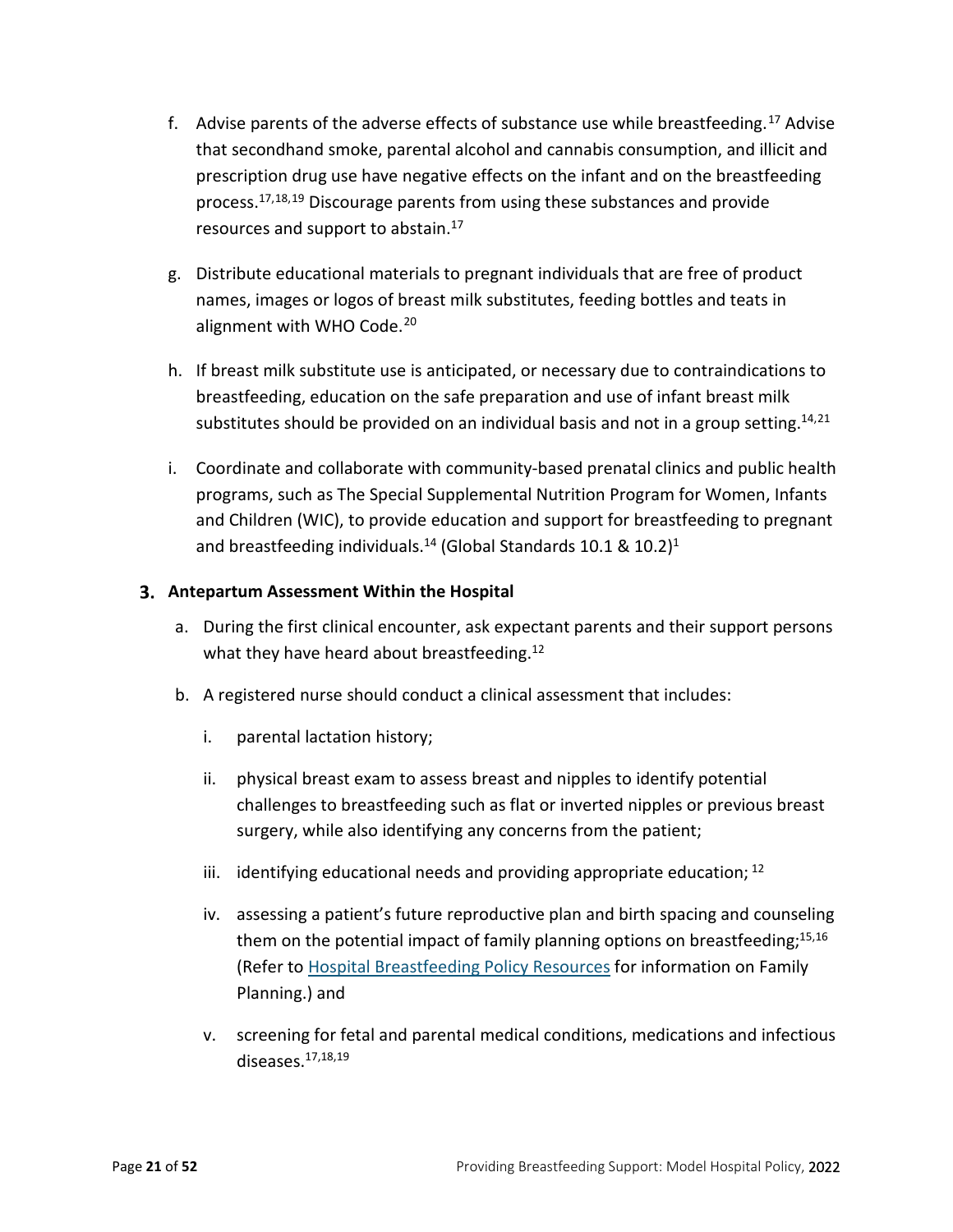f. Advise parents of the adverse effects of substance use while breastfeeding.[17] Advise that secondhand smoke, parental alcohol and cannabis consumption, and illicit and prescription drug use have negative effects on the infant and on the breastfeeding process.[17,18,19] Discourage parents from using these substances and provide resources and support to abstain.[17]

g. Distribute educational materials to pregnant individuals that are free of product names, images or logos of breast milk substitutes, feeding bottles and teats in alignment with WHO Code.[20]

h. If breast milk substitute use is anticipated, or necessary due to contraindications to breastfeeding, education on the safe preparation and use of infant breast milk substitutes should be provided on an individual basis and not in a group setting.[14,21]

i. Coordinate and collaborate with community-based prenatal clinics and public health programs, such as The Special Supplemental Nutrition Program for Women, Infants and Children (WIC), to provide education and support for breastfeeding to pregnant and breastfeeding individuals.[14] (Global Standards 10.1 & 10.2)[1]

### 3. Antepartum Assessment Within the Hospital

a. During the first clinical encounter, ask expectant parents and their support persons what they have heard about breastfeeding.[12]

b. A registered nurse should conduct a clinical assessment that includes:

   i. parental lactation history;

   ii. physical breast exam to assess breast and nipples to identify potential challenges to breastfeeding such as flat or inverted nipples or previous breast surgery, while also identifying any concerns from the patient;

   iii. identifying educational needs and providing appropriate education; [12]

   iv. assessing a patient's future reproductive plan and birth spacing and counseling them on the potential impact of family planning options on breastfeeding;[15,16] (Refer to Hospital Breastfeeding Policy Resources for information on Family Planning.) and

   v. screening for fetal and parental medical conditions, medications and infectious diseases.[17,18,19]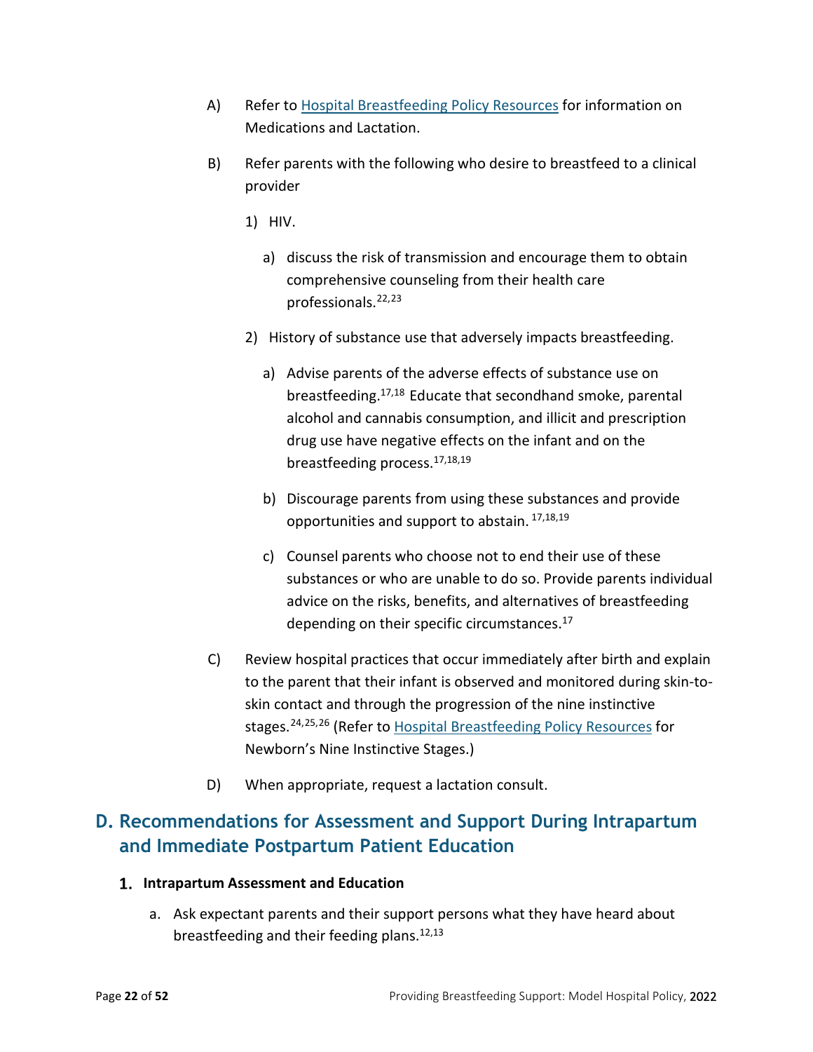A) Refer to Hospital Breastfeeding Policy Resources for information on Medications and Lactation.

B) Refer parents with the following who desire to breastfeed to a clinical provider

1) HIV.

a) discuss the risk of transmission and encourage them to obtain comprehensive counseling from their health care professionals.[22,23]

2) History of substance use that adversely impacts breastfeeding.

a) Advise parents of the adverse effects of substance use on breastfeeding.[17,18] Educate that secondhand smoke, parental alcohol and cannabis consumption, and illicit and prescription drug use have negative effects on the infant and on the breastfeeding process.[17,18,19]

b) Discourage parents from using these substances and provide opportunities and support to abstain. [17,18,19]

c) Counsel parents who choose not to end their use of these substances or who are unable to do so. Provide parents individual advice on the risks, benefits, and alternatives of breastfeeding depending on their specific circumstances.[17]

C) Review hospital practices that occur immediately after birth and explain to the parent that their infant is observed and monitored during skin-to-skin contact and through the progression of the nine instinctive stages.[24,25,26] (Refer to Hospital Breastfeeding Policy Resources for Newborn's Nine Instinctive Stages.)

D) When appropriate, request a lactation consult.

## D. Recommendations for Assessment and Support During Intrapartum and Immediate Postpartum Patient Education

### 1. Intrapartum Assessment and Education

a. Ask expectant parents and their support persons what they have heard about breastfeeding and their feeding plans.[12,13]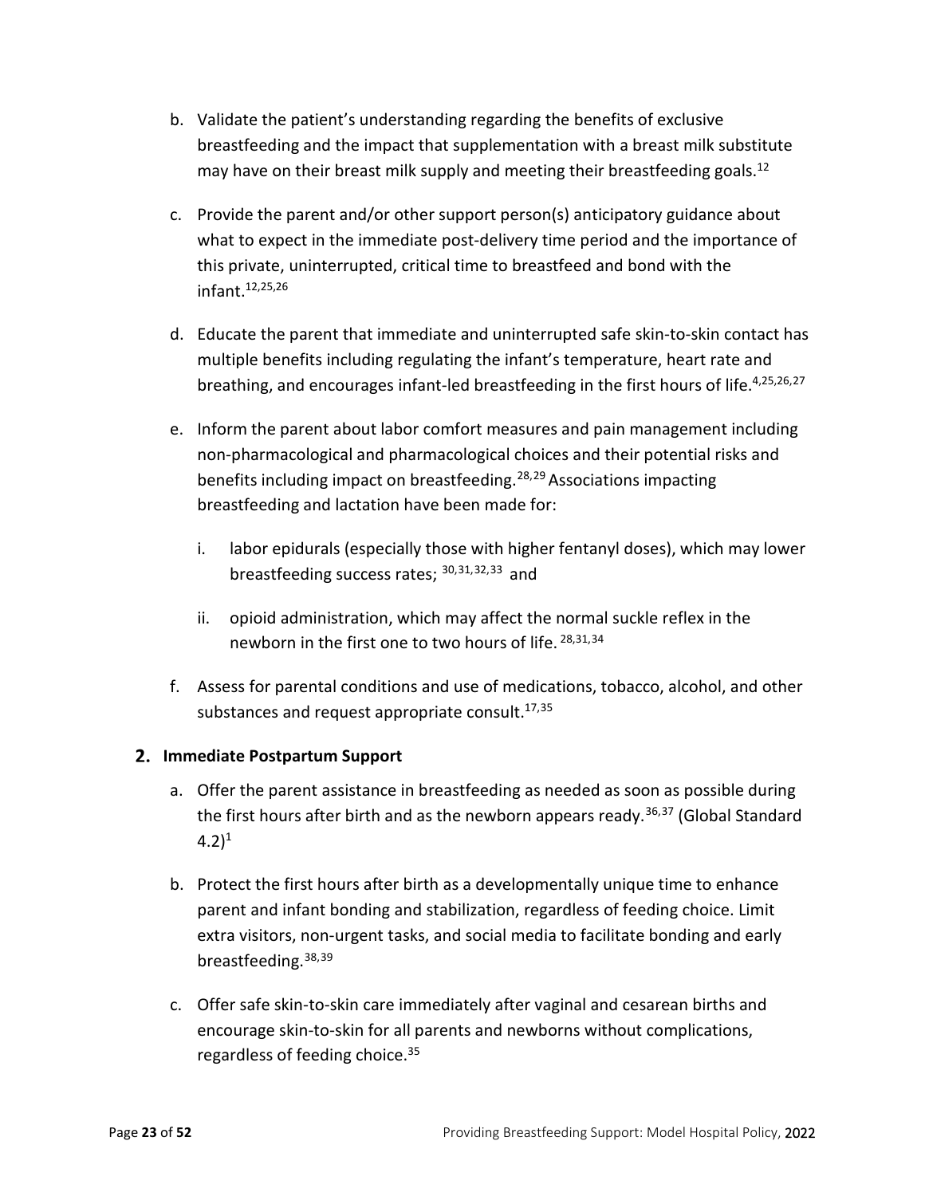b. Validate the patient's understanding regarding the benefits of exclusive breastfeeding and the impact that supplementation with a breast milk substitute may have on their breast milk supply and meeting their breastfeeding goals.[12]

c. Provide the parent and/or other support person(s) anticipatory guidance about what to expect in the immediate post-delivery time period and the importance of this private, uninterrupted, critical time to breastfeed and bond with the infant.[12,25,26]

d. Educate the parent that immediate and uninterrupted safe skin-to-skin contact has multiple benefits including regulating the infant's temperature, heart rate and breathing, and encourages infant-led breastfeeding in the first hours of life.[4,25,26,27]

e. Inform the parent about labor comfort measures and pain management including non-pharmacological and pharmacological choices and their potential risks and benefits including impact on breastfeeding.[28,29] Associations impacting breastfeeding and lactation have been made for:

   i. labor epidurals (especially those with higher fentanyl doses), which may lower breastfeeding success rates; [30,31,32,33] and

   ii. opioid administration, which may affect the normal suckle reflex in the newborn in the first one to two hours of life. [28,31,34]

f. Assess for parental conditions and use of medications, tobacco, alcohol, and other substances and request appropriate consult.[17,35]

## 2. Immediate Postpartum Support

a. Offer the parent assistance in breastfeeding as needed as soon as possible during the first hours after birth and as the newborn appears ready.[36,37] (Global Standard 4.2)[1]

b. Protect the first hours after birth as a developmentally unique time to enhance parent and infant bonding and stabilization, regardless of feeding choice. Limit extra visitors, non-urgent tasks, and social media to facilitate bonding and early breastfeeding.[38,39]

c. Offer safe skin-to-skin care immediately after vaginal and cesarean births and encourage skin-to-skin for all parents and newborns without complications, regardless of feeding choice.[35]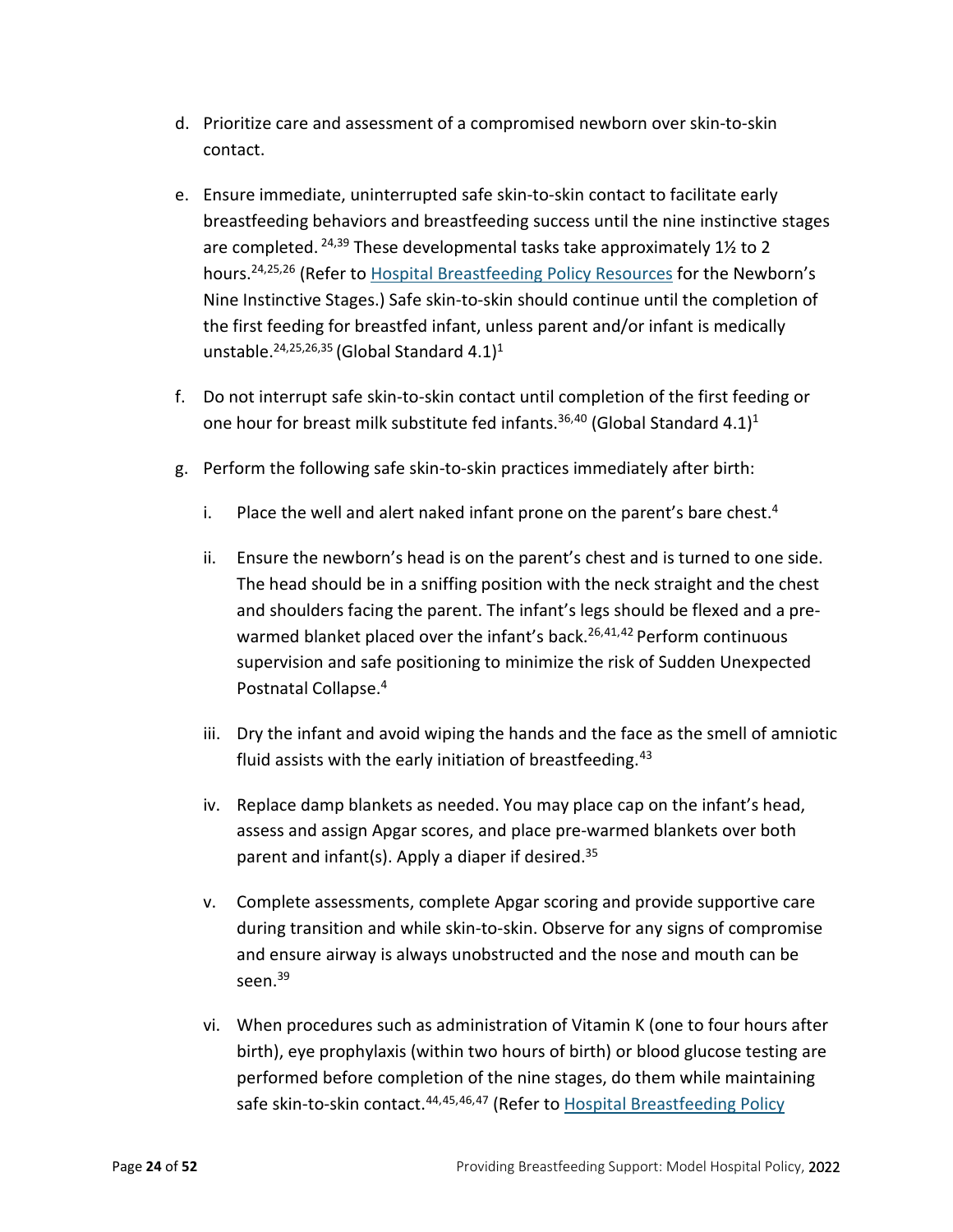d. Prioritize care and assessment of a compromised newborn over skin-to-skin contact.

e. Ensure immediate, uninterrupted safe skin-to-skin contact to facilitate early breastfeeding behaviors and breastfeeding success until the nine instinctive stages are completed. [24,39] These developmental tasks take approximately 1½ to 2 hours.[24,25,26] (Refer to [Hospital Breastfeeding Policy Resources] for the Newborn's Nine Instinctive Stages.) Safe skin-to-skin should continue until the completion of the first feeding for breastfed infant, unless parent and/or infant is medically unstable.[24,25,26,35] (Global Standard 4.1)[1]

f. Do not interrupt safe skin-to-skin contact until completion of the first feeding or one hour for breast milk substitute fed infants.[36,40] (Global Standard 4.1)[1]

g. Perform the following safe skin-to-skin practices immediately after birth:

   i. Place the well and alert naked infant prone on the parent's bare chest.[4]

   ii. Ensure the newborn's head is on the parent's chest and is turned to one side. The head should be in a sniffing position with the neck straight and the chest and shoulders facing the parent. The infant's legs should be flexed and a pre-warmed blanket placed over the infant's back.[26,41,42] Perform continuous supervision and safe positioning to minimize the risk of Sudden Unexpected Postnatal Collapse.[4]

   iii. Dry the infant and avoid wiping the hands and the face as the smell of amniotic fluid assists with the early initiation of breastfeeding.[43]

   iv. Replace damp blankets as needed. You may place cap on the infant's head, assess and assign Apgar scores, and place pre-warmed blankets over both parent and infant(s). Apply a diaper if desired.[35]

   v. Complete assessments, complete Apgar scoring and provide supportive care during transition and while skin-to-skin. Observe for any signs of compromise and ensure airway is always unobstructed and the nose and mouth can be seen.[39]

   vi. When procedures such as administration of Vitamin K (one to four hours after birth), eye prophylaxis (within two hours of birth) or blood glucose testing are performed before completion of the nine stages, do them while maintaining safe skin-to-skin contact.[44,45,46,47] (Refer to Hospital Breastfeeding Policy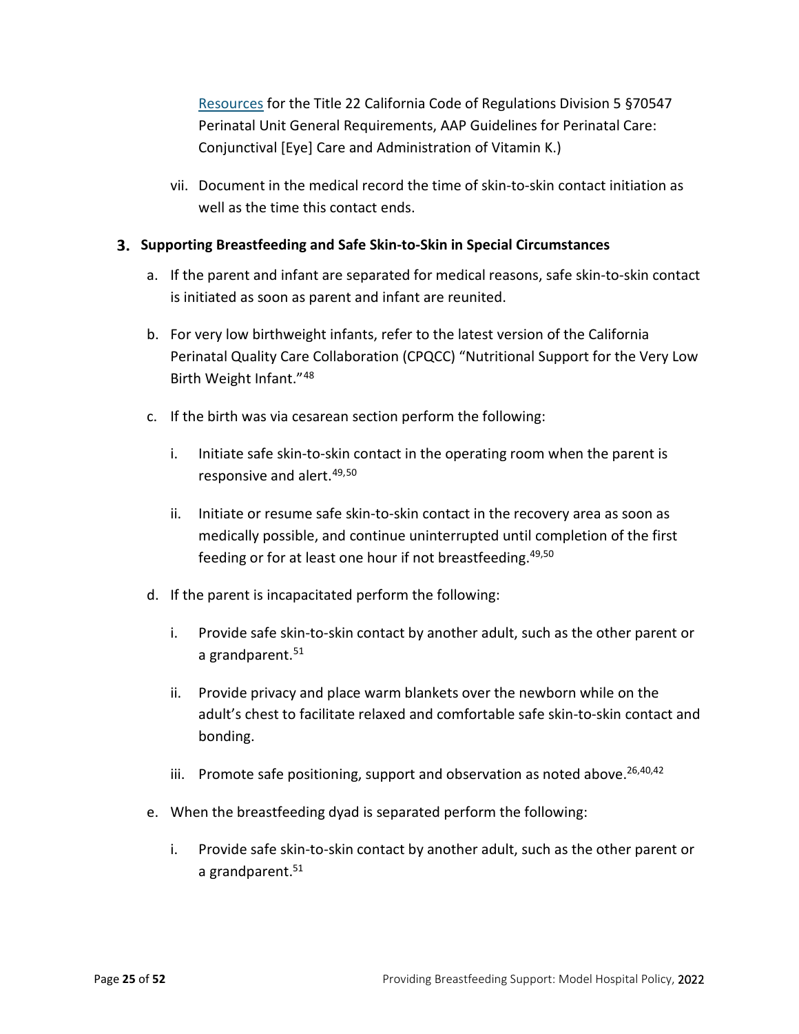Resources for the Title 22 California Code of Regulations Division 5 §70547 Perinatal Unit General Requirements, AAP Guidelines for Perinatal Care: Conjunctival [Eye] Care and Administration of Vitamin K.)

vii. Document in the medical record the time of skin-to-skin contact initiation as well as the time this contact ends.

### 3. Supporting Breastfeeding and Safe Skin-to-Skin in Special Circumstances

a. If the parent and infant are separated for medical reasons, safe skin-to-skin contact is initiated as soon as parent and infant are reunited.

b. For very low birthweight infants, refer to the latest version of the California Perinatal Quality Care Collaboration (CPQCC) "Nutritional Support for the Very Low Birth Weight Infant."[48]

c. If the birth was via cesarean section perform the following:

   i. Initiate safe skin-to-skin contact in the operating room when the parent is responsive and alert.[49,50]

   ii. Initiate or resume safe skin-to-skin contact in the recovery area as soon as medically possible, and continue uninterrupted until completion of the first feeding or for at least one hour if not breastfeeding.[49,50]

d. If the parent is incapacitated perform the following:

   i. Provide safe skin-to-skin contact by another adult, such as the other parent or a grandparent.[51]

   ii. Provide privacy and place warm blankets over the newborn while on the adult's chest to facilitate relaxed and comfortable safe skin-to-skin contact and bonding.

   iii. Promote safe positioning, support and observation as noted above.[26,40,42]

e. When the breastfeeding dyad is separated perform the following:

   i. Provide safe skin-to-skin contact by another adult, such as the other parent or a grandparent.[51]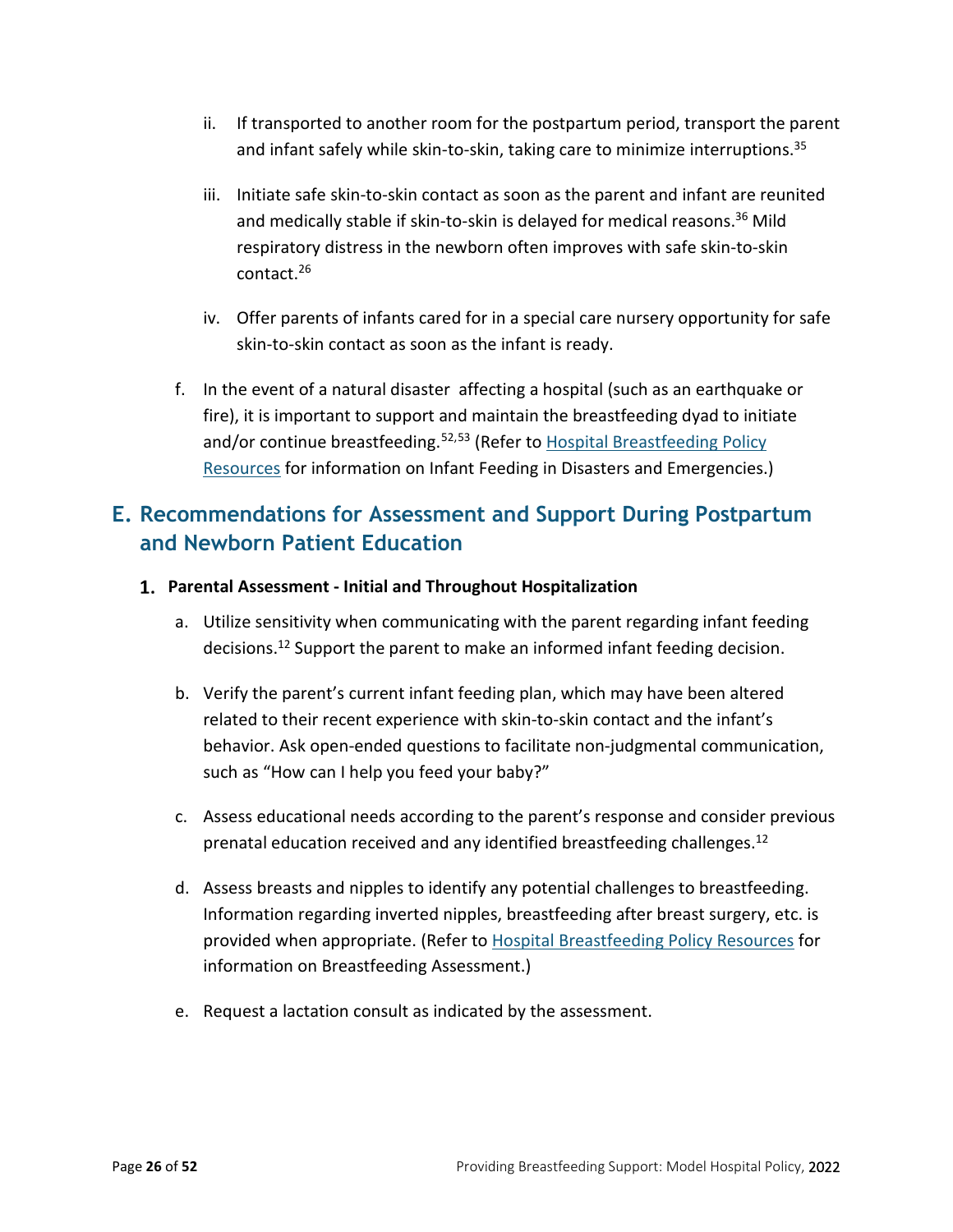ii. If transported to another room for the postpartum period, transport the parent and infant safely while skin-to-skin, taking care to minimize interruptions.[35]

iii. Initiate safe skin-to-skin contact as soon as the parent and infant are reunited and medically stable if skin-to-skin is delayed for medical reasons.[36] Mild respiratory distress in the newborn often improves with safe skin-to-skin contact.[26]

iv. Offer parents of infants cared for in a special care nursery opportunity for safe skin-to-skin contact as soon as the infant is ready.

f. In the event of a natural disaster affecting a hospital (such as an earthquake or fire), it is important to support and maintain the breastfeeding dyad to initiate and/or continue breastfeeding.[52,53] (Refer to Hospital Breastfeeding Policy Resources for information on Infant Feeding in Disasters and Emergencies.)

## E. Recommendations for Assessment and Support During Postpartum and Newborn Patient Education

### 1. Parental Assessment - Initial and Throughout Hospitalization

a. Utilize sensitivity when communicating with the parent regarding infant feeding decisions.[12] Support the parent to make an informed infant feeding decision.

b. Verify the parent's current infant feeding plan, which may have been altered related to their recent experience with skin-to-skin contact and the infant's behavior. Ask open-ended questions to facilitate non-judgmental communication, such as "How can I help you feed your baby?"

c. Assess educational needs according to the parent's response and consider previous prenatal education received and any identified breastfeeding challenges.[12]

d. Assess breasts and nipples to identify any potential challenges to breastfeeding. Information regarding inverted nipples, breastfeeding after breast surgery, etc. is provided when appropriate. (Refer to Hospital Breastfeeding Policy Resources for information on Breastfeeding Assessment.)

e. Request a lactation consult as indicated by the assessment.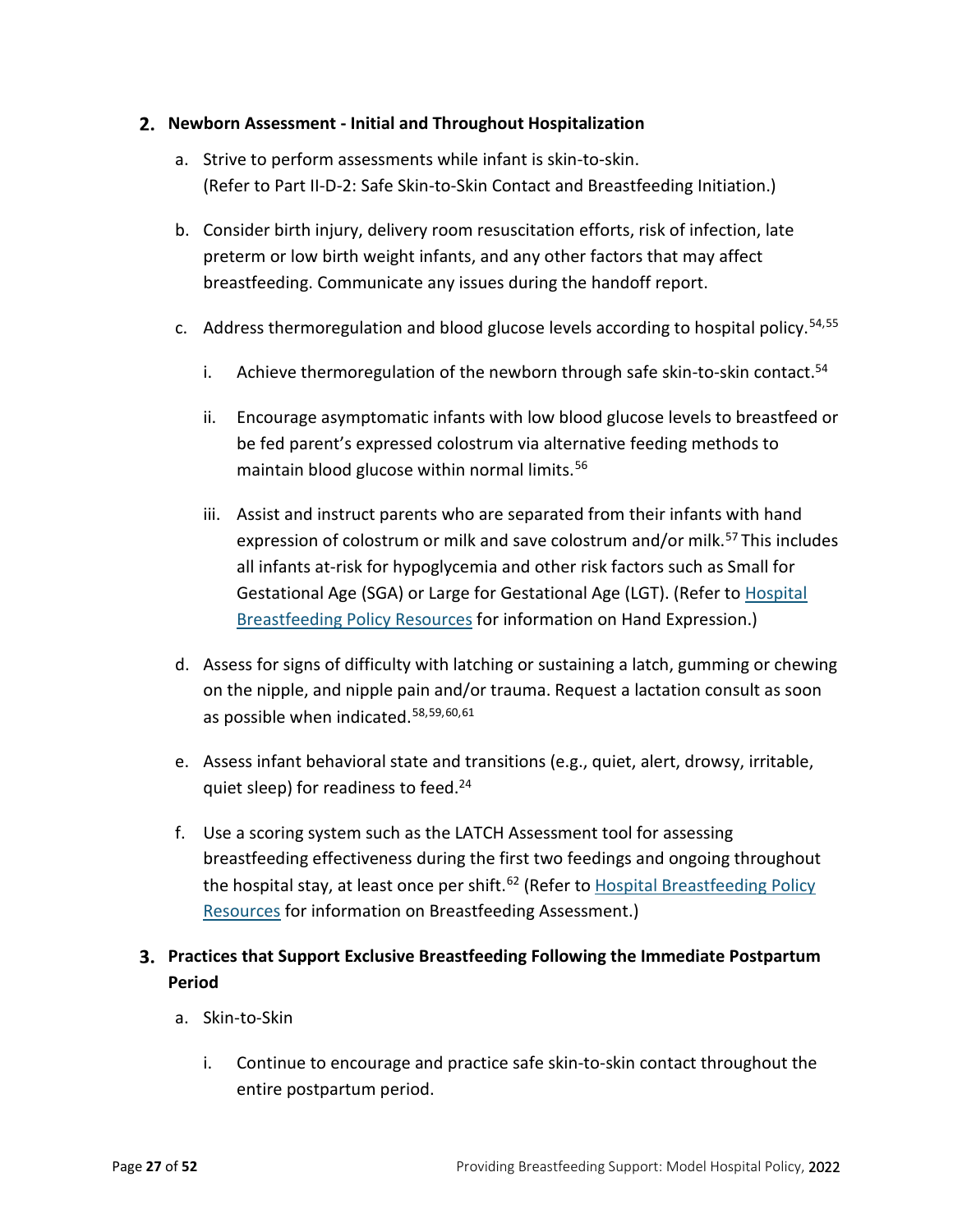## 2. Newborn Assessment - Initial and Throughout Hospitalization

a. Strive to perform assessments while infant is skin-to-skin. (Refer to Part II-D-2: Safe Skin-to-Skin Contact and Breastfeeding Initiation.)

b. Consider birth injury, delivery room resuscitation efforts, risk of infection, late preterm or low birth weight infants, and any other factors that may affect breastfeeding. Communicate any issues during the handoff report.

c. Address thermoregulation and blood glucose levels according to hospital policy.[54,55]

   i. Achieve thermoregulation of the newborn through safe skin-to-skin contact.[54]

   ii. Encourage asymptomatic infants with low blood glucose levels to breastfeed or be fed parent's expressed colostrum via alternative feeding methods to maintain blood glucose within normal limits.[56]

   iii. Assist and instruct parents who are separated from their infants with hand expression of colostrum or milk and save colostrum and/or milk.[57] This includes all infants at-risk for hypoglycemia and other risk factors such as Small for Gestational Age (SGA) or Large for Gestational Age (LGT). (Refer to Hospital Breastfeeding Policy Resources for information on Hand Expression.)

d. Assess for signs of difficulty with latching or sustaining a latch, gumming or chewing on the nipple, and nipple pain and/or trauma. Request a lactation consult as soon as possible when indicated.[58,59,60,61]

e. Assess infant behavioral state and transitions (e.g., quiet, alert, drowsy, irritable, quiet sleep) for readiness to feed.[24]

f. Use a scoring system such as the LATCH Assessment tool for assessing breastfeeding effectiveness during the first two feedings and ongoing throughout the hospital stay, at least once per shift.[62] (Refer to Hospital Breastfeeding Policy Resources for information on Breastfeeding Assessment.)

## 3. Practices that Support Exclusive Breastfeeding Following the Immediate Postpartum Period

a. Skin-to-Skin

   i. Continue to encourage and practice safe skin-to-skin contact throughout the entire postpartum period.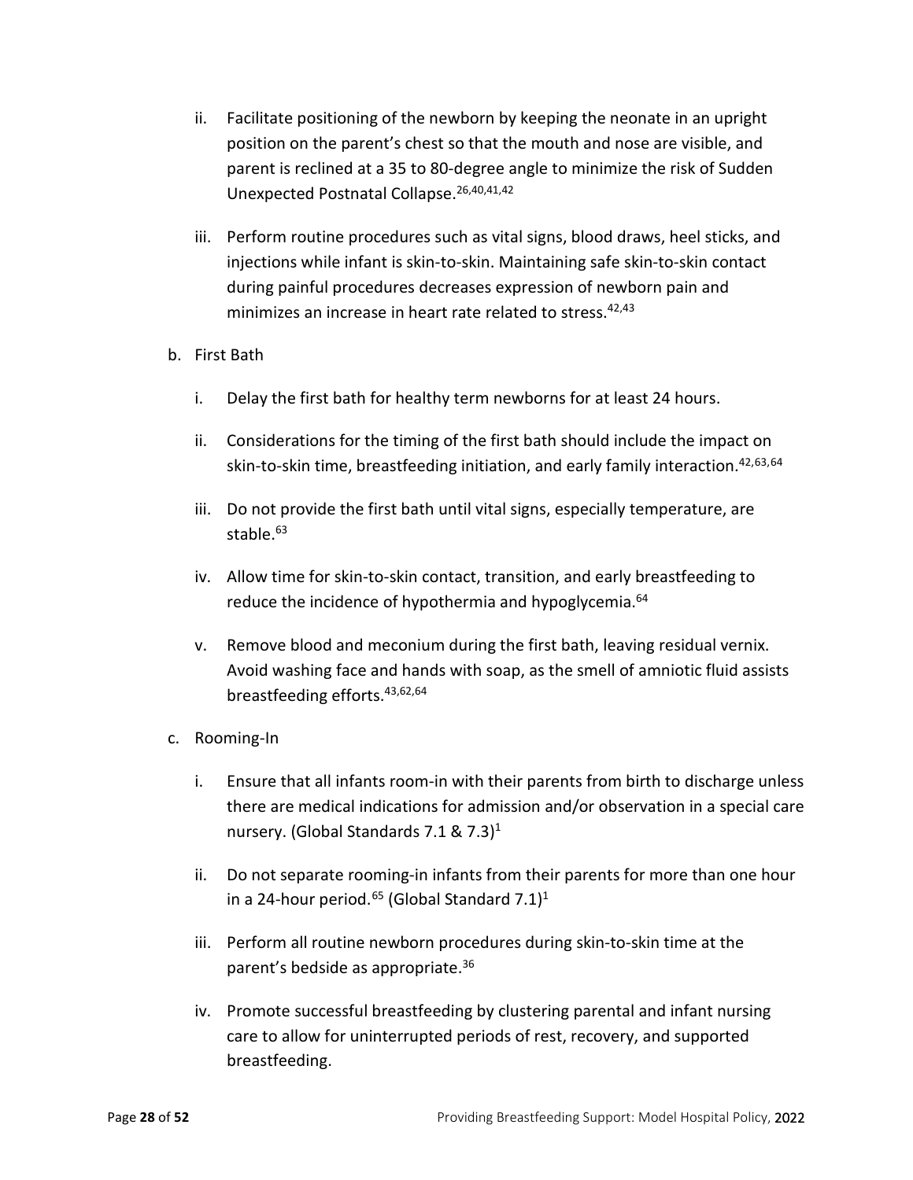ii. Facilitate positioning of the newborn by keeping the neonate in an upright position on the parent's chest so that the mouth and nose are visible, and parent is reclined at a 35 to 80-degree angle to minimize the risk of Sudden Unexpected Postnatal Collapse.[26,40,41,42]

iii. Perform routine procedures such as vital signs, blood draws, heel sticks, and injections while infant is skin-to-skin. Maintaining safe skin-to-skin contact during painful procedures decreases expression of newborn pain and minimizes an increase in heart rate related to stress.[42,43]

b. First Bath

i. Delay the first bath for healthy term newborns for at least 24 hours.

ii. Considerations for the timing of the first bath should include the impact on skin-to-skin time, breastfeeding initiation, and early family interaction.[42,63,64]

iii. Do not provide the first bath until vital signs, especially temperature, are stable.[63]

iv. Allow time for skin-to-skin contact, transition, and early breastfeeding to reduce the incidence of hypothermia and hypoglycemia.[64]

v. Remove blood and meconium during the first bath, leaving residual vernix. Avoid washing face and hands with soap, as the smell of amniotic fluid assists breastfeeding efforts.[43,62,64]

c. Rooming-In

i. Ensure that all infants room-in with their parents from birth to discharge unless there are medical indications for admission and/or observation in a special care nursery. (Global Standards 7.1 & 7.3)[1]

ii. Do not separate rooming-in infants from their parents for more than one hour in a 24-hour period.[65] (Global Standard 7.1)[1]

iii. Perform all routine newborn procedures during skin-to-skin time at the parent's bedside as appropriate.[36]

iv. Promote successful breastfeeding by clustering parental and infant nursing care to allow for uninterrupted periods of rest, recovery, and supported breastfeeding.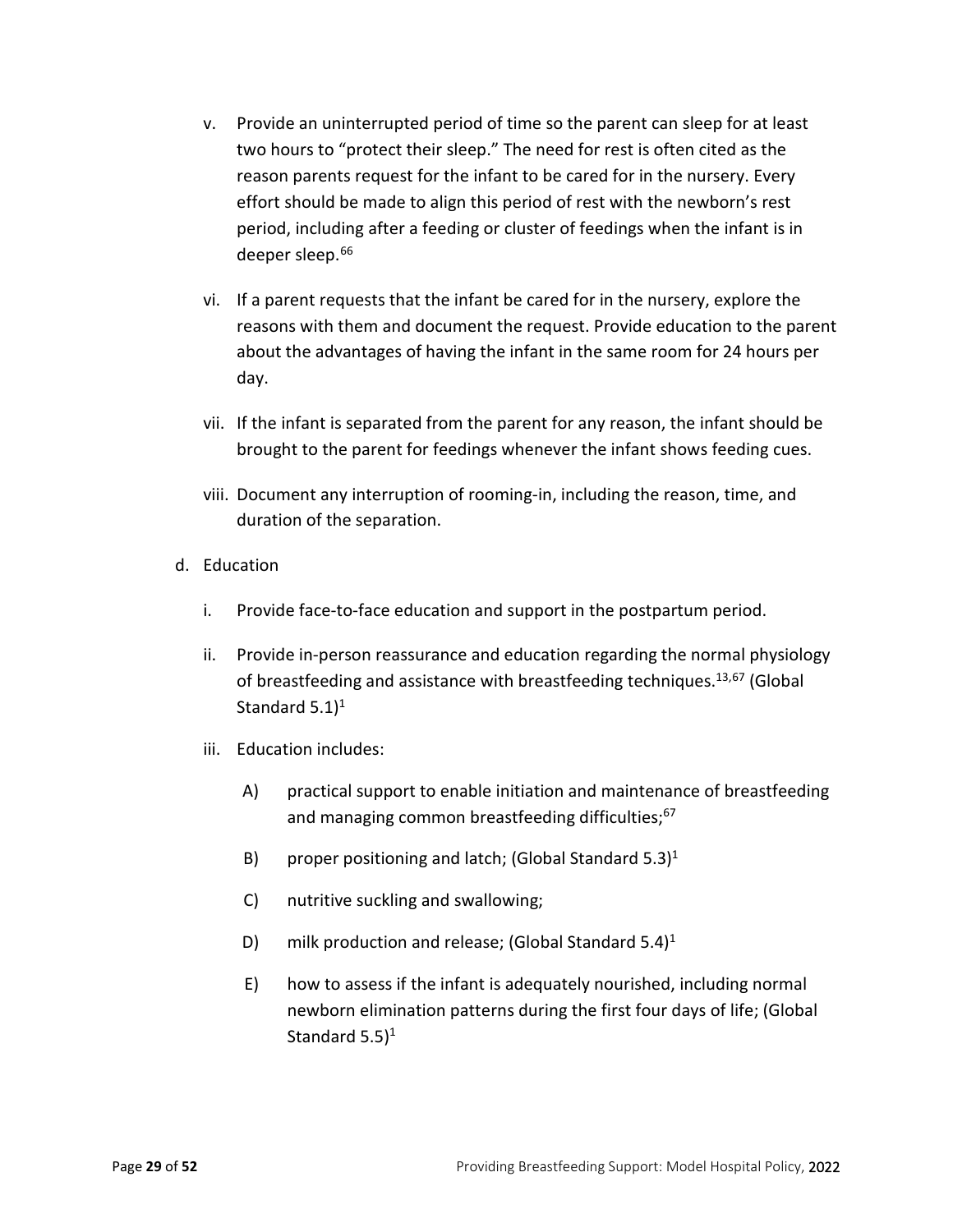v. Provide an uninterrupted period of time so the parent can sleep for at least two hours to "protect their sleep." The need for rest is often cited as the reason parents request for the infant to be cared for in the nursery. Every effort should be made to align this period of rest with the newborn's rest period, including after a feeding or cluster of feedings when the infant is in deeper sleep.[66]

vi. If a parent requests that the infant be cared for in the nursery, explore the reasons with them and document the request. Provide education to the parent about the advantages of having the infant in the same room for 24 hours per day.

vii. If the infant is separated from the parent for any reason, the infant should be brought to the parent for feedings whenever the infant shows feeding cues.

viii. Document any interruption of rooming-in, including the reason, time, and duration of the separation.

d. Education

i. Provide face-to-face education and support in the postpartum period.

ii. Provide in-person reassurance and education regarding the normal physiology of breastfeeding and assistance with breastfeeding techniques.[13,67] (Global Standard 5.1)[1]

iii. Education includes:

A) practical support to enable initiation and maintenance of breastfeeding and managing common breastfeeding difficulties;[67]

B) proper positioning and latch; (Global Standard 5.3)[1]

C) nutritive suckling and swallowing;

D) milk production and release; (Global Standard 5.4)[1]

E) how to assess if the infant is adequately nourished, including normal newborn elimination patterns during the first four days of life; (Global Standard 5.5)[1]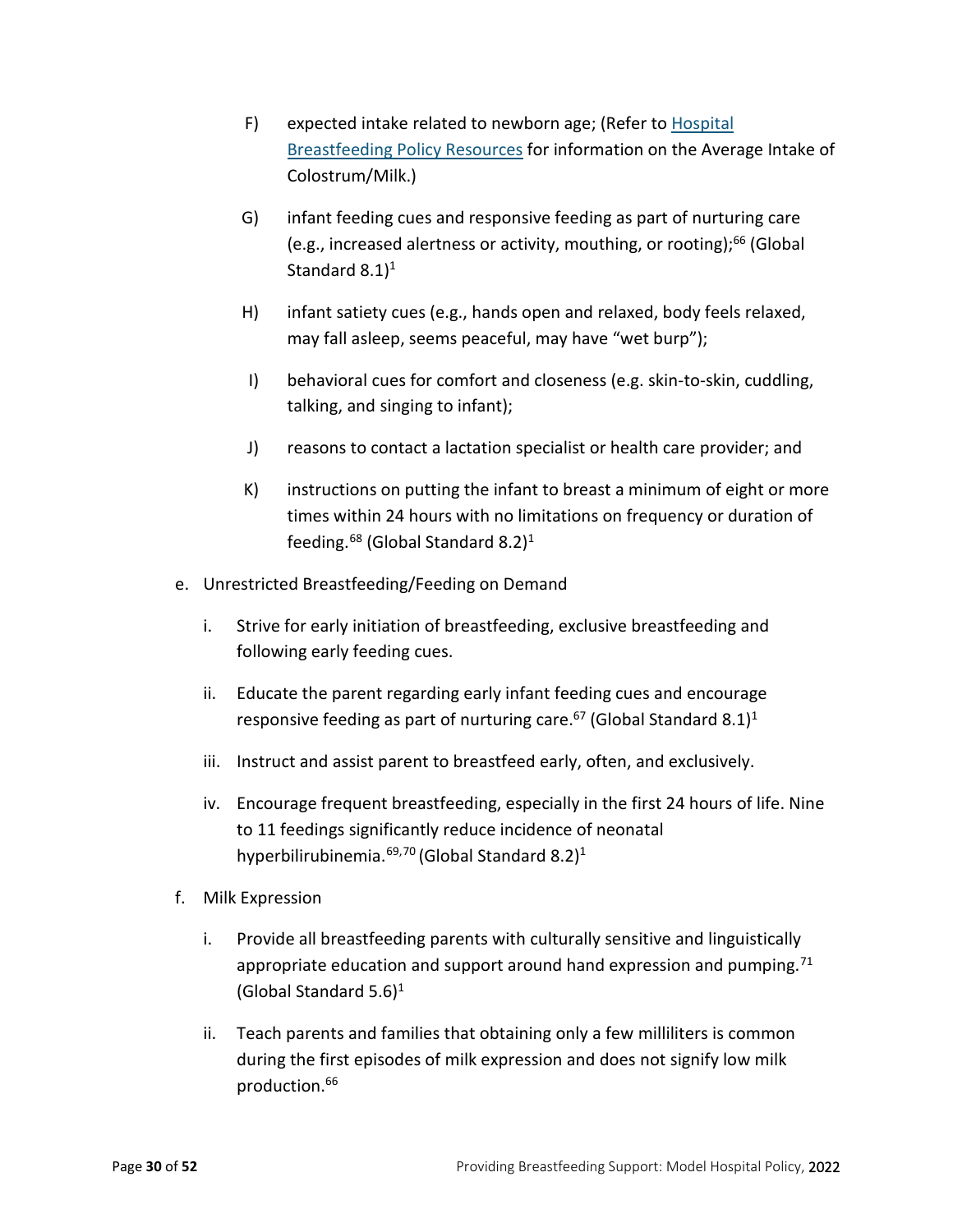F) expected intake related to newborn age; (Refer to Hospital Breastfeeding Policy Resources for information on the Average Intake of Colostrum/Milk.)

G) infant feeding cues and responsive feeding as part of nurturing care (e.g., increased alertness or activity, mouthing, or rooting);[66] (Global Standard 8.1)[1]

H) infant satiety cues (e.g., hands open and relaxed, body feels relaxed, may fall asleep, seems peaceful, may have "wet burp");

I) behavioral cues for comfort and closeness (e.g. skin-to-skin, cuddling, talking, and singing to infant);

J) reasons to contact a lactation specialist or health care provider; and

K) instructions on putting the infant to breast a minimum of eight or more times within 24 hours with no limitations on frequency or duration of feeding.[68] (Global Standard 8.2)[1]

e. Unrestricted Breastfeeding/Feeding on Demand

i. Strive for early initiation of breastfeeding, exclusive breastfeeding and following early feeding cues.

ii. Educate the parent regarding early infant feeding cues and encourage responsive feeding as part of nurturing care.[67] (Global Standard 8.1)[1]

iii. Instruct and assist parent to breastfeed early, often, and exclusively.

iv. Encourage frequent breastfeeding, especially in the first 24 hours of life. Nine to 11 feedings significantly reduce incidence of neonatal hyperbilirubinemia.[69,70] (Global Standard 8.2)[1]

f. Milk Expression

i. Provide all breastfeeding parents with culturally sensitive and linguistically appropriate education and support around hand expression and pumping.[71] (Global Standard 5.6)[1]

ii. Teach parents and families that obtaining only a few milliliters is common during the first episodes of milk expression and does not signify low milk production.[66]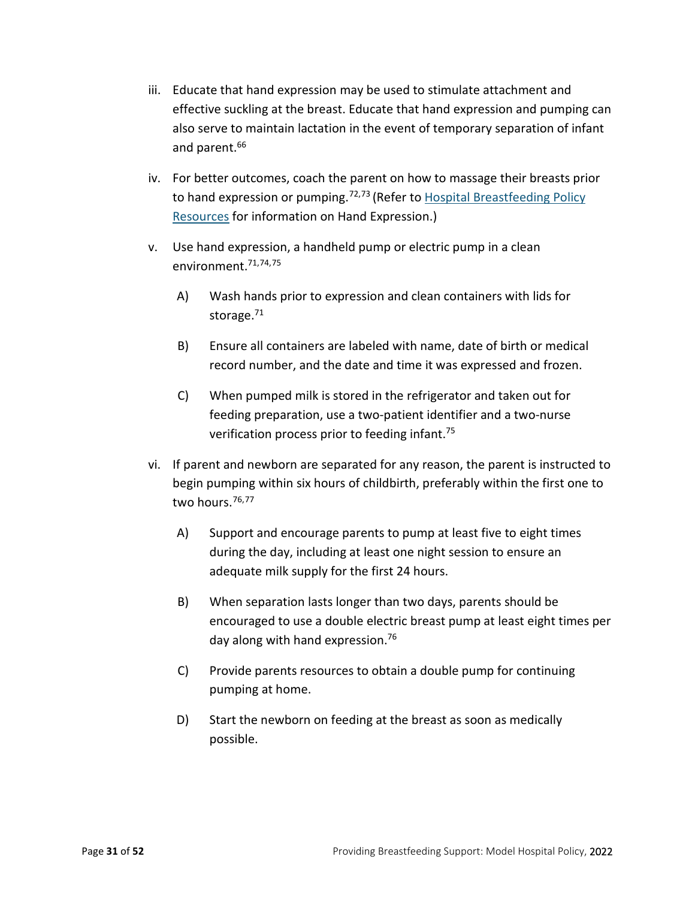iii. Educate that hand expression may be used to stimulate attachment and effective suckling at the breast. Educate that hand expression and pumping can also serve to maintain lactation in the event of temporary separation of infant and parent.[66]

iv. For better outcomes, coach the parent on how to massage their breasts prior to hand expression or pumping.[72,73] (Refer to [Hospital Breastfeeding Policy Resources]() for information on Hand Expression.)

v. Use hand expression, a handheld pump or electric pump in a clean environment.[71,74,75]

   A) Wash hands prior to expression and clean containers with lids for storage.[71]

   B) Ensure all containers are labeled with name, date of birth or medical record number, and the date and time it was expressed and frozen.

   C) When pumped milk is stored in the refrigerator and taken out for feeding preparation, use a two-patient identifier and a two-nurse verification process prior to feeding infant.[75]

vi. If parent and newborn are separated for any reason, the parent is instructed to begin pumping within six hours of childbirth, preferably within the first one to two hours.[76,77]

   A) Support and encourage parents to pump at least five to eight times during the day, including at least one night session to ensure an adequate milk supply for the first 24 hours.

   B) When separation lasts longer than two days, parents should be encouraged to use a double electric breast pump at least eight times per day along with hand expression.[76]

   C) Provide parents resources to obtain a double pump for continuing pumping at home.

   D) Start the newborn on feeding at the breast as soon as medically possible.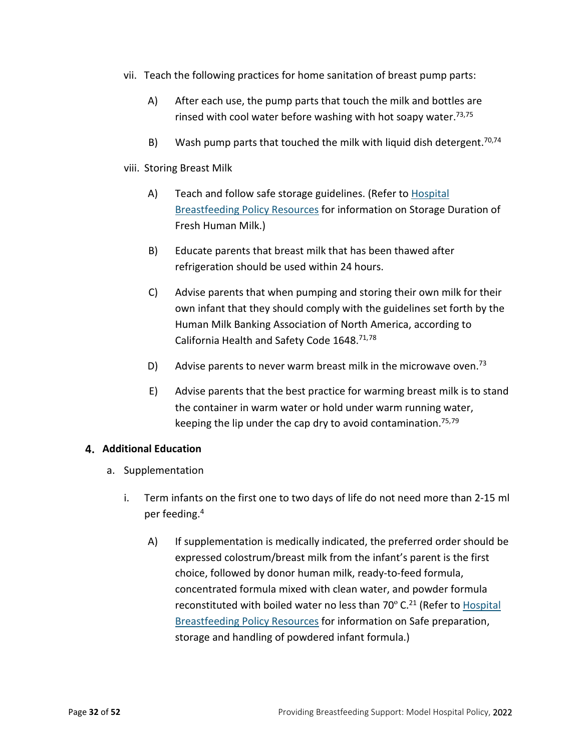vii. Teach the following practices for home sanitation of breast pump parts:

A) After each use, the pump parts that touch the milk and bottles are rinsed with cool water before washing with hot soapy water.[73,75]

B) Wash pump parts that touched the milk with liquid dish detergent.[70,74]

viii. Storing Breast Milk

A) Teach and follow safe storage guidelines. (Refer to Hospital Breastfeeding Policy Resources for information on Storage Duration of Fresh Human Milk.)

B) Educate parents that breast milk that has been thawed after refrigeration should be used within 24 hours.

C) Advise parents that when pumping and storing their own milk for their own infant that they should comply with the guidelines set forth by the Human Milk Banking Association of North America, according to California Health and Safety Code 1648.[71,78]

D) Advise parents to never warm breast milk in the microwave oven.[73]

E) Advise parents that the best practice for warming breast milk is to stand the container in warm water or hold under warm running water, keeping the lip under the cap dry to avoid contamination.[75,79]

## 4. Additional Education

a. Supplementation

i. Term infants on the first one to two days of life do not need more than 2-15 ml per feeding.[4]

A) If supplementation is medically indicated, the preferred order should be expressed colostrum/breast milk from the infant's parent is the first choice, followed by donor human milk, ready-to-feed formula, concentrated formula mixed with clean water, and powder formula reconstituted with boiled water no less than 70º C.[21] (Refer to Hospital Breastfeeding Policy Resources for information on Safe preparation, storage and handling of powdered infant formula.)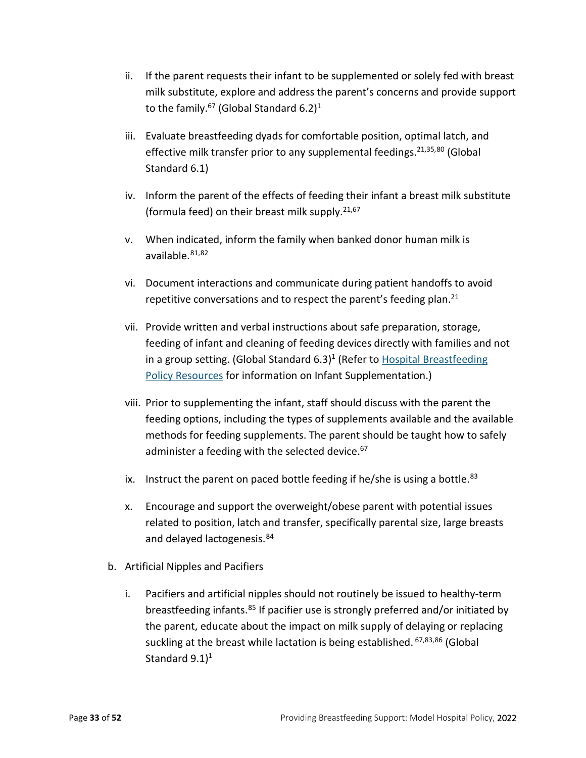ii. If the parent requests their infant to be supplemented or solely fed with breast milk substitute, explore and address the parent's concerns and provide support to the family.[67] (Global Standard 6.2)[1]

iii. Evaluate breastfeeding dyads for comfortable position, optimal latch, and effective milk transfer prior to any supplemental feedings.[21,35,80] (Global Standard 6.1)

iv. Inform the parent of the effects of feeding their infant a breast milk substitute (formula feed) on their breast milk supply.[21,67]

v. When indicated, inform the family when banked donor human milk is available.[81,82]

vi. Document interactions and communicate during patient handoffs to avoid repetitive conversations and to respect the parent's feeding plan.[21]

vii. Provide written and verbal instructions about safe preparation, storage, feeding of infant and cleaning of feeding devices directly with families and not in a group setting. (Global Standard 6.3)[1] (Refer to Hospital Breastfeeding Policy Resources for information on Infant Supplementation.)

viii. Prior to supplementing the infant, staff should discuss with the parent the feeding options, including the types of supplements available and the available methods for feeding supplements. The parent should be taught how to safely administer a feeding with the selected device.[67]

ix. Instruct the parent on paced bottle feeding if he/she is using a bottle.[83]

x. Encourage and support the overweight/obese parent with potential issues related to position, latch and transfer, specifically parental size, large breasts and delayed lactogenesis.[84]

b. Artificial Nipples and Pacifiers

i. Pacifiers and artificial nipples should not routinely be issued to healthy-term breastfeeding infants.[85] If pacifier use is strongly preferred and/or initiated by the parent, educate about the impact on milk supply of delaying or replacing suckling at the breast while lactation is being established.[67,83,86] (Global Standard 9.1)[1]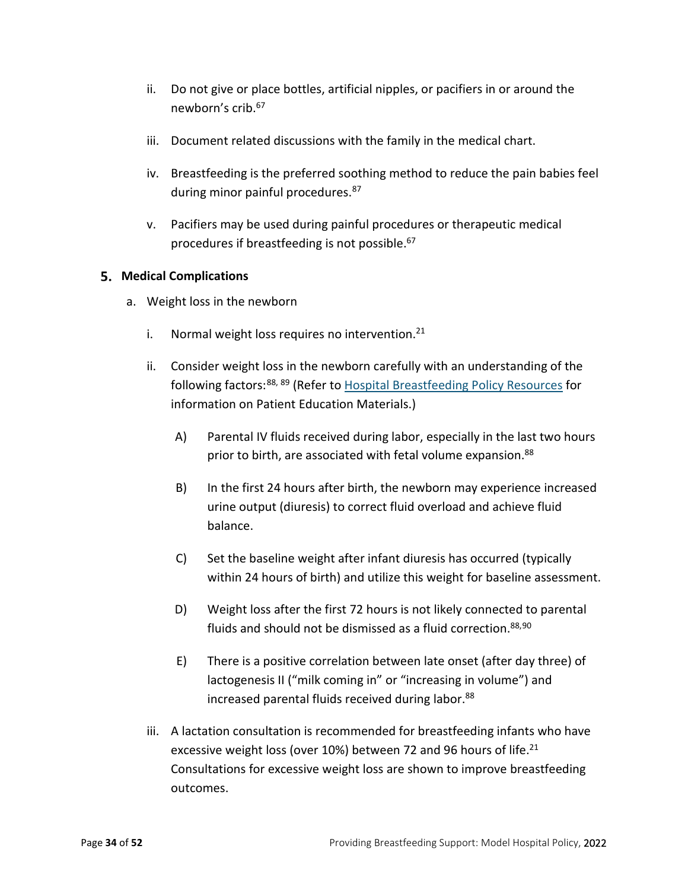ii. Do not give or place bottles, artificial nipples, or pacifiers in or around the newborn's crib.[67]

iii. Document related discussions with the family in the medical chart.

iv. Breastfeeding is the preferred soothing method to reduce the pain babies feel during minor painful procedures.[87]

v. Pacifiers may be used during painful procedures or therapeutic medical procedures if breastfeeding is not possible.[67]

## 5. Medical Complications

a. Weight loss in the newborn

i. Normal weight loss requires no intervention.[21]

ii. Consider weight loss in the newborn carefully with an understanding of the following factors:[88, 89] (Refer to Hospital Breastfeeding Policy Resources for information on Patient Education Materials.)

A) Parental IV fluids received during labor, especially in the last two hours prior to birth, are associated with fetal volume expansion.[88]

B) In the first 24 hours after birth, the newborn may experience increased urine output (diuresis) to correct fluid overload and achieve fluid balance.

C) Set the baseline weight after infant diuresis has occurred (typically within 24 hours of birth) and utilize this weight for baseline assessment.

D) Weight loss after the first 72 hours is not likely connected to parental fluids and should not be dismissed as a fluid correction.[88,90]

E) There is a positive correlation between late onset (after day three) of lactogenesis II ("milk coming in" or "increasing in volume") and increased parental fluids received during labor.[88]

iii. A lactation consultation is recommended for breastfeeding infants who have excessive weight loss (over 10%) between 72 and 96 hours of life.[21] Consultations for excessive weight loss are shown to improve breastfeeding outcomes.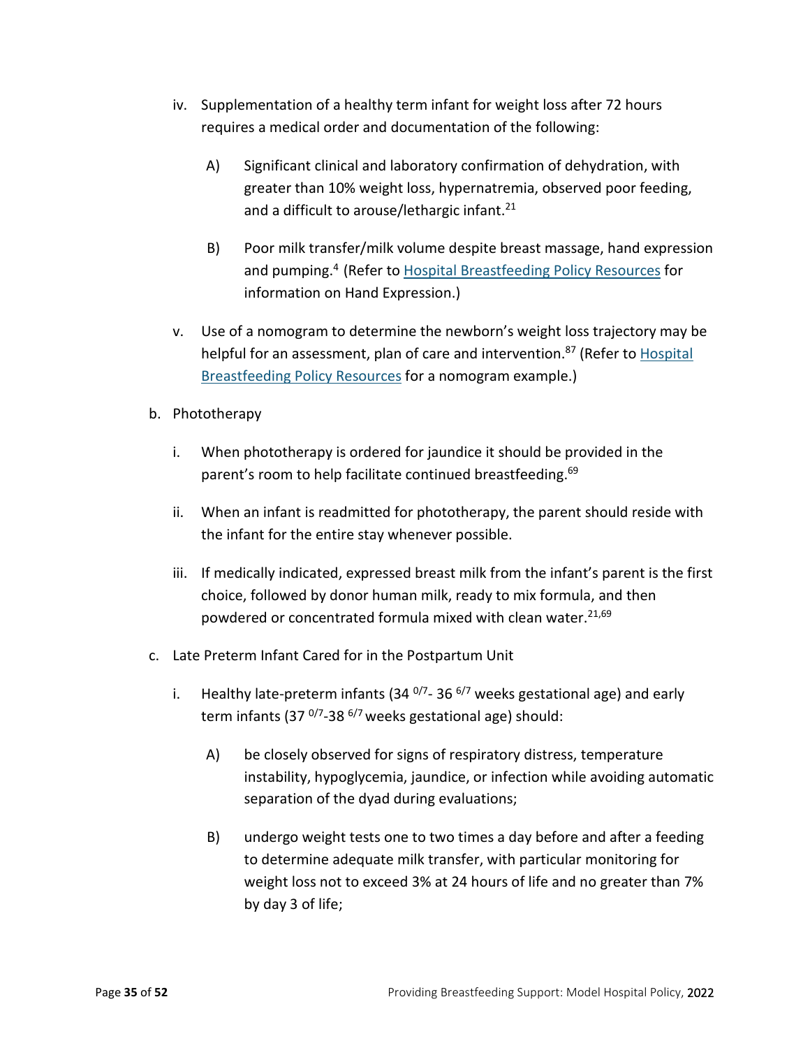iv. Supplementation of a healthy term infant for weight loss after 72 hours requires a medical order and documentation of the following:

   A) Significant clinical and laboratory confirmation of dehydration, with greater than 10% weight loss, hypernatremia, observed poor feeding, and a difficult to arouse/lethargic infant.[21]

   B) Poor milk transfer/milk volume despite breast massage, hand expression and pumping.[4] (Refer to Hospital Breastfeeding Policy Resources for information on Hand Expression.)

v. Use of a nomogram to determine the newborn's weight loss trajectory may be helpful for an assessment, plan of care and intervention.[87] (Refer to Hospital Breastfeeding Policy Resources for a nomogram example.)

b. Phototherapy

   i. When phototherapy is ordered for jaundice it should be provided in the parent's room to help facilitate continued breastfeeding.[69]

   ii. When an infant is readmitted for phototherapy, the parent should reside with the infant for the entire stay whenever possible.

   iii. If medically indicated, expressed breast milk from the infant's parent is the first choice, followed by donor human milk, ready to mix formula, and then powdered or concentrated formula mixed with clean water.[21,69]

c. Late Preterm Infant Cared for in the Postpartum Unit

   i. Healthy late-preterm infants (34 $^{0/7}$- 36 $^{6/7}$ weeks gestational age) and early term infants (37 $^{0/7}$-38 $^{6/7}$ weeks gestational age) should:

      A) be closely observed for signs of respiratory distress, temperature instability, hypoglycemia, jaundice, or infection while avoiding automatic separation of the dyad during evaluations;

      B) undergo weight tests one to two times a day before and after a feeding to determine adequate milk transfer, with particular monitoring for weight loss not to exceed 3% at 24 hours of life and no greater than 7% by day 3 of life;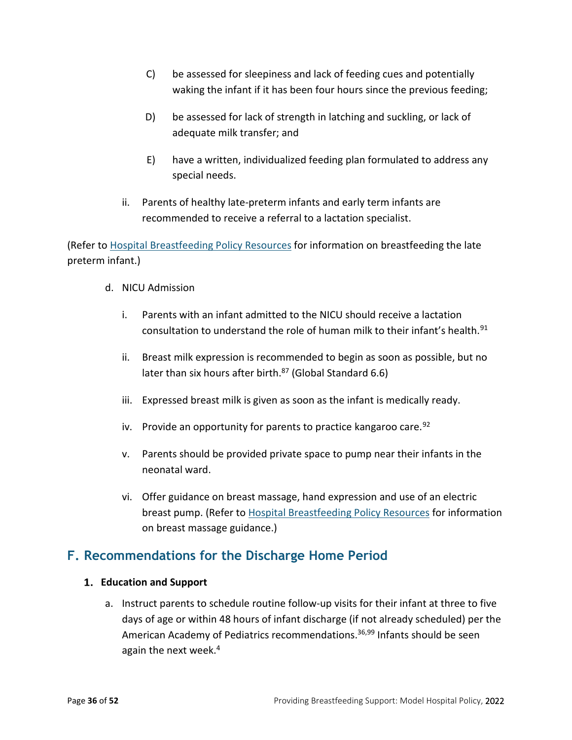C) be assessed for sleepiness and lack of feeding cues and potentially waking the infant if it has been four hours since the previous feeding;

D) be assessed for lack of strength in latching and suckling, or lack of adequate milk transfer; and

E) have a written, individualized feeding plan formulated to address any special needs.

ii. Parents of healthy late-preterm infants and early term infants are recommended to receive a referral to a lactation specialist.

(Refer to Hospital Breastfeeding Policy Resources for information on breastfeeding the late preterm infant.)

d. NICU Admission

i. Parents with an infant admitted to the NICU should receive a lactation consultation to understand the role of human milk to their infant's health.[91]

ii. Breast milk expression is recommended to begin as soon as possible, but no later than six hours after birth.[87] (Global Standard 6.6)

iii. Expressed breast milk is given as soon as the infant is medically ready.

iv. Provide an opportunity for parents to practice kangaroo care.[92]

v. Parents should be provided private space to pump near their infants in the neonatal ward.

vi. Offer guidance on breast massage, hand expression and use of an electric breast pump. (Refer to Hospital Breastfeeding Policy Resources for information on breast massage guidance.)

## F. Recommendations for the Discharge Home Period

### 1. Education and Support

a. Instruct parents to schedule routine follow-up visits for their infant at three to five days of age or within 48 hours of infant discharge (if not already scheduled) per the American Academy of Pediatrics recommendations.[36,99] Infants should be seen again the next week.[4]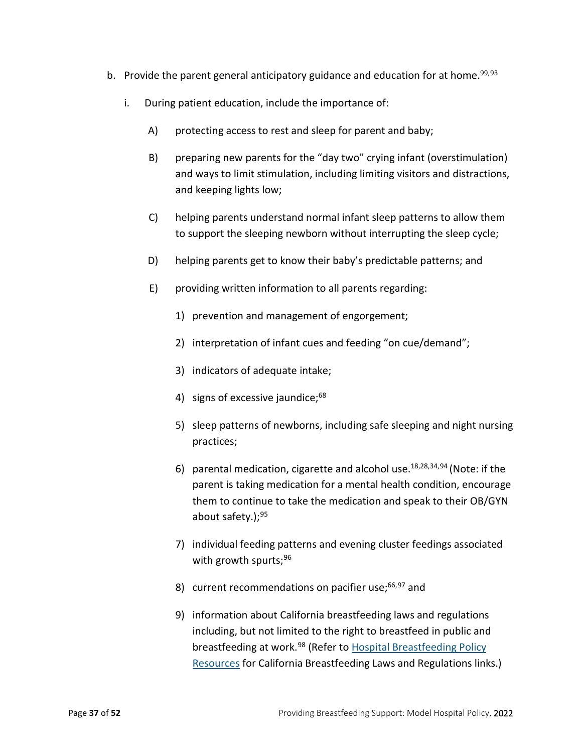b. Provide the parent general anticipatory guidance and education for at home.[99,93]

   i. During patient education, include the importance of:

      A) protecting access to rest and sleep for parent and baby;

      B) preparing new parents for the "day two" crying infant (overstimulation) and ways to limit stimulation, including limiting visitors and distractions, and keeping lights low;

      C) helping parents understand normal infant sleep patterns to allow them to support the sleeping newborn without interrupting the sleep cycle;

      D) helping parents get to know their baby's predictable patterns; and

      E) providing written information to all parents regarding:

         1) prevention and management of engorgement;

         2) interpretation of infant cues and feeding "on cue/demand";

         3) indicators of adequate intake;

         4) signs of excessive jaundice;[68]

         5) sleep patterns of newborns, including safe sleeping and night nursing practices;

         6) parental medication, cigarette and alcohol use.[18,28,34,94] (Note: if the parent is taking medication for a mental health condition, encourage them to continue to take the medication and speak to their OB/GYN about safety.);[95]

         7) individual feeding patterns and evening cluster feedings associated with growth spurts;[96]

         8) current recommendations on pacifier use;[66,97] and

         9) information about California breastfeeding laws and regulations including, but not limited to the right to breastfeed in public and breastfeeding at work.[98] (Refer to Hospital Breastfeeding Policy Resources for California Breastfeeding Laws and Regulations links.)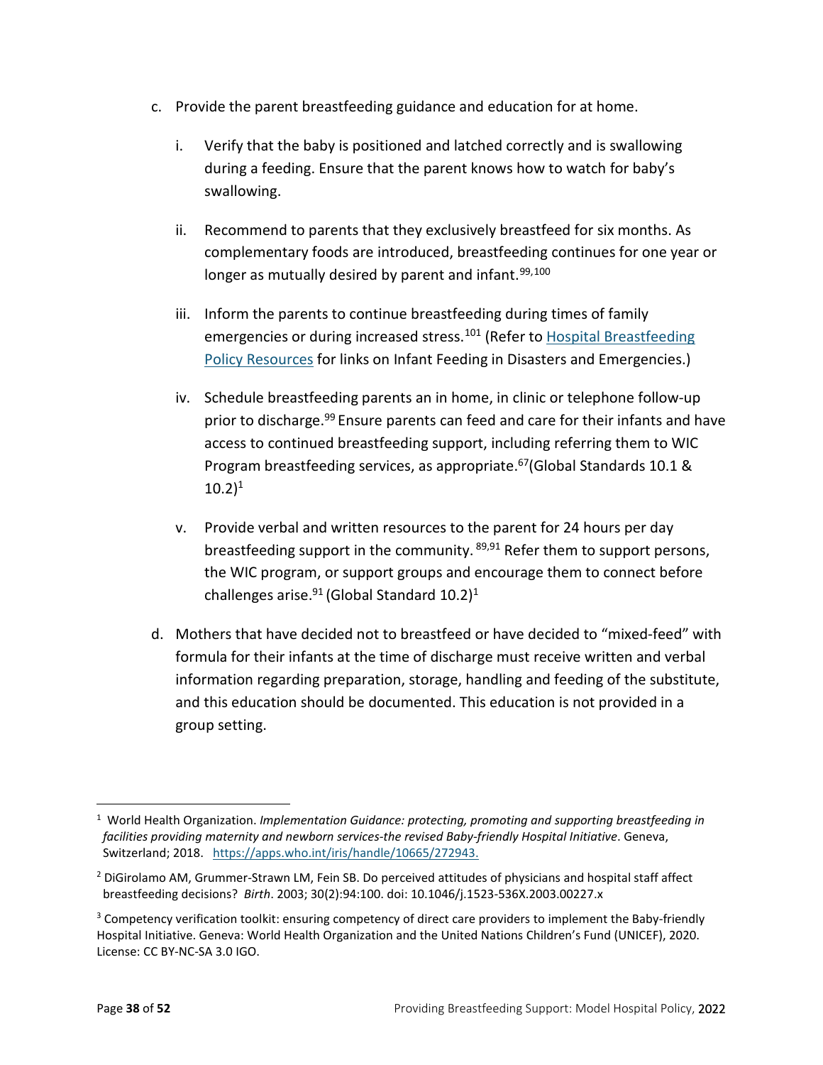c. Provide the parent breastfeeding guidance and education for at home.

    i. Verify that the baby is positioned and latched correctly and is swallowing during a feeding. Ensure that the parent knows how to watch for baby's swallowing.

    ii. Recommend to parents that they exclusively breastfeed for six months. As complementary foods are introduced, breastfeeding continues for one year or longer as mutually desired by parent and infant.[99,100]

    iii. Inform the parents to continue breastfeeding during times of family emergencies or during increased stress.[101] (Refer to Hospital Breastfeeding Policy Resources for links on Infant Feeding in Disasters and Emergencies.)

    iv. Schedule breastfeeding parents an in home, in clinic or telephone follow-up prior to discharge.[99] Ensure parents can feed and care for their infants and have access to continued breastfeeding support, including referring them to WIC Program breastfeeding services, as appropriate.[67](Global Standards 10.1 & 10.2)[1]

    v. Provide verbal and written resources to the parent for 24 hours per day breastfeeding support in the community. [89,91] Refer them to support persons, the WIC program, or support groups and encourage them to connect before challenges arise.[91] (Global Standard 10.2)[1]

d. Mothers that have decided not to breastfeed or have decided to "mixed-feed" with formula for their infants at the time of discharge must receive written and verbal information regarding preparation, storage, handling and feeding of the substitute, and this education should be documented. This education is not provided in a group setting.

---

[1] World Health Organization. *Implementation Guidance: protecting, promoting and supporting breastfeeding in facilities providing maternity and newborn services-the revised Baby-friendly Hospital Initiative*. Geneva, Switzerland; 2018. https://apps.who.int/iris/handle/10665/272943.

[2] DiGirolamo AM, Grummer-Strawn LM, Fein SB. Do perceived attitudes of physicians and hospital staff affect breastfeeding decisions? *Birth*. 2003; 30(2):94:100. doi: 10.1046/j.1523-536X.2003.00227.x

[3] Competency verification toolkit: ensuring competency of direct care providers to implement the Baby-friendly Hospital Initiative. Geneva: World Health Organization and the United Nations Children's Fund (UNICEF), 2020. License: CC BY-NC-SA 3.0 IGO.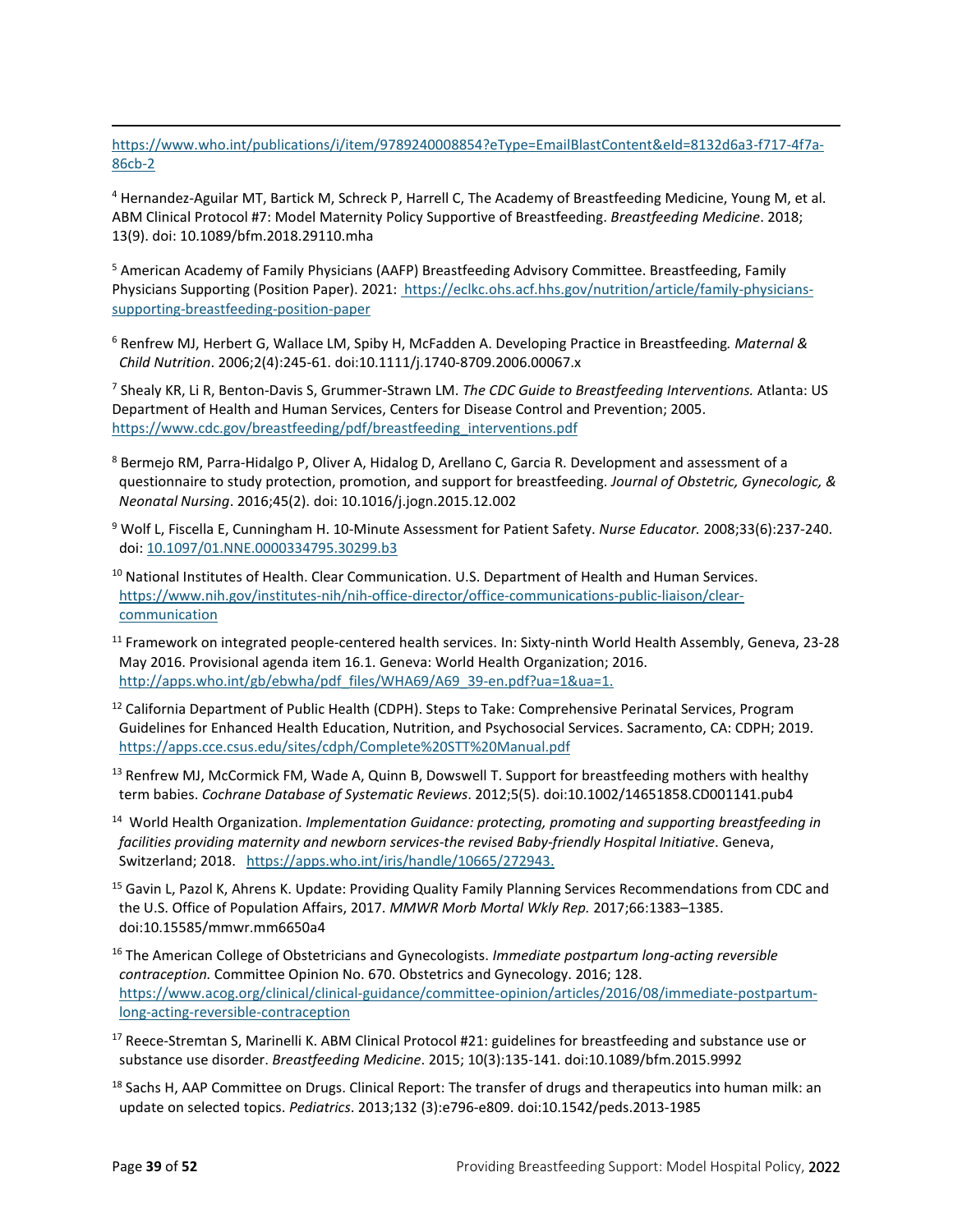https://www.who.int/publications/i/item/9789240008854?eType=EmailBlastContent&eId=8132d6a3-f717-4f7a-86cb-2

[4] Hernandez-Aguilar MT, Bartick M, Schreck P, Harrell C, The Academy of Breastfeeding Medicine, Young M, et al. ABM Clinical Protocol #7: Model Maternity Policy Supportive of Breastfeeding. *Breastfeeding Medicine*. 2018; 13(9). doi: 10.1089/bfm.2018.29110.mha

[5] American Academy of Family Physicians (AAFP) Breastfeeding Advisory Committee. Breastfeeding, Family Physicians Supporting (Position Paper). 2021: https://eclkc.ohs.acf.hhs.gov/nutrition/article/family-physicians-supporting-breastfeeding-position-paper

[6] Renfrew MJ, Herbert G, Wallace LM, Spiby H, McFadden A. Developing Practice in Breastfeeding. *Maternal & Child Nutrition*. 2006;2(4):245-61. doi:10.1111/j.1740-8709.2006.00067.x

[7] Shealy KR, Li R, Benton-Davis S, Grummer-Strawn LM. *The CDC Guide to Breastfeeding Interventions.* Atlanta: US Department of Health and Human Services, Centers for Disease Control and Prevention; 2005. https://www.cdc.gov/breastfeeding/pdf/breastfeeding_interventions.pdf

[8] Bermejo RM, Parra-Hidalgo P, Oliver A, Hidalog D, Arellano C, Garcia R. Development and assessment of a questionnaire to study protection, promotion, and support for breastfeeding. *Journal of Obstetric, Gynecologic, & Neonatal Nursing*. 2016;45(2). doi: 10.1016/j.jogn.2015.12.002

[9] Wolf L, Fiscella E, Cunningham H. 10-Minute Assessment for Patient Safety. *Nurse Educator.* 2008;33(6):237-240. doi: 10.1097/01.NNE.0000334795.30299.b3

[10] National Institutes of Health. Clear Communication. U.S. Department of Health and Human Services. https://www.nih.gov/institutes-nih/nih-office-director/office-communications-public-liaison/clear-communication

[11] Framework on integrated people-centered health services. In: Sixty-ninth World Health Assembly, Geneva, 23-28 May 2016. Provisional agenda item 16.1. Geneva: World Health Organization; 2016. http://apps.who.int/gb/ebwha/pdf_files/WHA69/A69_39-en.pdf?ua=1&ua=1.

[12] California Department of Public Health (CDPH). Steps to Take: Comprehensive Perinatal Services, Program Guidelines for Enhanced Health Education, Nutrition, and Psychosocial Services. Sacramento, CA: CDPH; 2019. https://apps.cce.csus.edu/sites/cdph/Complete%20STT%20Manual.pdf

[13] Renfrew MJ, McCormick FM, Wade A, Quinn B, Dowswell T. Support for breastfeeding mothers with healthy term babies. *Cochrane Database of Systematic Reviews*. 2012;5(5). doi:10.1002/14651858.CD001141.pub4

[14] World Health Organization. *Implementation Guidance: protecting, promoting and supporting breastfeeding in facilities providing maternity and newborn services-the revised Baby-friendly Hospital Initiative*. Geneva, Switzerland; 2018. https://apps.who.int/iris/handle/10665/272943.

[15] Gavin L, Pazol K, Ahrens K. Update: Providing Quality Family Planning Services Recommendations from CDC and the U.S. Office of Population Affairs, 2017. *MMWR Morb Mortal Wkly Rep.* 2017;66:1383–1385. doi:10.15585/mmwr.mm6650a4

[16] The American College of Obstetricians and Gynecologists. *Immediate postpartum long-acting reversible contraception.* Committee Opinion No. 670. Obstetrics and Gynecology. 2016; 128. https://www.acog.org/clinical/clinical-guidance/committee-opinion/articles/2016/08/immediate-postpartum-long-acting-reversible-contraception

[17] Reece-Stremtan S, Marinelli K. ABM Clinical Protocol #21: guidelines for breastfeeding and substance use or substance use disorder. *Breastfeeding Medicine*. 2015; 10(3):135-141. doi:10.1089/bfm.2015.9992

[18] Sachs H, AAP Committee on Drugs. Clinical Report: The transfer of drugs and therapeutics into human milk: an update on selected topics. *Pediatrics*. 2013;132 (3):e796-e809. doi:10.1542/peds.2013-1985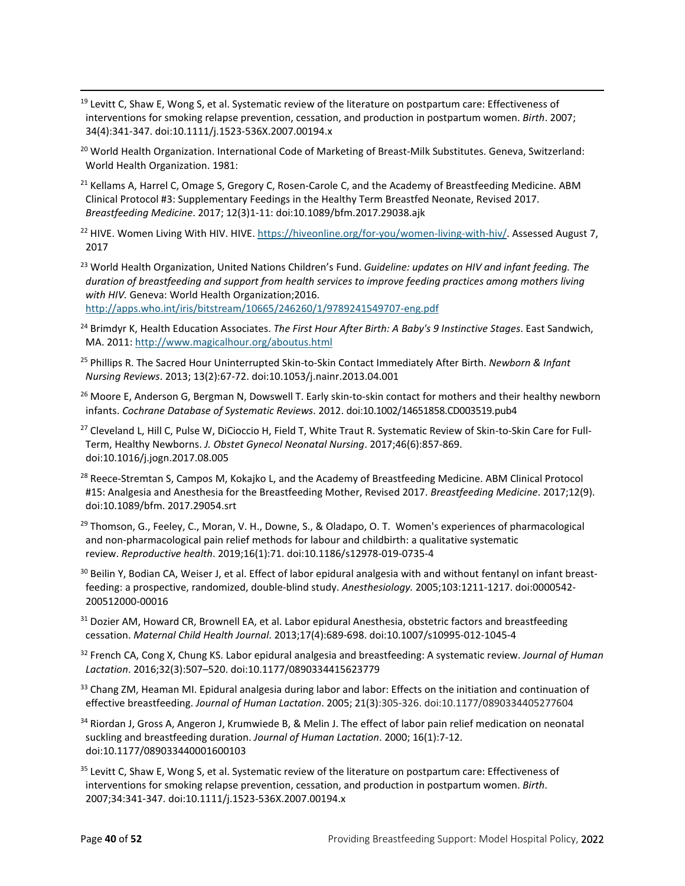[19] Levitt C, Shaw E, Wong S, et al. Systematic review of the literature on postpartum care: Effectiveness of interventions for smoking relapse prevention, cessation, and production in postpartum women. *Birth*. 2007; 34(4):341-347. doi:10.1111/j.1523-536X.2007.00194.x

[20] World Health Organization. International Code of Marketing of Breast-Milk Substitutes. Geneva, Switzerland: World Health Organization. 1981:

[21] Kellams A, Harrel C, Omage S, Gregory C, Rosen-Carole C, and the Academy of Breastfeeding Medicine. ABM Clinical Protocol #3: Supplementary Feedings in the Healthy Term Breastfed Neonate, Revised 2017. *Breastfeeding Medicine*. 2017; 12(3)1-11: doi:10.1089/bfm.2017.29038.ajk

[22] HIVE. Women Living With HIV. HIVE. https://hiveonline.org/for-you/women-living-with-hiv/. Assessed August 7, 2017

[23] World Health Organization, United Nations Children's Fund. *Guideline: updates on HIV and infant feeding. The duration of breastfeeding and support from health services to improve feeding practices among mothers living with HIV.* Geneva: World Health Organization;2016. http://apps.who.int/iris/bitstream/10665/246260/1/9789241549707-eng.pdf

[24] Brimdyr K, Health Education Associates. *The First Hour After Birth: A Baby's 9 Instinctive Stages*. East Sandwich, MA. 2011: http://www.magicalhour.org/aboutus.html

[25] Phillips R. The Sacred Hour Uninterrupted Skin-to-Skin Contact Immediately After Birth. *Newborn & Infant Nursing Reviews*. 2013; 13(2):67-72. doi:10.1053/j.nainr.2013.04.001

[26] Moore E, Anderson G, Bergman N, Dowswell T. Early skin-to-skin contact for mothers and their healthy newborn infants. *Cochrane Database of Systematic Reviews*. 2012. doi:10.1002/14651858.CD003519.pub4

[27] Cleveland L, Hill C, Pulse W, DiCioccio H, Field T, White Traut R. Systematic Review of Skin-to-Skin Care for Full-Term, Healthy Newborns. *J. Obstet Gynecol Neonatal Nursing*. 2017;46(6):857-869. doi:10.1016/j.jogn.2017.08.005

[28] Reece-Stremtan S, Campos M, Kokajko L, and the Academy of Breastfeeding Medicine. ABM Clinical Protocol #15: Analgesia and Anesthesia for the Breastfeeding Mother, Revised 2017. *Breastfeeding Medicine*. 2017;12(9). doi:10.1089/bfm. 2017.29054.srt

[29] Thomson, G., Feeley, C., Moran, V. H., Downe, S., & Oladapo, O. T. Women's experiences of pharmacological and non-pharmacological pain relief methods for labour and childbirth: a qualitative systematic review. *Reproductive health*. 2019;16(1):71. doi:10.1186/s12978-019-0735-4

[30] Beilin Y, Bodian CA, Weiser J, et al. Effect of labor epidural analgesia with and without fentanyl on infant breast-feeding: a prospective, randomized, double-blind study. *Anesthesiology.* 2005;103:1211-1217. doi:0000542-200512000-00016

[31] Dozier AM, Howard CR, Brownell EA, et al. Labor epidural Anesthesia, obstetric factors and breastfeeding cessation. *Maternal Child Health Journal*. 2013;17(4):689-698. doi:10.1007/s10995-012-1045-4

[32] French CA, Cong X, Chung KS. Labor epidural analgesia and breastfeeding: A systematic review. *Journal of Human Lactation*. 2016;32(3):507–520. doi:10.1177/0890334415623779

[33] Chang ZM, Heaman MI. Epidural analgesia during labor and labor: Effects on the initiation and continuation of effective breastfeeding. *Journal of Human Lactation*. 2005; 21(3):305-326. doi:10.1177/0890334405277604

[34] Riordan J, Gross A, Angeron J, Krumwiede B, & Melin J. The effect of labor pain relief medication on neonatal suckling and breastfeeding duration. *Journal of Human Lactation*. 2000; 16(1):7-12. doi:10.1177/089033440001600103

[35] Levitt C, Shaw E, Wong S, et al. Systematic review of the literature on postpartum care: Effectiveness of interventions for smoking relapse prevention, cessation, and production in postpartum women. *Birth*. 2007;34:341-347. doi:10.1111/j.1523-536X.2007.00194.x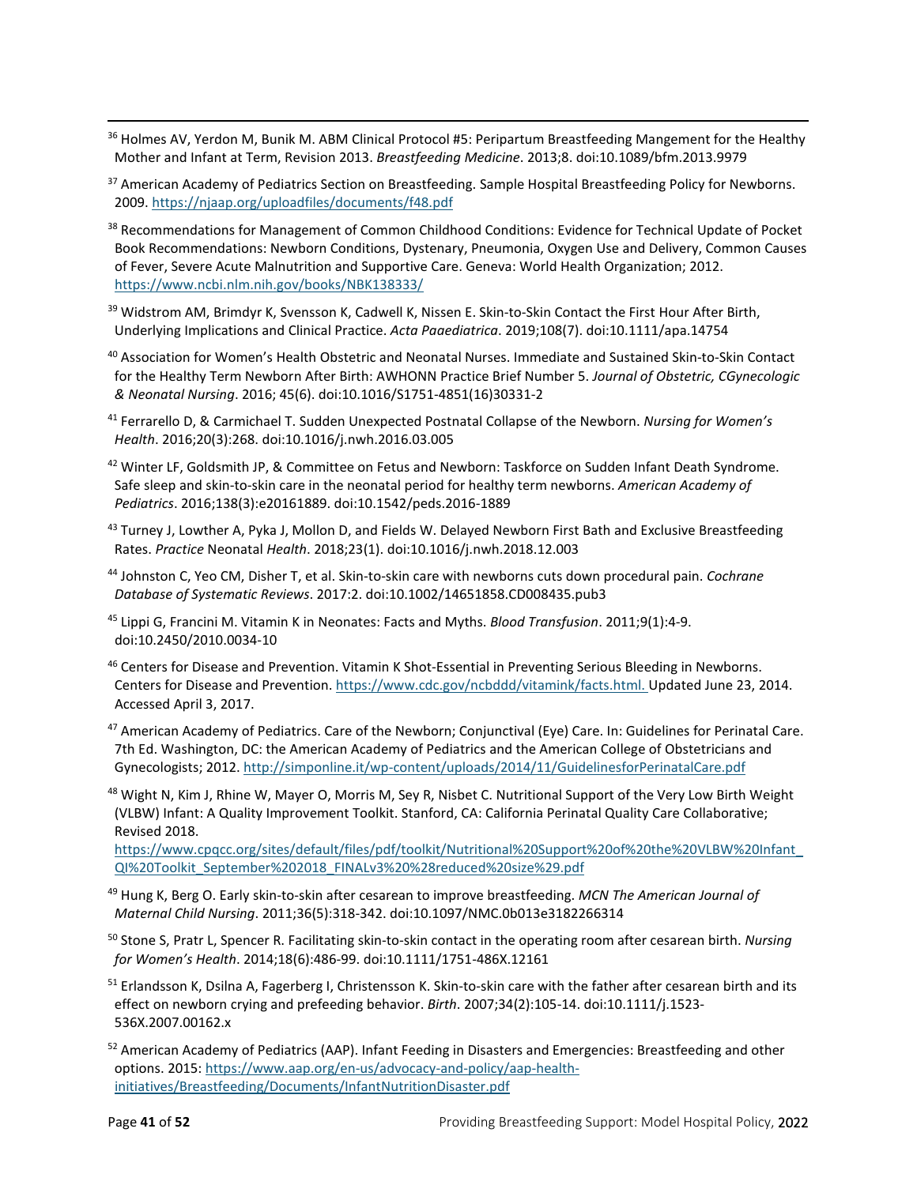[36] Holmes AV, Yerdon M, Bunik M. ABM Clinical Protocol #5: Peripartum Breastfeeding Mangement for the Healthy Mother and Infant at Term, Revision 2013. *Breastfeeding Medicine*. 2013;8. doi:10.1089/bfm.2013.9979

[37] American Academy of Pediatrics Section on Breastfeeding. Sample Hospital Breastfeeding Policy for Newborns. 2009. https://njaap.org/uploadfiles/documents/f48.pdf

[38] Recommendations for Management of Common Childhood Conditions: Evidence for Technical Update of Pocket Book Recommendations: Newborn Conditions, Dystenary, Pneumonia, Oxygen Use and Delivery, Common Causes of Fever, Severe Acute Malnutrition and Supportive Care. Geneva: World Health Organization; 2012. https://www.ncbi.nlm.nih.gov/books/NBK138333/

[39] Widstrom AM, Brimdyr K, Svensson K, Cadwell K, Nissen E. Skin-to-Skin Contact the First Hour After Birth, Underlying Implications and Clinical Practice. *Acta Paaediatrica*. 2019;108(7). doi:10.1111/apa.14754

[40] Association for Women's Health Obstetric and Neonatal Nurses. Immediate and Sustained Skin-to-Skin Contact for the Healthy Term Newborn After Birth: AWHONN Practice Brief Number 5. *Journal of Obstetric, CGynecologic & Neonatal Nursing*. 2016; 45(6). doi:10.1016/S1751-4851(16)30331-2

[41] Ferrarello D, & Carmichael T. Sudden Unexpected Postnatal Collapse of the Newborn. *Nursing for Women's Health*. 2016;20(3):268. doi:10.1016/j.nwh.2016.03.005

[42] Winter LF, Goldsmith JP, & Committee on Fetus and Newborn: Taskforce on Sudden Infant Death Syndrome. Safe sleep and skin-to-skin care in the neonatal period for healthy term newborns. *American Academy of Pediatrics*. 2016;138(3):e20161889. doi:10.1542/peds.2016-1889

[43] Turney J, Lowther A, Pyka J, Mollon D, and Fields W. Delayed Newborn First Bath and Exclusive Breastfeeding Rates. *Practice* Neonatal *Health*. 2018;23(1). doi:10.1016/j.nwh.2018.12.003

[44] Johnston C, Yeo CM, Disher T, et al. Skin-to-skin care with newborns cuts down procedural pain. *Cochrane Database of Systematic Reviews*. 2017:2. doi:10.1002/14651858.CD008435.pub3

[45] Lippi G, Francini M. Vitamin K in Neonates: Facts and Myths. *Blood Transfusion*. 2011;9(1):4-9. doi:10.2450/2010.0034-10

[46] Centers for Disease and Prevention. Vitamin K Shot-Essential in Preventing Serious Bleeding in Newborns. Centers for Disease and Prevention. https://www.cdc.gov/ncbddd/vitamink/facts.html. Updated June 23, 2014. Accessed April 3, 2017.

[47] American Academy of Pediatrics. Care of the Newborn; Conjunctival (Eye) Care. In: Guidelines for Perinatal Care. 7th Ed. Washington, DC: the American Academy of Pediatrics and the American College of Obstetricians and Gynecologists; 2012. http://simponline.it/wp-content/uploads/2014/11/GuidelinesforPerinatalCare.pdf

[48] Wight N, Kim J, Rhine W, Mayer O, Morris M, Sey R, Nisbet C. Nutritional Support of the Very Low Birth Weight (VLBW) Infant: A Quality Improvement Toolkit. Stanford, CA: California Perinatal Quality Care Collaborative; Revised 2018. https://www.cpqcc.org/sites/default/files/pdf/toolkit/Nutritional%20Support%20of%20the%20VLBW%20Infant_QI%20Toolkit_September%202018_FINALv3%20%28reduced%20size%29.pdf

[49] Hung K, Berg O. Early skin-to-skin after cesarean to improve breastfeeding. *MCN The American Journal of Maternal Child Nursing*. 2011;36(5):318-342. doi:10.1097/NMC.0b013e3182266314

[50] Stone S, Pratr L, Spencer R. Facilitating skin-to-skin contact in the operating room after cesarean birth. *Nursing for Women's Health*. 2014;18(6):486-99. doi:10.1111/1751-486X.12161

[51] Erlandsson K, Dsilna A, Fagerberg I, Christensson K. Skin-to-skin care with the father after cesarean birth and its effect on newborn crying and prefeeding behavior. *Birth*. 2007;34(2):105-14. doi:10.1111/j.1523-536X.2007.00162.x

[52] American Academy of Pediatrics (AAP). Infant Feeding in Disasters and Emergencies: Breastfeeding and other options. 2015: https://www.aap.org/en-us/advocacy-and-policy/aap-health-initiatives/Breastfeeding/Documents/InfantNutritionDisaster.pdf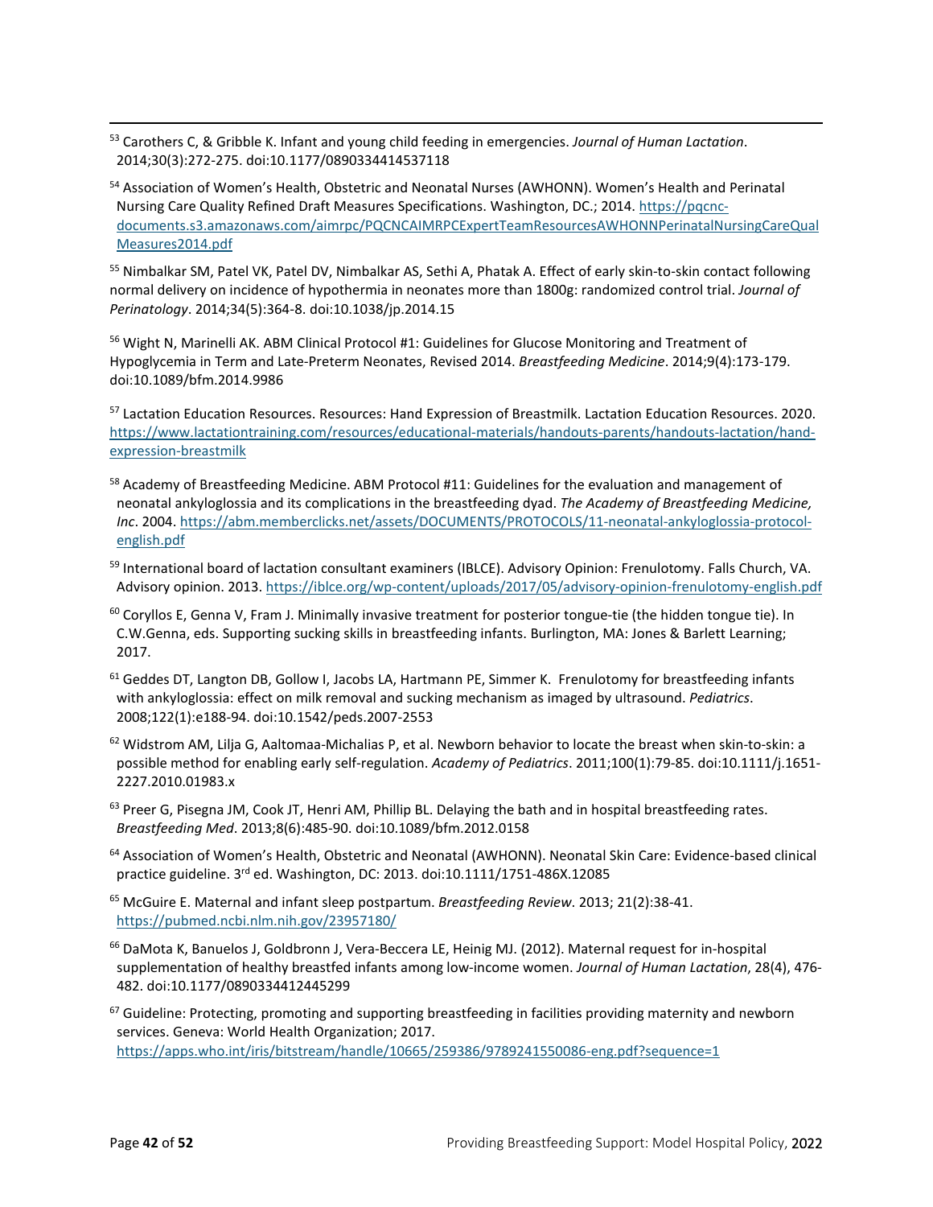[53] Carothers C, & Gribble K. Infant and young child feeding in emergencies. *Journal of Human Lactation*. 2014;30(3):272-275. doi:10.1177/0890334414537118

[54] Association of Women's Health, Obstetric and Neonatal Nurses (AWHONN). Women's Health and Perinatal Nursing Care Quality Refined Draft Measures Specifications. Washington, DC.; 2014. https://pqcnc-documents.s3.amazonaws.com/aimrpc/PQCNCAIMRPCExpertTeamResourcesAWHONNPerinatalNursingCareQualMeasures2014.pdf

[55] Nimbalkar SM, Patel VK, Patel DV, Nimbalkar AS, Sethi A, Phatak A. Effect of early skin-to-skin contact following normal delivery on incidence of hypothermia in neonates more than 1800g: randomized control trial. *Journal of Perinatology*. 2014;34(5):364-8. doi:10.1038/jp.2014.15

[56] Wight N, Marinelli AK. ABM Clinical Protocol #1: Guidelines for Glucose Monitoring and Treatment of Hypoglycemia in Term and Late-Preterm Neonates, Revised 2014. *Breastfeeding Medicine*. 2014;9(4):173-179. doi:10.1089/bfm.2014.9986

[57] Lactation Education Resources. Resources: Hand Expression of Breastmilk. Lactation Education Resources. 2020. https://www.lactationtraining.com/resources/educational-materials/handouts-parents/handouts-lactation/hand-expression-breastmilk

[58] Academy of Breastfeeding Medicine. ABM Protocol #11: Guidelines for the evaluation and management of neonatal ankyloglossia and its complications in the breastfeeding dyad. *The Academy of Breastfeeding Medicine, Inc*. 2004. https://abm.memberclicks.net/assets/DOCUMENTS/PROTOCOLS/11-neonatal-ankyloglossia-protocol-english.pdf

[59] International board of lactation consultant examiners (IBLCE). Advisory Opinion: Frenulotomy. Falls Church, VA. Advisory opinion. 2013. https://iblce.org/wp-content/uploads/2017/05/advisory-opinion-frenulotomy-english.pdf

[60] Coryllos E, Genna V, Fram J. Minimally invasive treatment for posterior tongue-tie (the hidden tongue tie). In C.W.Genna, eds. Supporting sucking skills in breastfeeding infants. Burlington, MA: Jones & Barlett Learning; 2017.

[61] Geddes DT, Langton DB, Gollow I, Jacobs LA, Hartmann PE, Simmer K. Frenulotomy for breastfeeding infants with ankyloglossia: effect on milk removal and sucking mechanism as imaged by ultrasound. *Pediatrics*. 2008;122(1):e188-94. doi:10.1542/peds.2007-2553

[62] Widstrom AM, Lilja G, Aaltomaa-Michalias P, et al. Newborn behavior to locate the breast when skin-to-skin: a possible method for enabling early self-regulation. *Academy of Pediatrics*. 2011;100(1):79-85. doi:10.1111/j.1651-2227.2010.01983.x

[63] Preer G, Pisegna JM, Cook JT, Henri AM, Phillip BL. Delaying the bath and in hospital breastfeeding rates. *Breastfeeding Med*. 2013;8(6):485-90. doi:10.1089/bfm.2012.0158

[64] Association of Women's Health, Obstetric and Neonatal (AWHONN). Neonatal Skin Care: Evidence-based clinical practice guideline. 3rd ed. Washington, DC: 2013. doi:10.1111/1751-486X.12085

[65] McGuire E. Maternal and infant sleep postpartum. *Breastfeeding Review*. 2013; 21(2):38-41. https://pubmed.ncbi.nlm.nih.gov/23957180/

[66] DaMota K, Banuelos J, Goldbronn J, Vera-Beccera LE, Heinig MJ. (2012). Maternal request for in-hospital supplementation of healthy breastfed infants among low-income women. *Journal of Human Lactation*, 28(4), 476-482. doi:10.1177/0890334412445299

[67] Guideline: Protecting, promoting and supporting breastfeeding in facilities providing maternity and newborn services. Geneva: World Health Organization; 2017. https://apps.who.int/iris/bitstream/handle/10665/259386/9789241550086-eng.pdf?sequence=1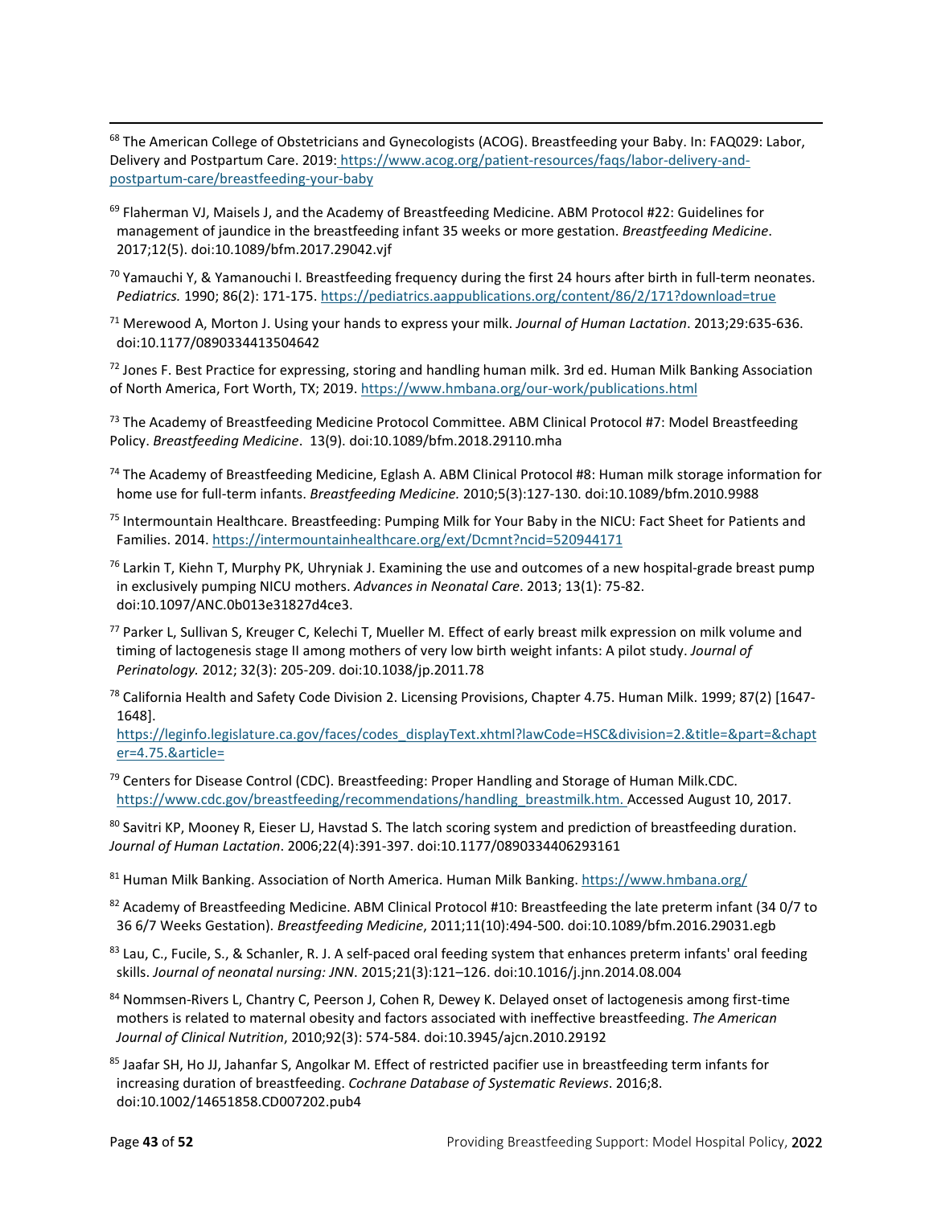[68] The American College of Obstetricians and Gynecologists (ACOG). Breastfeeding your Baby. In: FAQ029: Labor, Delivery and Postpartum Care. 2019: https://www.acog.org/patient-resources/faqs/labor-delivery-and-postpartum-care/breastfeeding-your-baby

[69] Flaherman VJ, Maisels J, and the Academy of Breastfeeding Medicine. ABM Protocol #22: Guidelines for management of jaundice in the breastfeeding infant 35 weeks or more gestation. *Breastfeeding Medicine*. 2017;12(5). doi:10.1089/bfm.2017.29042.vjf

[70] Yamauchi Y, & Yamanouchi I. Breastfeeding frequency during the first 24 hours after birth in full-term neonates. *Pediatrics.* 1990; 86(2): 171-175. https://pediatrics.aappublications.org/content/86/2/171?download=true

[71] Merewood A, Morton J. Using your hands to express your milk. *Journal of Human Lactation*. 2013;29:635-636. doi:10.1177/0890334413504642

[72] Jones F. Best Practice for expressing, storing and handling human milk. 3rd ed. Human Milk Banking Association of North America, Fort Worth, TX; 2019. https://www.hmbana.org/our-work/publications.html

[73] The Academy of Breastfeeding Medicine Protocol Committee. ABM Clinical Protocol #7: Model Breastfeeding Policy. *Breastfeeding Medicine*. 13(9). doi:10.1089/bfm.2018.29110.mha

[74] The Academy of Breastfeeding Medicine, Eglash A. ABM Clinical Protocol #8: Human milk storage information for home use for full-term infants. *Breastfeeding Medicine.* 2010;5(3):127-130. doi:10.1089/bfm.2010.9988

[75] Intermountain Healthcare. Breastfeeding: Pumping Milk for Your Baby in the NICU: Fact Sheet for Patients and Families. 2014. https://intermountainhealthcare.org/ext/Dcmnt?ncid=520944171

[76] Larkin T, Kiehn T, Murphy PK, Uhryniak J. Examining the use and outcomes of a new hospital-grade breast pump in exclusively pumping NICU mothers. *Advances in Neonatal Care*. 2013; 13(1): 75-82. doi:10.1097/ANC.0b013e31827d4ce3.

[77] Parker L, Sullivan S, Kreuger C, Kelechi T, Mueller M. Effect of early breast milk expression on milk volume and timing of lactogenesis stage II among mothers of very low birth weight infants: A pilot study. *Journal of Perinatology.* 2012; 32(3): 205-209. doi:10.1038/jp.2011.78

[78] California Health and Safety Code Division 2. Licensing Provisions, Chapter 4.75. Human Milk. 1999; 87(2) [1647-1648]. https://leginfo.legislature.ca.gov/faces/codes_displayText.xhtml?lawCode=HSC&division=2.&title=&part=&chapter=4.75.&article=

[79] Centers for Disease Control (CDC). Breastfeeding: Proper Handling and Storage of Human Milk.CDC. https://www.cdc.gov/breastfeeding/recommendations/handling_breastmilk.htm. Accessed August 10, 2017.

[80] Savitri KP, Mooney R, Eieser LJ, Havstad S. The latch scoring system and prediction of breastfeeding duration. *Journal of Human Lactation*. 2006;22(4):391-397. doi:10.1177/0890334406293161

[81] Human Milk Banking. Association of North America. Human Milk Banking. https://www.hmbana.org/

[82] Academy of Breastfeeding Medicine. ABM Clinical Protocol #10: Breastfeeding the late preterm infant (34 0/7 to 36 6/7 Weeks Gestation). *Breastfeeding Medicine*, 2011;11(10):494-500. doi:10.1089/bfm.2016.29031.egb

[83] Lau, C., Fucile, S., & Schanler, R. J. A self-paced oral feeding system that enhances preterm infants' oral feeding skills. *Journal of neonatal nursing: JNN*. 2015;21(3):121–126. doi:10.1016/j.jnn.2014.08.004

[84] Nommsen-Rivers L, Chantry C, Peerson J, Cohen R, Dewey K. Delayed onset of lactogenesis among first-time mothers is related to maternal obesity and factors associated with ineffective breastfeeding. *The American Journal of Clinical Nutrition*, 2010;92(3): 574-584. doi:10.3945/ajcn.2010.29192

[85] Jaafar SH, Ho JJ, Jahanfar S, Angolkar M. Effect of restricted pacifier use in breastfeeding term infants for increasing duration of breastfeeding. *Cochrane Database of Systematic Reviews*. 2016;8. doi:10.1002/14651858.CD007202.pub4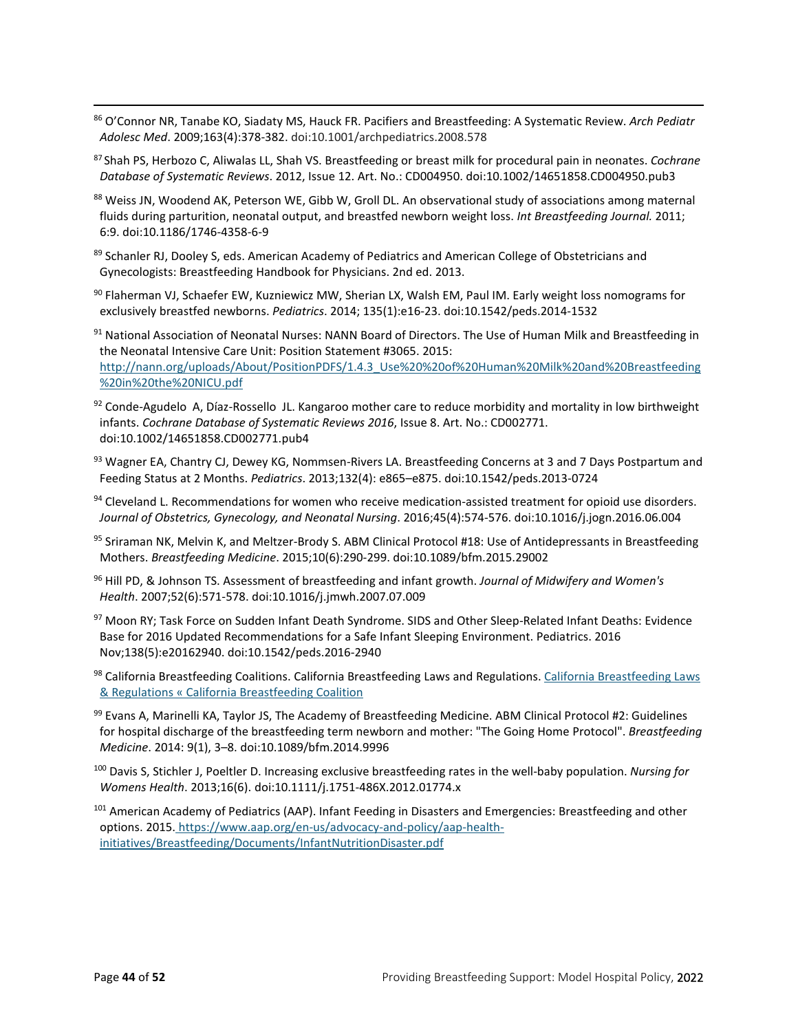[86] O'Connor NR, Tanabe KO, Siadaty MS, Hauck FR. Pacifiers and Breastfeeding: A Systematic Review. *Arch Pediatr Adolesc Med*. 2009;163(4):378-382. doi:10.1001/archpediatrics.2008.578

[87] Shah PS, Herbozo C, Aliwalas LL, Shah VS. Breastfeeding or breast milk for procedural pain in neonates. *Cochrane Database of Systematic Reviews*. 2012, Issue 12. Art. No.: CD004950. doi:10.1002/14651858.CD004950.pub3

[88] Weiss JN, Woodend AK, Peterson WE, Gibb W, Groll DL. An observational study of associations among maternal fluids during parturition, neonatal output, and breastfed newborn weight loss. *Int Breastfeeding Journal.* 2011; 6:9. doi:10.1186/1746-4358-6-9

[89] Schanler RJ, Dooley S, eds. American Academy of Pediatrics and American College of Obstetricians and Gynecologists: Breastfeeding Handbook for Physicians. 2nd ed. 2013.

[90] Flaherman VJ, Schaefer EW, Kuzniewicz MW, Sherian LX, Walsh EM, Paul IM. Early weight loss nomograms for exclusively breastfed newborns. *Pediatrics*. 2014; 135(1):e16-23. doi:10.1542/peds.2014-1532

[91] National Association of Neonatal Nurses: NANN Board of Directors. The Use of Human Milk and Breastfeeding in the Neonatal Intensive Care Unit: Position Statement #3065. 2015: http://nann.org/uploads/About/PositionPDFS/1.4.3_Use%20%20of%20Human%20Milk%20and%20Breastfeeding%20in%20the%20NICU.pdf

[92] Conde-Agudelo A, Díaz-Rossello JL. Kangaroo mother care to reduce morbidity and mortality in low birthweight infants. *Cochrane Database of Systematic Reviews 2016*, Issue 8. Art. No.: CD002771. doi:10.1002/14651858.CD002771.pub4

[93] Wagner EA, Chantry CJ, Dewey KG, Nommsen-Rivers LA. Breastfeeding Concerns at 3 and 7 Days Postpartum and Feeding Status at 2 Months. *Pediatrics*. 2013;132(4): e865–e875. doi:10.1542/peds.2013-0724

[94] Cleveland L. Recommendations for women who receive medication-assisted treatment for opioid use disorders. *Journal of Obstetrics, Gynecology, and Neonatal Nursing*. 2016;45(4):574-576. doi:10.1016/j.jogn.2016.06.004

[95] Sriraman NK, Melvin K, and Meltzer-Brody S. ABM Clinical Protocol #18: Use of Antidepressants in Breastfeeding Mothers. *Breastfeeding Medicine*. 2015;10(6):290-299. doi:10.1089/bfm.2015.29002

[96] Hill PD, & Johnson TS. Assessment of breastfeeding and infant growth. *Journal of Midwifery and Women's Health*. 2007;52(6):571-578. doi:10.1016/j.jmwh.2007.07.009

[97] Moon RY; Task Force on Sudden Infant Death Syndrome. SIDS and Other Sleep-Related Infant Deaths: Evidence Base for 2016 Updated Recommendations for a Safe Infant Sleeping Environment. Pediatrics. 2016 Nov;138(5):e20162940. doi:10.1542/peds.2016-2940

[98] California Breastfeeding Coalitions. California Breastfeeding Laws and Regulations. California Breastfeeding Laws & Regulations « California Breastfeeding Coalition

[99] Evans A, Marinelli KA, Taylor JS, The Academy of Breastfeeding Medicine. ABM Clinical Protocol #2: Guidelines for hospital discharge of the breastfeeding term newborn and mother: "The Going Home Protocol". *Breastfeeding Medicine*. 2014: 9(1), 3–8. doi:10.1089/bfm.2014.9996

[100] Davis S, Stichler J, Poeltler D. Increasing exclusive breastfeeding rates in the well-baby population. *Nursing for Womens Health*. 2013;16(6). doi:10.1111/j.1751-486X.2012.01774.x

[101] American Academy of Pediatrics (AAP). Infant Feeding in Disasters and Emergencies: Breastfeeding and other options. 2015. https://www.aap.org/en-us/advocacy-and-policy/aap-health-initiatives/Breastfeeding/Documents/InfantNutritionDisaster.pdf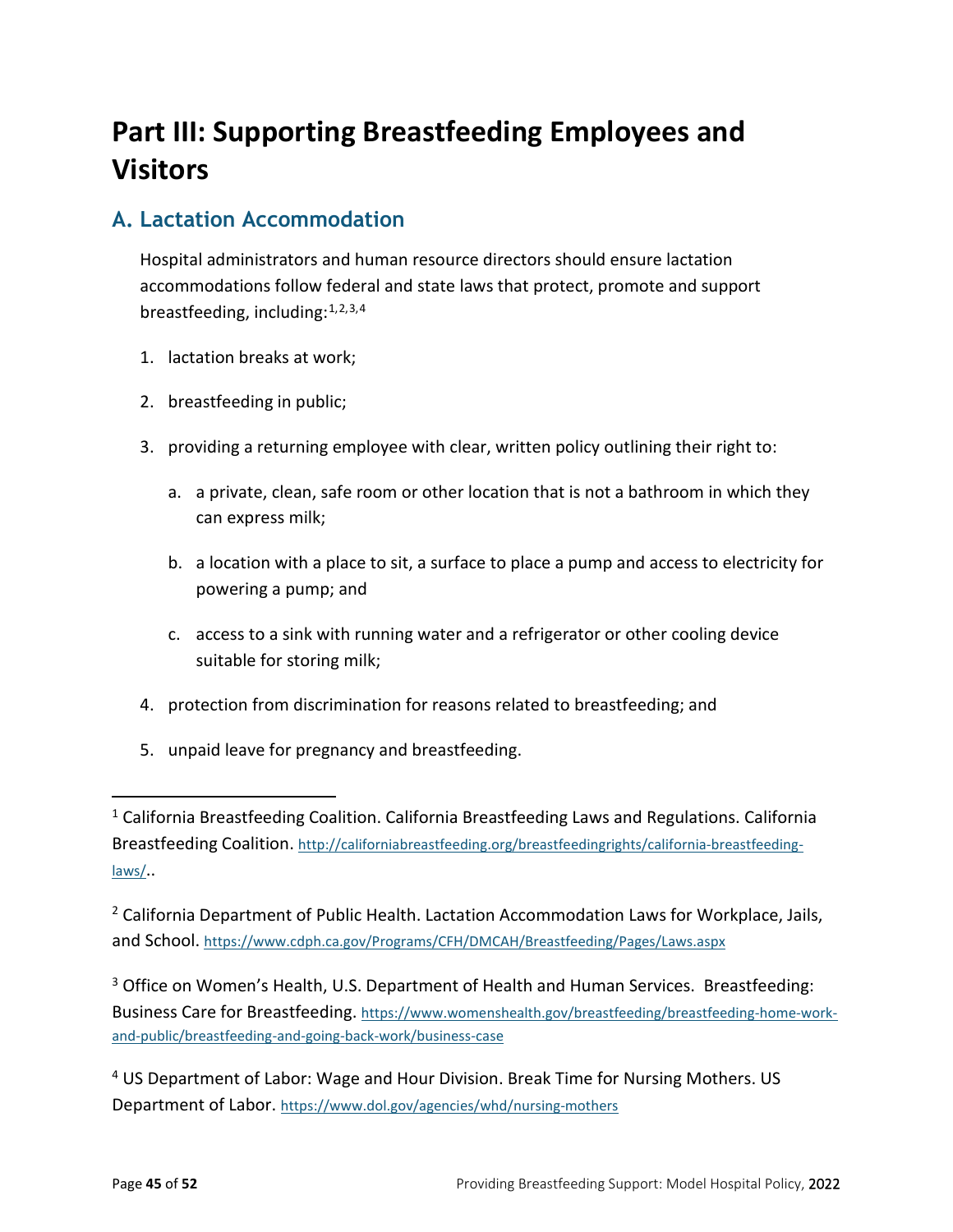# Part III: Supporting Breastfeeding Employees and Visitors

## A. Lactation Accommodation

Hospital administrators and human resource directors should ensure lactation accommodations follow federal and state laws that protect, promote and support breastfeeding, including:[1,2,3,4]

1. lactation breaks at work;
2. breastfeeding in public;
3. providing a returning employee with clear, written policy outlining their right to:
   a. a private, clean, safe room or other location that is not a bathroom in which they can express milk;
   b. a location with a place to sit, a surface to place a pump and access to electricity for powering a pump; and
   c. access to a sink with running water and a refrigerator or other cooling device suitable for storing milk;
4. protection from discrimination for reasons related to breastfeeding; and
5. unpaid leave for pregnancy and breastfeeding.

---

[1] California Breastfeeding Coalition. California Breastfeeding Laws and Regulations. California Breastfeeding Coalition. http://californiabreastfeeding.org/breastfeedingrights/california-breastfeeding-laws/..

[2] California Department of Public Health. Lactation Accommodation Laws for Workplace, Jails, and School. https://www.cdph.ca.gov/Programs/CFH/DMCAH/Breastfeeding/Pages/Laws.aspx

[3] Office on Women's Health, U.S. Department of Health and Human Services. Breastfeeding: Business Care for Breastfeeding. https://www.womenshealth.gov/breastfeeding/breastfeeding-home-work-and-public/breastfeeding-and-going-back-work/business-case

[4] US Department of Labor: Wage and Hour Division. Break Time for Nursing Mothers. US Department of Labor. https://www.dol.gov/agencies/whd/nursing-mothers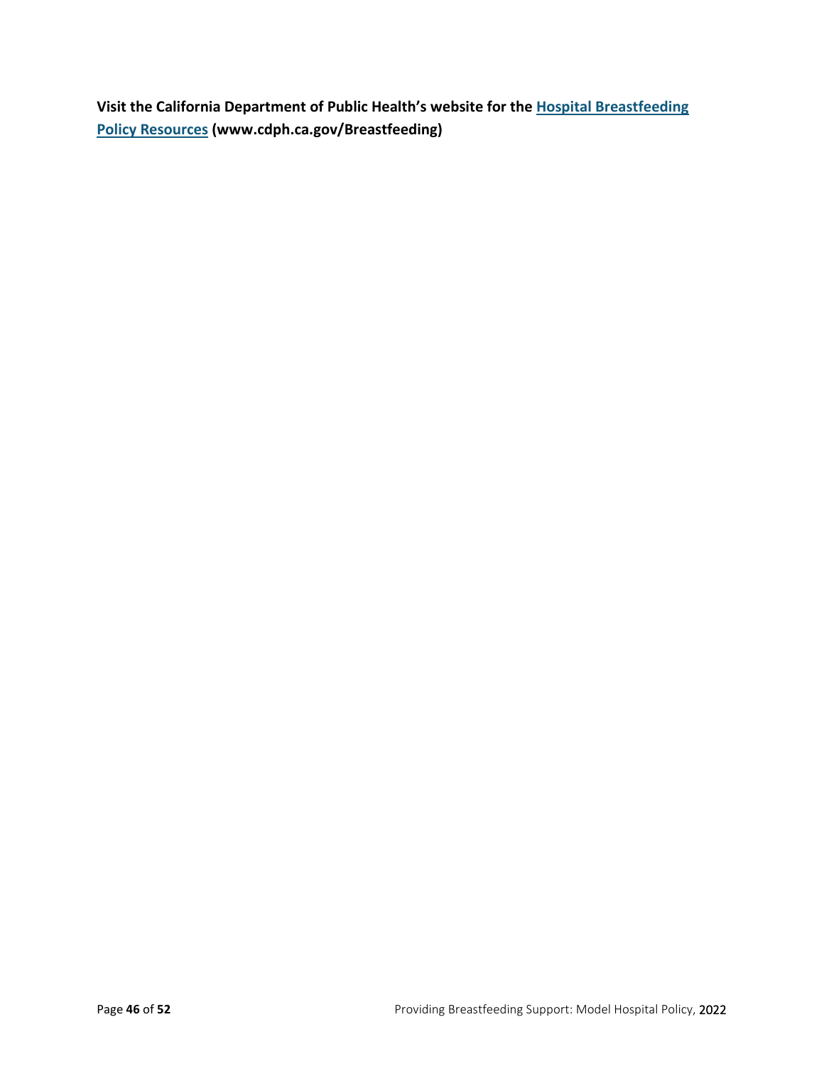**Visit the California Department of Public Health's website for the [Hospital Breastfeeding Policy Resources](www.cdph.ca.gov/Breastfeeding) (www.cdph.ca.gov/Breastfeeding)**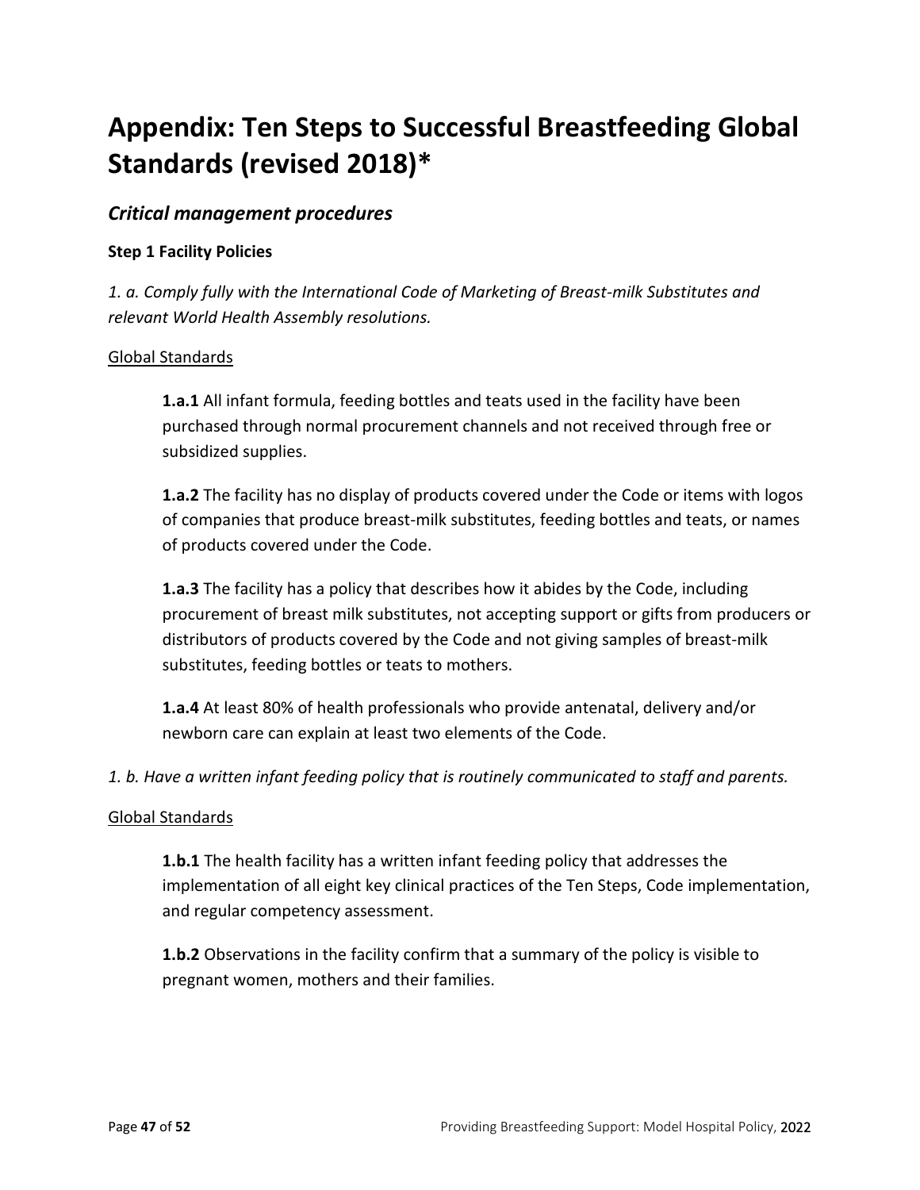# Appendix: Ten Steps to Successful Breastfeeding Global Standards (revised 2018)*

## *Critical management procedures*

### Step 1 Facility Policies

*1. a. Comply fully with the International Code of Marketing of Breast-milk Substitutes and relevant World Health Assembly resolutions.*

Global Standards

> **1.a.1** All infant formula, feeding bottles and teats used in the facility have been purchased through normal procurement channels and not received through free or subsidized supplies.
>
> **1.a.2** The facility has no display of products covered under the Code or items with logos of companies that produce breast-milk substitutes, feeding bottles and teats, or names of products covered under the Code.
>
> **1.a.3** The facility has a policy that describes how it abides by the Code, including procurement of breast milk substitutes, not accepting support or gifts from producers or distributors of products covered by the Code and not giving samples of breast-milk substitutes, feeding bottles or teats to mothers.
>
> **1.a.4** At least 80% of health professionals who provide antenatal, delivery and/or newborn care can explain at least two elements of the Code.

*1. b. Have a written infant feeding policy that is routinely communicated to staff and parents.*

Global Standards

> **1.b.1** The health facility has a written infant feeding policy that addresses the implementation of all eight key clinical practices of the Ten Steps, Code implementation, and regular competency assessment.
>
> **1.b.2** Observations in the facility confirm that a summary of the policy is visible to pregnant women, mothers and their families.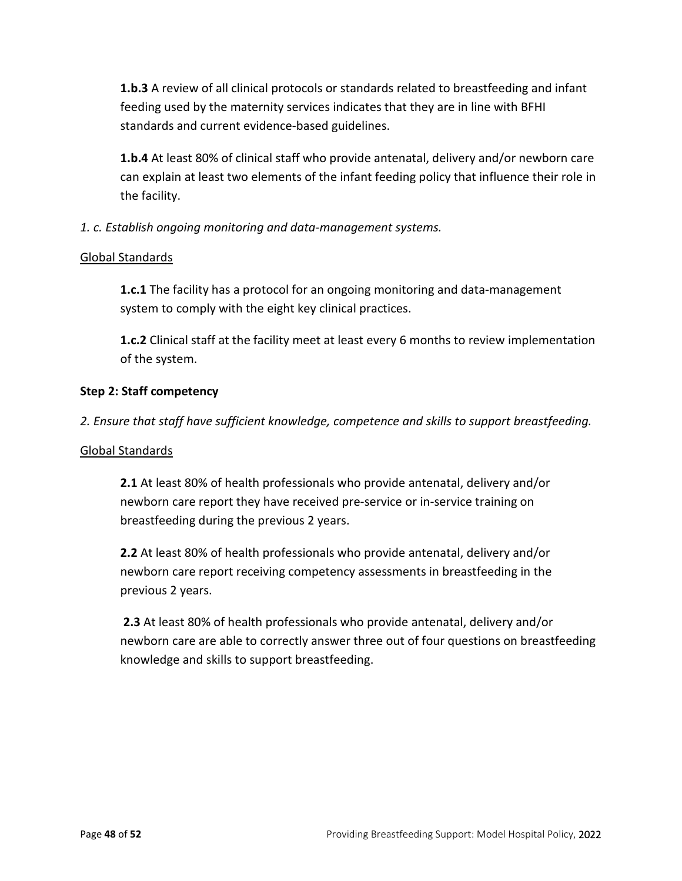**1.b.3** A review of all clinical protocols or standards related to breastfeeding and infant feeding used by the maternity services indicates that they are in line with BFHI standards and current evidence-based guidelines.

**1.b.4** At least 80% of clinical staff who provide antenatal, delivery and/or newborn care can explain at least two elements of the infant feeding policy that influence their role in the facility.

*1. c. Establish ongoing monitoring and data-management systems.*

<u>Global Standards</u>

**1.c.1** The facility has a protocol for an ongoing monitoring and data-management system to comply with the eight key clinical practices.

**1.c.2** Clinical staff at the facility meet at least every 6 months to review implementation of the system.

**Step 2: Staff competency**

*2. Ensure that staff have sufficient knowledge, competence and skills to support breastfeeding.*

<u>Global Standards</u>

**2.1** At least 80% of health professionals who provide antenatal, delivery and/or newborn care report they have received pre-service or in-service training on breastfeeding during the previous 2 years.

**2.2** At least 80% of health professionals who provide antenatal, delivery and/or newborn care report receiving competency assessments in breastfeeding in the previous 2 years.

**2.3** At least 80% of health professionals who provide antenatal, delivery and/or newborn care are able to correctly answer three out of four questions on breastfeeding knowledge and skills to support breastfeeding.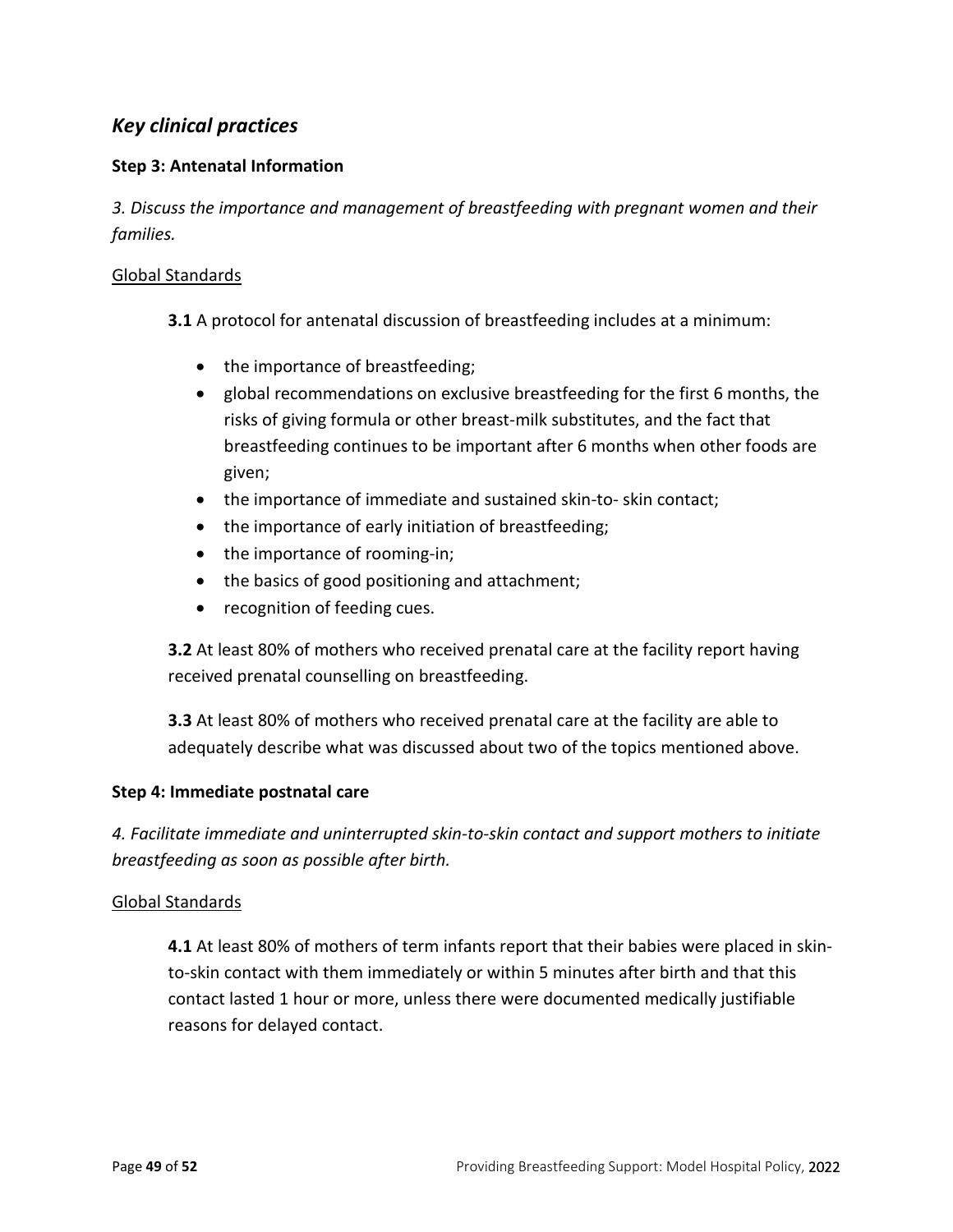## *Key clinical practices*

### Step 3: Antenatal Information

*3. Discuss the importance and management of breastfeeding with pregnant women and their families.*

Global Standards

**3.1** A protocol for antenatal discussion of breastfeeding includes at a minimum:

- the importance of breastfeeding;
- global recommendations on exclusive breastfeeding for the first 6 months, the risks of giving formula or other breast-milk substitutes, and the fact that breastfeeding continues to be important after 6 months when other foods are given;
- the importance of immediate and sustained skin-to- skin contact;
- the importance of early initiation of breastfeeding;
- the importance of rooming-in;
- the basics of good positioning and attachment;
- recognition of feeding cues.

**3.2** At least 80% of mothers who received prenatal care at the facility report having received prenatal counselling on breastfeeding.

**3.3** At least 80% of mothers who received prenatal care at the facility are able to adequately describe what was discussed about two of the topics mentioned above.

### Step 4: Immediate postnatal care

*4. Facilitate immediate and uninterrupted skin-to-skin contact and support mothers to initiate breastfeeding as soon as possible after birth.*

Global Standards

**4.1** At least 80% of mothers of term infants report that their babies were placed in skin-to-skin contact with them immediately or within 5 minutes after birth and that this contact lasted 1 hour or more, unless there were documented medically justifiable reasons for delayed contact.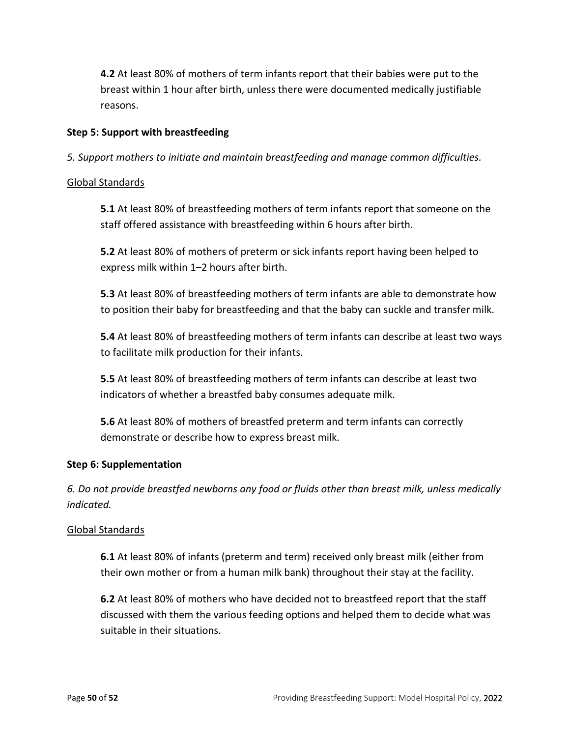**4.2** At least 80% of mothers of term infants report that their babies were put to the breast within 1 hour after birth, unless there were documented medically justifiable reasons.

**Step 5: Support with breastfeeding**

*5. Support mothers to initiate and maintain breastfeeding and manage common difficulties.*

Global Standards

**5.1** At least 80% of breastfeeding mothers of term infants report that someone on the staff offered assistance with breastfeeding within 6 hours after birth.

**5.2** At least 80% of mothers of preterm or sick infants report having been helped to express milk within 1–2 hours after birth.

**5.3** At least 80% of breastfeeding mothers of term infants are able to demonstrate how to position their baby for breastfeeding and that the baby can suckle and transfer milk.

**5.4** At least 80% of breastfeeding mothers of term infants can describe at least two ways to facilitate milk production for their infants.

**5.5** At least 80% of breastfeeding mothers of term infants can describe at least two indicators of whether a breastfed baby consumes adequate milk.

**5.6** At least 80% of mothers of breastfed preterm and term infants can correctly demonstrate or describe how to express breast milk.

**Step 6: Supplementation**

*6. Do not provide breastfed newborns any food or fluids other than breast milk, unless medically indicated.*

Global Standards

**6.1** At least 80% of infants (preterm and term) received only breast milk (either from their own mother or from a human milk bank) throughout their stay at the facility.

**6.2** At least 80% of mothers who have decided not to breastfeed report that the staff discussed with them the various feeding options and helped them to decide what was suitable in their situations.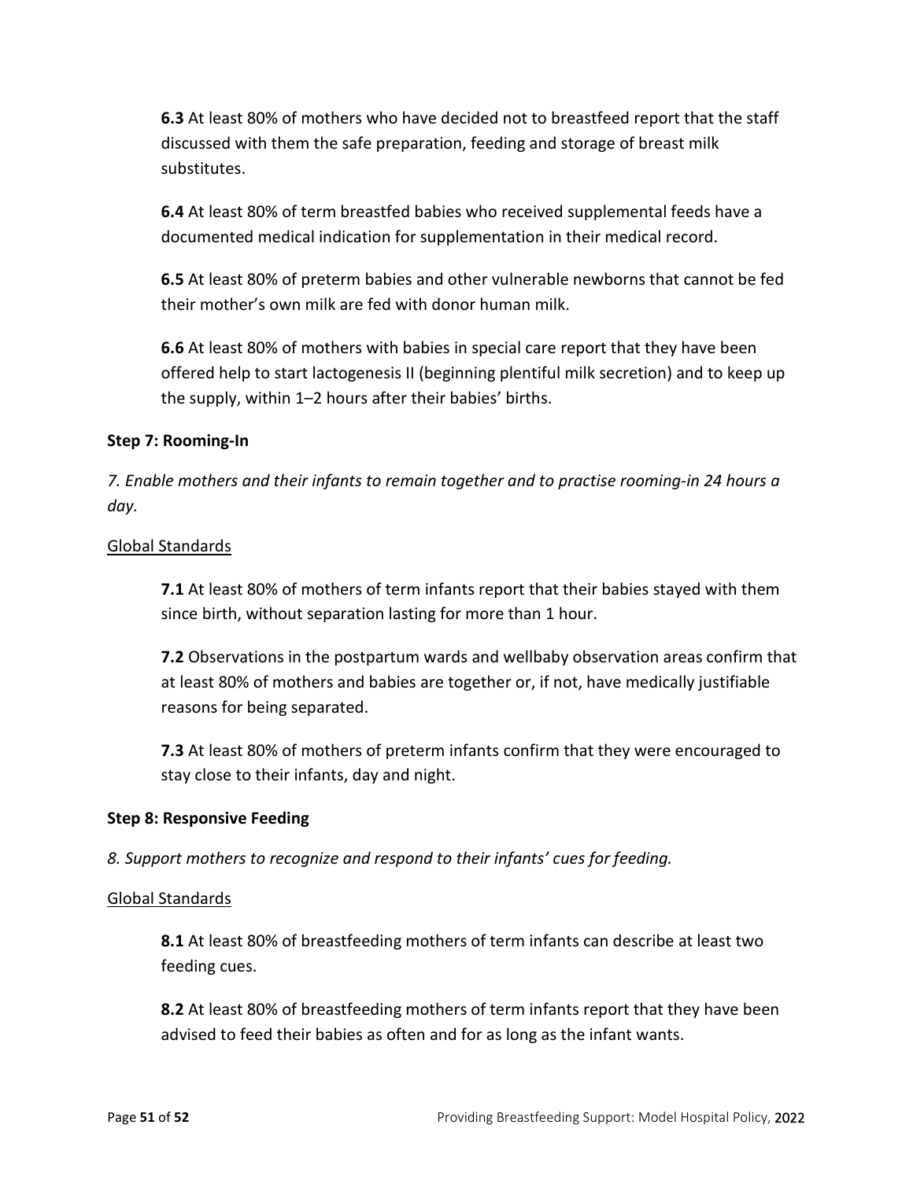**6.3** At least 80% of mothers who have decided not to breastfeed report that the staff discussed with them the safe preparation, feeding and storage of breast milk substitutes.

**6.4** At least 80% of term breastfed babies who received supplemental feeds have a documented medical indication for supplementation in their medical record.

**6.5** At least 80% of preterm babies and other vulnerable newborns that cannot be fed their mother's own milk are fed with donor human milk.

**6.6** At least 80% of mothers with babies in special care report that they have been offered help to start lactogenesis II (beginning plentiful milk secretion) and to keep up the supply, within 1–2 hours after their babies' births.

**Step 7: Rooming-In**

*7. Enable mothers and their infants to remain together and to practise rooming-in 24 hours a day.*

Global Standards

**7.1** At least 80% of mothers of term infants report that their babies stayed with them since birth, without separation lasting for more than 1 hour.

**7.2** Observations in the postpartum wards and wellbaby observation areas confirm that at least 80% of mothers and babies are together or, if not, have medically justifiable reasons for being separated.

**7.3** At least 80% of mothers of preterm infants confirm that they were encouraged to stay close to their infants, day and night.

**Step 8: Responsive Feeding**

*8. Support mothers to recognize and respond to their infants' cues for feeding.*

Global Standards

**8.1** At least 80% of breastfeeding mothers of term infants can describe at least two feeding cues.

**8.2** At least 80% of breastfeeding mothers of term infants report that they have been advised to feed their babies as often and for as long as the infant wants.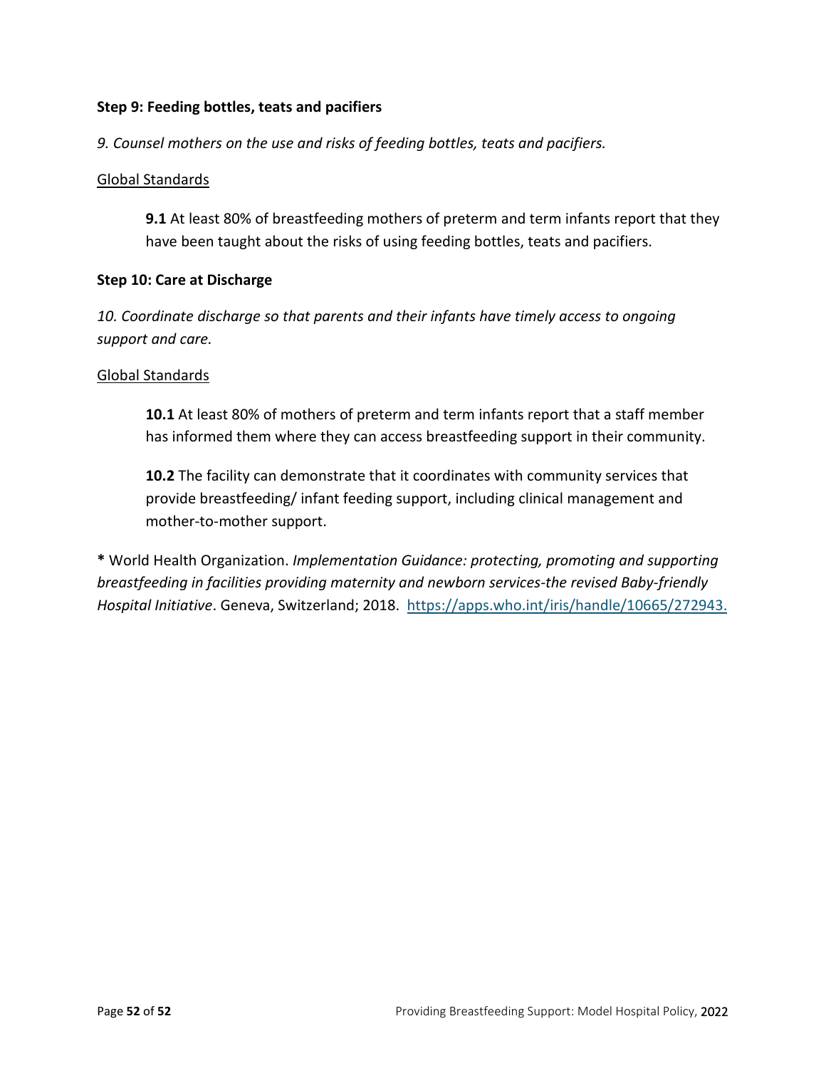**Step 9: Feeding bottles, teats and pacifiers**

*9. Counsel mothers on the use and risks of feeding bottles, teats and pacifiers.*

Global Standards

> **9.1** At least 80% of breastfeeding mothers of preterm and term infants report that they have been taught about the risks of using feeding bottles, teats and pacifiers.

**Step 10: Care at Discharge**

*10. Coordinate discharge so that parents and their infants have timely access to ongoing support and care.*

Global Standards

> **10.1** At least 80% of mothers of preterm and term infants report that a staff member has informed them where they can access breastfeeding support in their community.
>
> **10.2** The facility can demonstrate that it coordinates with community services that provide breastfeeding/ infant feeding support, including clinical management and mother-to-mother support.

**\*** World Health Organization. *Implementation Guidance: protecting, promoting and supporting breastfeeding in facilities providing maternity and newborn services-the revised Baby-friendly Hospital Initiative*. Geneva, Switzerland; 2018. https://apps.who.int/iris/handle/10665/272943.